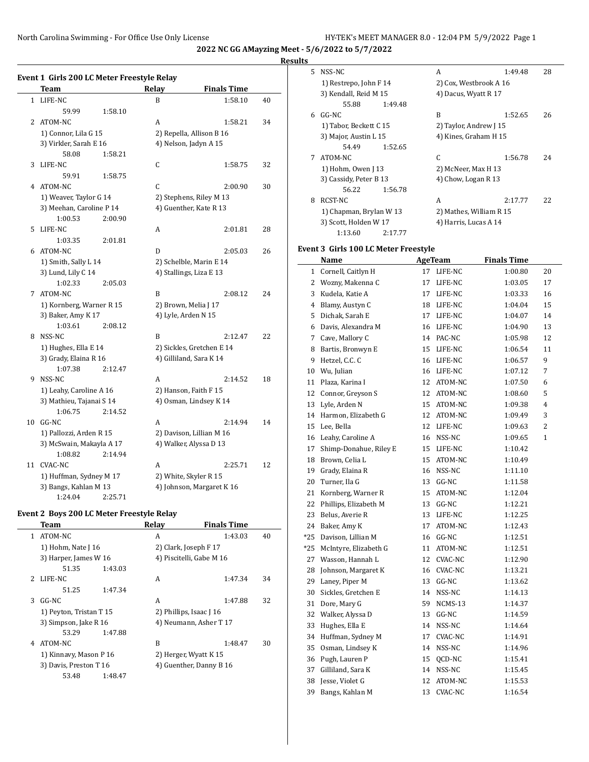# 2022 NC GG AMayzing Meet - 5/6/2022 to 5/7/2022

## Results

### Event 1 Girls 200 LC Meter Freestyle Relay

| | Team | Relay | Finals Time | |
|---|---|---|---|---|
| 1 | LIFE-NC | B | 1:58.10 | 40 |
| | 59.99 1:58.10 | | | |
| 2 | ATOM-NC | A | 1:58.21 | 34 |
| | 1) Connor, Lila G 15 | 2) Repella, Allison B 16 | | |
| | 3) Virkler, Sarah E 16 | 4) Nelson, Jadyn A 15 | | |
| | 58.08 1:58.21 | | | |
| 3 | LIFE-NC | C | 1:58.75 | 32 |
| | 59.91 1:58.75 | | | |
| 4 | ATOM-NC | C | 2:00.90 | 30 |
| | 1) Weaver, Taylor G 14 | 2) Stephens, Riley M 13 | | |
| | 3) Meehan, Caroline P 14 | 4) Guenther, Kate R 13 | | |
| | 1:00.53 2:00.90 | | | |
| 5 | LIFE-NC | A | 2:01.81 | 28 |
| | 1:03.35 2:01.81 | | | |
| 6 | ATOM-NC | D | 2:05.03 | 26 |
| | 1) Smith, Sally L 14 | 2) Schelble, Marin E 14 | | |
| | 3) Lund, Lily C 14 | 4) Stallings, Liza E 13 | | |
| | 1:02.33 2:05.03 | | | |
| 7 | ATOM-NC | B | 2:08.12 | 24 |
| | 1) Kornberg, Warner R 15 | 2) Brown, Melia J 17 | | |
| | 3) Baker, Amy K 17 | 4) Lyle, Arden N 15 | | |
| | 1:03.61 2:08.12 | | | |
| 8 | NSS-NC | B | 2:12.47 | 22 |
| | 1) Hughes, Ella E 14 | 2) Sickles, Gretchen E 14 | | |
| | 3) Grady, Elaina R 16 | 4) Gilliland, Sara K 14 | | |
| | 1:07.38 2:12.47 | | | |
| 9 | NSS-NC | A | 2:14.52 | 18 |
| | 1) Leahy, Caroline A 16 | 2) Hanson, Faith F 15 | | |
| | 3) Mathieu, Tajanai S 14 | 4) Osman, Lindsey K 14 | | |
| | 1:06.75 2:14.52 | | | |
| 10 | GG-NC | A | 2:14.94 | 14 |
| | 1) Pallozzi, Arden R 15 | 2) Davison, Lillian M 16 | | |
| | 3) McSwain, Makayla A 17 | 4) Walker, Alyssa D 13 | | |
| | 1:08.82 2:14.94 | | | |
| 11 | CVAC-NC | A | 2:25.71 | 12 |
| | 1) Huffman, Sydney M 17 | 2) White, Skyler R 15 | | |
| | 3) Bangs, Kahlan M 13 | 4) Johnson, Margaret K 16 | | |
| | 1:24.04 2:25.71 | | | |

### Event 2 Boys 200 LC Meter Freestyle Relay

| | Team | Relay | Finals Time | |
|---|---|---|---|---|
| 1 | ATOM-NC | A | 1:43.03 | 40 |
| | 1) Hohm, Nate J 16 | 2) Clark, Joseph F 17 | | |
| | 3) Harper, James W 16 | 4) Piscitelli, Gabe M 16 | | |
| | 51.35 1:43.03 | | | |
| 2 | LIFE-NC | A | 1:47.34 | 34 |
| | 51.25 1:47.34 | | | |
| 3 | GG-NC | A | 1:47.88 | 32 |
| | 1) Peyton, Tristan T 15 | 2) Phillips, Isaac J 16 | | |
| | 3) Simpson, Jake R 16 | 4) Neumann, Asher T 17 | | |
| | 53.29 1:47.88 | | | |
| 4 | ATOM-NC | B | 1:48.47 | 30 |
| | 1) Kinnavy, Mason P 16 | 2) Herger, Wyatt K 15 | | |
| | 3) Davis, Preston T 16 | 4) Guenther, Danny B 16 | | |
| | 53.48 1:48.47 | | | |
| 5 | NSS-NC | A | 1:49.48 | 28 |
| | 1) Restrepo, John F 14 | 2) Cox, Westbrook A 16 | | |
| | 3) Kendall, Reid M 15 | 4) Dacus, Wyatt R 17 | | |
| | 55.88 1:49.48 | | | |
| 6 | GG-NC | B | 1:52.65 | 26 |
| | 1) Tabor, Beckett C 15 | 2) Taylor, Andrew J 15 | | |
| | 3) Major, Austin L 15 | 4) Kines, Graham H 15 | | |
| | 54.49 1:52.65 | | | |
| 7 | ATOM-NC | C | 1:56.78 | 24 |
| | 1) Hohm, Owen J 13 | 2) McNeer, Max H 13 | | |
| | 3) Cassidy, Peter B 13 | 4) Chow, Logan R 13 | | |
| | 56.22 1:56.78 | | | |
| 8 | RCST-NC | A | 2:17.77 | 22 |
| | 1) Chapman, Brylan W 13 | 2) Mathes, William R 15 | | |
| | 3) Scott, Holden W 17 | 4) Harris, Lucas A 14 | | |
| | 1:13.60 2:17.77 | | | |

### Event 3 Girls 100 LC Meter Freestyle

| | Name | Age | Team | Finals Time | |
|---|---|---|---|---|---|
| 1 | Cornell, Caitlyn H | 17 | LIFE-NC | 1:00.80 | 20 |
| 2 | Wozny, Makenna C | 17 | LIFE-NC | 1:03.05 | 17 |
| 3 | Kudela, Katie A | 17 | LIFE-NC | 1:03.33 | 16 |
| 4 | Blamy, Austyn C | 18 | LIFE-NC | 1:04.04 | 15 |
| 5 | Dichak, Sarah E | 17 | LIFE-NC | 1:04.07 | 14 |
| 6 | Davis, Alexandra M | 16 | LIFE-NC | 1:04.90 | 13 |
| 7 | Cave, Mallory C | 14 | PAC-NC | 1:05.98 | 12 |
| 8 | Bartis, Bronwyn E | 15 | LIFE-NC | 1:06.54 | 11 |
| 9 | Hetzel, C.C. C | 16 | LIFE-NC | 1:06.57 | 9 |
| 10 | Wu, Julian | 16 | LIFE-NC | 1:07.12 | 7 |
| 11 | Plaza, Karina I | 12 | ATOM-NC | 1:07.50 | 6 |
| 12 | Connor, Greyson S | 12 | ATOM-NC | 1:08.60 | 5 |
| 13 | Lyle, Arden N | 15 | ATOM-NC | 1:09.38 | 4 |
| 14 | Harmon, Elizabeth G | 12 | ATOM-NC | 1:09.49 | 3 |
| 15 | Lee, Bella | 12 | LIFE-NC | 1:09.63 | 2 |
| 16 | Leahy, Caroline A | 16 | NSS-NC | 1:09.65 | 1 |
| 17 | Shimp-Donahue, Riley E | 15 | LIFE-NC | 1:10.42 | |
| 18 | Brown, Celia L | 15 | ATOM-NC | 1:10.49 | |
| 19 | Grady, Elaina R | 16 | NSS-NC | 1:11.10 | |
| 20 | Turner, Ila G | 13 | GG-NC | 1:11.58 | |
| 21 | Kornberg, Warner R | 15 | ATOM-NC | 1:12.04 | |
| 22 | Phillips, Elizabeth M | 13 | GG-NC | 1:12.21 | |
| 23 | Belus, Averie R | 13 | LIFE-NC | 1:12.25 | |
| 24 | Baker, Amy K | 17 | ATOM-NC | 1:12.43 | |
| *25 | Davison, Lillian M | 16 | GG-NC | 1:12.51 | |
| *25 | McIntyre, Elizabeth G | 11 | ATOM-NC | 1:12.51 | |
| 27 | Wasson, Hannah L | 12 | CVAC-NC | 1:12.90 | |
| 28 | Johnson, Margaret K | 16 | CVAC-NC | 1:13.21 | |
| 29 | Laney, Piper M | 13 | GG-NC | 1:13.62 | |
| 30 | Sickles, Gretchen E | 14 | NSS-NC | 1:14.13 | |
| 31 | Dore, Mary G | 59 | NCMS-13 | 1:14.37 | |
| 32 | Walker, Alyssa D | 13 | GG-NC | 1:14.59 | |
| 33 | Hughes, Ella E | 14 | NSS-NC | 1:14.64 | |
| 34 | Huffman, Sydney M | 17 | CVAC-NC | 1:14.91 | |
| 35 | Osman, Lindsey K | 14 | NSS-NC | 1:14.96 | |
| 36 | Pugh, Lauren P | 15 | QCD-NC | 1:15.41 | |
| 37 | Gilliland, Sara K | 14 | NSS-NC | 1:15.45 | |
| 38 | Jesse, Violet G | 12 | ATOM-NC | 1:15.53 | |
| 39 | Bangs, Kahlan M | 13 | CVAC-NC | 1:16.54 | |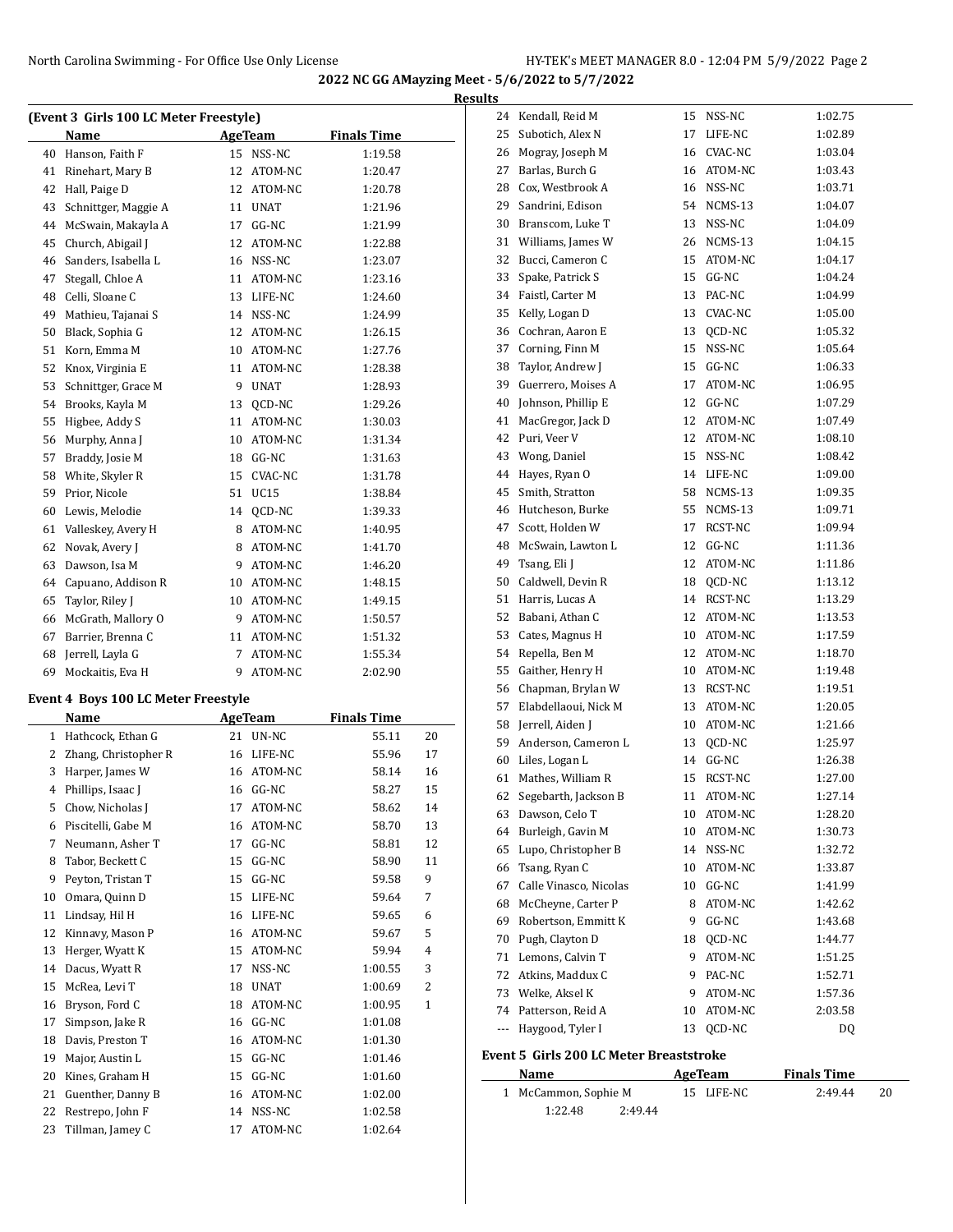**2022 NC GG AMayzing Meet - 5/6/2022 to 5/7/2022**

**Results**

**(Event 3 Girls 100 LC Meter Freestyle)**

| | Name | Age | Team | Finals Time | |
|---|---|---|---|---|---|
| 40 | Hanson, Faith F | 15 | NSS-NC | 1:19.58 | |
| 41 | Rinehart, Mary B | 12 | ATOM-NC | 1:20.47 | |
| 42 | Hall, Paige D | 12 | ATOM-NC | 1:20.78 | |
| 43 | Schnittger, Maggie A | 11 | UNAT | 1:21.96 | |
| 44 | McSwain, Makayla A | 17 | GG-NC | 1:21.99 | |
| 45 | Church, Abigail J | 12 | ATOM-NC | 1:22.88 | |
| 46 | Sanders, Isabella L | 16 | NSS-NC | 1:23.07 | |
| 47 | Stegall, Chloe A | 11 | ATOM-NC | 1:23.16 | |
| 48 | Celli, Sloane C | 13 | LIFE-NC | 1:24.60 | |
| 49 | Mathieu, Tajanai S | 14 | NSS-NC | 1:24.99 | |
| 50 | Black, Sophia G | 12 | ATOM-NC | 1:26.15 | |
| 51 | Korn, Emma M | 10 | ATOM-NC | 1:27.76 | |
| 52 | Knox, Virginia E | 11 | ATOM-NC | 1:28.38 | |
| 53 | Schnittger, Grace M | 9 | UNAT | 1:28.93 | |
| 54 | Brooks, Kayla M | 13 | QCD-NC | 1:29.26 | |
| 55 | Higbee, Addy S | 11 | ATOM-NC | 1:30.03 | |
| 56 | Murphy, Anna J | 10 | ATOM-NC | 1:31.34 | |
| 57 | Braddy, Josie M | 18 | GG-NC | 1:31.63 | |
| 58 | White, Skyler R | 15 | CVAC-NC | 1:31.78 | |
| 59 | Prior, Nicole | 51 | UC15 | 1:38.84 | |
| 60 | Lewis, Melodie | 14 | QCD-NC | 1:39.33 | |
| 61 | Valleskey, Avery H | 8 | ATOM-NC | 1:40.95 | |
| 62 | Novak, Avery J | 8 | ATOM-NC | 1:41.70 | |
| 63 | Dawson, Isa M | 9 | ATOM-NC | 1:46.20 | |
| 64 | Capuano, Addison R | 10 | ATOM-NC | 1:48.15 | |
| 65 | Taylor, Riley J | 10 | ATOM-NC | 1:49.15 | |
| 66 | McGrath, Mallory O | 9 | ATOM-NC | 1:50.57 | |
| 67 | Barrier, Brenna C | 11 | ATOM-NC | 1:51.32 | |
| 68 | Jerrell, Layla G | 7 | ATOM-NC | 1:55.34 | |
| 69 | Mockaitis, Eva H | 9 | ATOM-NC | 2:02.90 | |

**Event 4 Boys 100 LC Meter Freestyle**

| | Name | Age | Team | Finals Time | |
|---|---|---|---|---|---|
| 1 | Hathcock, Ethan G | 21 | UN-NC | 55.11 | 20 |
| 2 | Zhang, Christopher R | 16 | LIFE-NC | 55.96 | 17 |
| 3 | Harper, James W | 16 | ATOM-NC | 58.14 | 16 |
| 4 | Phillips, Isaac J | 16 | GG-NC | 58.27 | 15 |
| 5 | Chow, Nicholas J | 17 | ATOM-NC | 58.62 | 14 |
| 6 | Piscitelli, Gabe M | 16 | ATOM-NC | 58.70 | 13 |
| 7 | Neumann, Asher T | 17 | GG-NC | 58.81 | 12 |
| 8 | Tabor, Beckett C | 15 | GG-NC | 58.90 | 11 |
| 9 | Peyton, Tristan T | 15 | GG-NC | 59.58 | 9 |
| 10 | Omara, Quinn D | 15 | LIFE-NC | 59.64 | 7 |
| 11 | Lindsay, Hil H | 16 | LIFE-NC | 59.65 | 6 |
| 12 | Kinnavy, Mason P | 16 | ATOM-NC | 59.67 | 5 |
| 13 | Herger, Wyatt K | 15 | ATOM-NC | 59.94 | 4 |
| 14 | Dacus, Wyatt R | 17 | NSS-NC | 1:00.55 | 3 |
| 15 | McRea, Levi T | 18 | UNAT | 1:00.69 | 2 |
| 16 | Bryson, Ford C | 18 | ATOM-NC | 1:00.95 | 1 |
| 17 | Simpson, Jake R | 16 | GG-NC | 1:01.08 | |
| 18 | Davis, Preston T | 16 | ATOM-NC | 1:01.30 | |
| 19 | Major, Austin L | 15 | GG-NC | 1:01.46 | |
| 20 | Kines, Graham H | 15 | GG-NC | 1:01.60 | |
| 21 | Guenther, Danny B | 16 | ATOM-NC | 1:02.00 | |
| 22 | Restrepo, John F | 14 | NSS-NC | 1:02.58 | |
| 23 | Tillman, Jamey C | 17 | ATOM-NC | 1:02.64 | |
| 24 | Kendall, Reid M | 15 | NSS-NC | 1:02.75 | |
| 25 | Subotich, Alex N | 17 | LIFE-NC | 1:02.89 | |
| 26 | Mogray, Joseph M | 16 | CVAC-NC | 1:03.04 | |
| 27 | Barlas, Burch G | 16 | ATOM-NC | 1:03.43 | |
| 28 | Cox, Westbrook A | 16 | NSS-NC | 1:03.71 | |
| 29 | Sandrini, Edison | 54 | NCMS-13 | 1:04.07 | |
| 30 | Branscom, Luke T | 13 | NSS-NC | 1:04.09 | |
| 31 | Williams, James W | 26 | NCMS-13 | 1:04.15 | |
| 32 | Bucci, Cameron C | 15 | ATOM-NC | 1:04.17 | |
| 33 | Spake, Patrick S | 15 | GG-NC | 1:04.24 | |
| 34 | Faistl, Carter M | 13 | PAC-NC | 1:04.99 | |
| 35 | Kelly, Logan D | 13 | CVAC-NC | 1:05.00 | |
| 36 | Cochran, Aaron E | 13 | QCD-NC | 1:05.32 | |
| 37 | Corning, Finn M | 15 | NSS-NC | 1:05.64 | |
| 38 | Taylor, Andrew J | 15 | GG-NC | 1:06.33 | |
| 39 | Guerrero, Moises A | 17 | ATOM-NC | 1:06.95 | |
| 40 | Johnson, Phillip E | 12 | GG-NC | 1:07.29 | |
| 41 | MacGregor, Jack D | 12 | ATOM-NC | 1:07.49 | |
| 42 | Puri, Veer V | 12 | ATOM-NC | 1:08.10 | |
| 43 | Wong, Daniel | 15 | NSS-NC | 1:08.42 | |
| 44 | Hayes, Ryan O | 14 | LIFE-NC | 1:09.00 | |
| 45 | Smith, Stratton | 58 | NCMS-13 | 1:09.35 | |
| 46 | Hutcheson, Burke | 55 | NCMS-13 | 1:09.71 | |
| 47 | Scott, Holden W | 17 | RCST-NC | 1:09.94 | |
| 48 | McSwain, Lawton L | 12 | GG-NC | 1:11.36 | |
| 49 | Tsang, Eli J | 12 | ATOM-NC | 1:11.86 | |
| 50 | Caldwell, Devin R | 18 | QCD-NC | 1:13.12 | |
| 51 | Harris, Lucas A | 14 | RCST-NC | 1:13.29 | |
| 52 | Babani, Athan C | 12 | ATOM-NC | 1:13.53 | |
| 53 | Cates, Magnus H | 10 | ATOM-NC | 1:17.59 | |
| 54 | Repella, Ben M | 12 | ATOM-NC | 1:18.70 | |
| 55 | Gaither, Henry H | 10 | ATOM-NC | 1:19.48 | |
| 56 | Chapman, Brylan W | 13 | RCST-NC | 1:19.51 | |
| 57 | Elabdellaoui, Nick M | 13 | ATOM-NC | 1:20.05 | |
| 58 | Jerrell, Aiden J | 10 | ATOM-NC | 1:21.66 | |
| 59 | Anderson, Cameron L | 13 | QCD-NC | 1:25.97 | |
| 60 | Liles, Logan L | 14 | GG-NC | 1:26.38 | |
| 61 | Mathes, William R | 15 | RCST-NC | 1:27.00 | |
| 62 | Segebarth, Jackson B | 11 | ATOM-NC | 1:27.14 | |
| 63 | Dawson, Celo T | 10 | ATOM-NC | 1:28.20 | |
| 64 | Burleigh, Gavin M | 10 | ATOM-NC | 1:30.73 | |
| 65 | Lupo, Christopher B | 14 | NSS-NC | 1:32.72 | |
| 66 | Tsang, Ryan C | 10 | ATOM-NC | 1:33.87 | |
| 67 | Calle Vinasco, Nicolas | 10 | GG-NC | 1:41.99 | |
| 68 | McCheyne, Carter P | 8 | ATOM-NC | 1:42.62 | |
| 69 | Robertson, Emmitt K | 9 | GG-NC | 1:43.68 | |
| 70 | Pugh, Clayton D | 18 | QCD-NC | 1:44.77 | |
| 71 | Lemons, Calvin T | 9 | ATOM-NC | 1:51.25 | |
| 72 | Atkins, Maddux C | 9 | PAC-NC | 1:52.71 | |
| 73 | Welke, Aksel K | 9 | ATOM-NC | 1:57.36 | |
| 74 | Patterson, Reid A | 10 | ATOM-NC | 2:03.58 | |
| --- | Haygood, Tyler I | 13 | QCD-NC | DQ | |

**Event 5 Girls 200 LC Meter Breaststroke**

| | Name | Age | Team | Finals Time | |
|---|---|---|---|---|---|
| 1 | McCammon, Sophie M | 15 | LIFE-NC | 2:49.44 | 20 |
| | 1:22.48 | 2:49.44 | | | |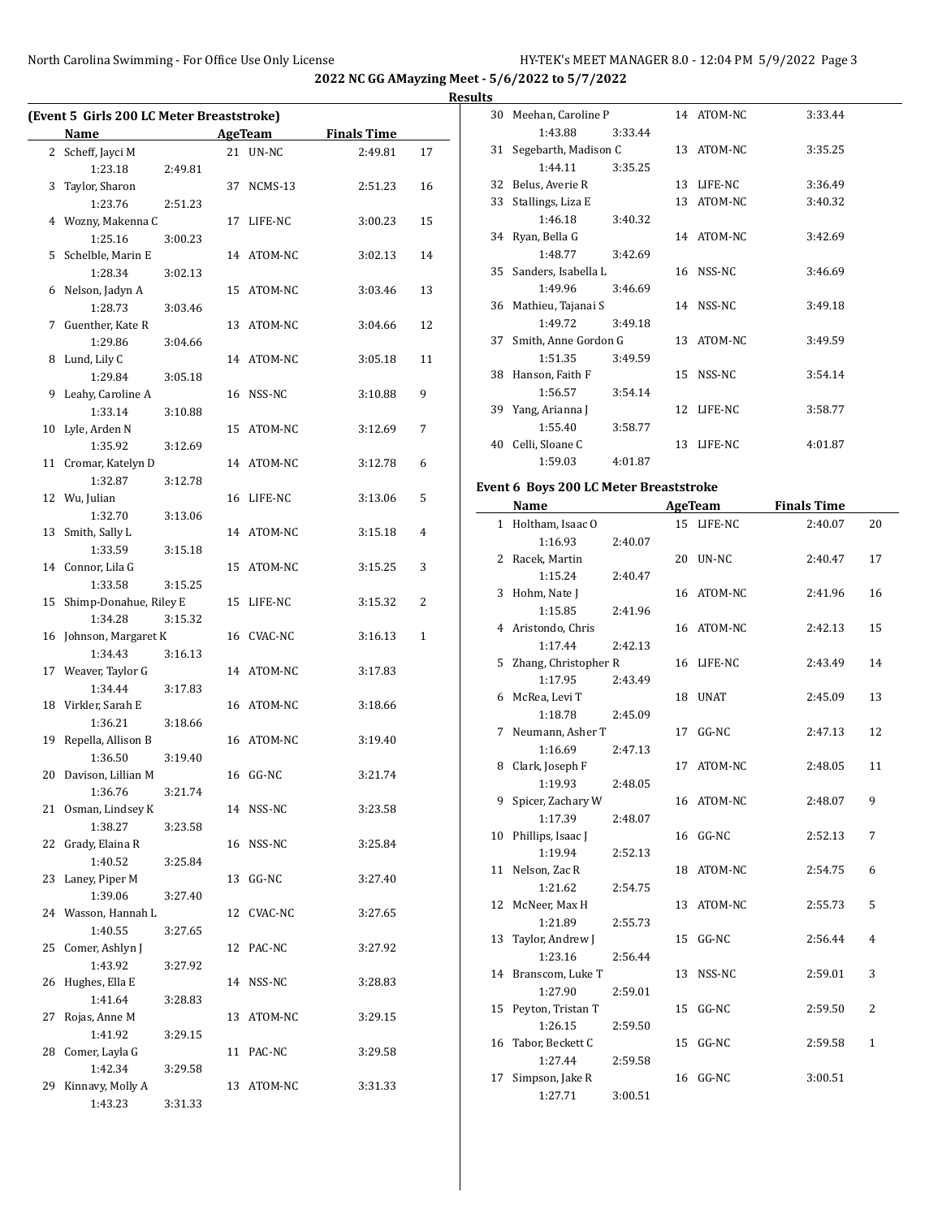**2022 NC GG AMayzing Meet - 5/6/2022 to 5/7/2022**

**Results**

### (Event 5 Girls 200 LC Meter Breaststroke)

| | Name | Age | Team | Finals Time | Points |
|---|---|---|---|---|---|
| 2 | Scheff, Jayci M | 21 | UN-NC | 2:49.81 | 17 |
| | 1:23.18 2:49.81 | | | | |
| 3 | Taylor, Sharon | 37 | NCMS-13 | 2:51.23 | 16 |
| | 1:23.76 2:51.23 | | | | |
| 4 | Wozny, Makenna C | 17 | LIFE-NC | 3:00.23 | 15 |
| | 1:25.16 3:00.23 | | | | |
| 5 | Schelble, Marin E | 14 | ATOM-NC | 3:02.13 | 14 |
| | 1:28.34 3:02.13 | | | | |
| 6 | Nelson, Jadyn A | 15 | ATOM-NC | 3:03.46 | 13 |
| | 1:28.73 3:03.46 | | | | |
| 7 | Guenther, Kate R | 13 | ATOM-NC | 3:04.66 | 12 |
| | 1:29.86 3:04.66 | | | | |
| 8 | Lund, Lily C | 14 | ATOM-NC | 3:05.18 | 11 |
| | 1:29.84 3:05.18 | | | | |
| 9 | Leahy, Caroline A | 16 | NSS-NC | 3:10.88 | 9 |
| | 1:33.14 3:10.88 | | | | |
| 10 | Lyle, Arden N | 15 | ATOM-NC | 3:12.69 | 7 |
| | 1:35.92 3:12.69 | | | | |
| 11 | Cromar, Katelyn D | 14 | ATOM-NC | 3:12.78 | 6 |
| | 1:32.87 3:12.78 | | | | |
| 12 | Wu, Julian | 16 | LIFE-NC | 3:13.06 | 5 |
| | 1:32.70 3:13.06 | | | | |
| 13 | Smith, Sally L | 14 | ATOM-NC | 3:15.18 | 4 |
| | 1:33.59 3:15.18 | | | | |
| 14 | Connor, Lila G | 15 | ATOM-NC | 3:15.25 | 3 |
| | 1:33.58 3:15.25 | | | | |
| 15 | Shimp-Donahue, Riley E | 15 | LIFE-NC | 3:15.32 | 2 |
| | 1:34.28 3:15.32 | | | | |
| 16 | Johnson, Margaret K | 16 | CVAC-NC | 3:16.13 | 1 |
| | 1:34.43 3:16.13 | | | | |
| 17 | Weaver, Taylor G | 14 | ATOM-NC | 3:17.83 | |
| | 1:34.44 3:17.83 | | | | |
| 18 | Virkler, Sarah E | 16 | ATOM-NC | 3:18.66 | |
| | 1:36.21 3:18.66 | | | | |
| 19 | Repella, Allison B | 16 | ATOM-NC | 3:19.40 | |
| | 1:36.50 3:19.40 | | | | |
| 20 | Davison, Lillian M | 16 | GG-NC | 3:21.74 | |
| | 1:36.76 3:21.74 | | | | |
| 21 | Osman, Lindsey K | 14 | NSS-NC | 3:23.58 | |
| | 1:38.27 3:23.58 | | | | |
| 22 | Grady, Elaina R | 16 | NSS-NC | 3:25.84 | |
| | 1:40.52 3:25.84 | | | | |
| 23 | Laney, Piper M | 13 | GG-NC | 3:27.40 | |
| | 1:39.06 3:27.40 | | | | |
| 24 | Wasson, Hannah L | 12 | CVAC-NC | 3:27.65 | |
| | 1:40.55 3:27.65 | | | | |
| 25 | Comer, Ashlyn J | 12 | PAC-NC | 3:27.92 | |
| | 1:43.92 3:27.92 | | | | |
| 26 | Hughes, Ella E | 14 | NSS-NC | 3:28.83 | |
| | 1:41.64 3:28.83 | | | | |
| 27 | Rojas, Anne M | 13 | ATOM-NC | 3:29.15 | |
| | 1:41.92 3:29.15 | | | | |
| 28 | Comer, Layla G | 11 | PAC-NC | 3:29.58 | |
| | 1:42.34 3:29.58 | | | | |
| 29 | Kinnavy, Molly A | 13 | ATOM-NC | 3:31.33 | |
| | 1:43.23 3:31.33 | | | | |
| 30 | Meehan, Caroline P | 14 | ATOM-NC | 3:33.44 | |
| | 1:43.88 3:33.44 | | | | |
| 31 | Segebarth, Madison C | 13 | ATOM-NC | 3:35.25 | |
| | 1:44.11 3:35.25 | | | | |
| 32 | Belus, Averie R | 13 | LIFE-NC | 3:36.49 | |
| 33 | Stallings, Liza E | 13 | ATOM-NC | 3:40.32 | |
| | 1:46.18 3:40.32 | | | | |
| 34 | Ryan, Bella G | 14 | ATOM-NC | 3:42.69 | |
| | 1:48.77 3:42.69 | | | | |
| 35 | Sanders, Isabella L | 16 | NSS-NC | 3:46.69 | |
| | 1:49.96 3:46.69 | | | | |
| 36 | Mathieu, Tajanai S | 14 | NSS-NC | 3:49.18 | |
| | 1:49.72 3:49.18 | | | | |
| 37 | Smith, Anne Gordon G | 13 | ATOM-NC | 3:49.59 | |
| | 1:51.35 3:49.59 | | | | |
| 38 | Hanson, Faith F | 15 | NSS-NC | 3:54.14 | |
| | 1:56.57 3:54.14 | | | | |
| 39 | Yang, Arianna J | 12 | LIFE-NC | 3:58.77 | |
| | 1:55.40 3:58.77 | | | | |
| 40 | Celli, Sloane C | 13 | LIFE-NC | 4:01.87 | |
| | 1:59.03 4:01.87 | | | | |

### Event 6 Boys 200 LC Meter Breaststroke

| | Name | Age | Team | Finals Time | Points |
|---|---|---|---|---|---|
| 1 | Holtham, Isaac O | 15 | LIFE-NC | 2:40.07 | 20 |
| | 1:16.93 2:40.07 | | | | |
| 2 | Racek, Martin | 20 | UN-NC | 2:40.47 | 17 |
| | 1:15.24 2:40.47 | | | | |
| 3 | Hohm, Nate J | 16 | ATOM-NC | 2:41.96 | 16 |
| | 1:15.85 2:41.96 | | | | |
| 4 | Aristondo, Chris | 16 | ATOM-NC | 2:42.13 | 15 |
| | 1:17.44 2:42.13 | | | | |
| 5 | Zhang, Christopher R | 16 | LIFE-NC | 2:43.49 | 14 |
| | 1:17.95 2:43.49 | | | | |
| 6 | McRea, Levi T | 18 | UNAT | 2:45.09 | 13 |
| | 1:18.78 2:45.09 | | | | |
| 7 | Neumann, Asher T | 17 | GG-NC | 2:47.13 | 12 |
| | 1:16.69 2:47.13 | | | | |
| 8 | Clark, Joseph F | 17 | ATOM-NC | 2:48.05 | 11 |
| | 1:19.93 2:48.05 | | | | |
| 9 | Spicer, Zachary W | 16 | ATOM-NC | 2:48.07 | 9 |
| | 1:17.39 2:48.07 | | | | |
| 10 | Phillips, Isaac J | 16 | GG-NC | 2:52.13 | 7 |
| | 1:19.94 2:52.13 | | | | |
| 11 | Nelson, Zac R | 18 | ATOM-NC | 2:54.75 | 6 |
| | 1:21.62 2:54.75 | | | | |
| 12 | McNeer, Max H | 13 | ATOM-NC | 2:55.73 | 5 |
| | 1:21.89 2:55.73 | | | | |
| 13 | Taylor, Andrew J | 15 | GG-NC | 2:56.44 | 4 |
| | 1:23.16 2:56.44 | | | | |
| 14 | Branscom, Luke T | 13 | NSS-NC | 2:59.01 | 3 |
| | 1:27.90 2:59.01 | | | | |
| 15 | Peyton, Tristan T | 15 | GG-NC | 2:59.50 | 2 |
| | 1:26.15 2:59.50 | | | | |
| 16 | Tabor, Beckett C | 15 | GG-NC | 2:59.58 | 1 |
| | 1:27.44 2:59.58 | | | | |
| 17 | Simpson, Jake R | 16 | GG-NC | 3:00.51 | |
| | 1:27.71 3:00.51 | | | | |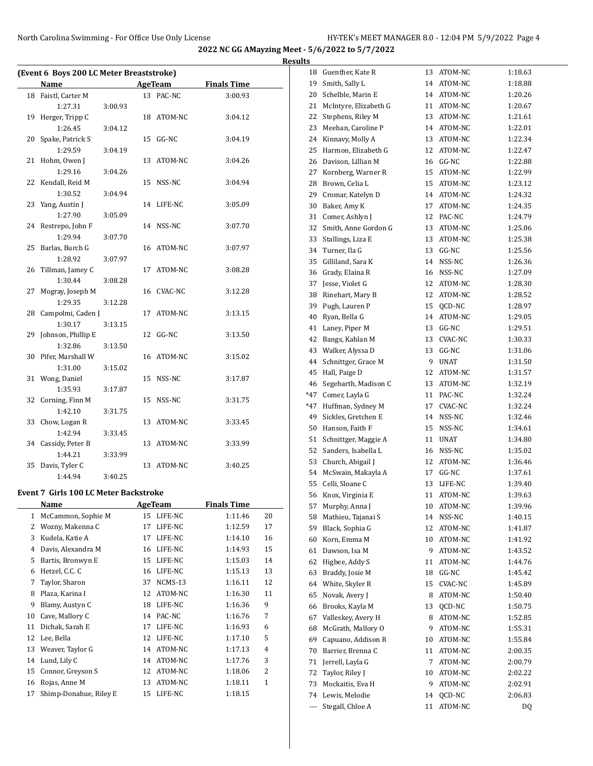## 2022 NC GG AMayzing Meet - 5/6/2022 to 5/7/2022

### Results

**(Event 6 Boys 200 LC Meter Breaststroke)**

| | Name | Age | Team | Finals Time |
|---|---|---|---|---|
| 18 | Faistl, Carter M | 13 | PAC-NC | 3:00.93 |
| | 1:27.31 3:00.93 | | | |
| 19 | Herger, Tripp C | 18 | ATOM-NC | 3:04.12 |
| | 1:26.45 3:04.12 | | | |
| 20 | Spake, Patrick S | 15 | GG-NC | 3:04.19 |
| | 1:29.59 3:04.19 | | | |
| 21 | Hohm, Owen J | 13 | ATOM-NC | 3:04.26 |
| | 1:29.16 3:04.26 | | | |
| 22 | Kendall, Reid M | 15 | NSS-NC | 3:04.94 |
| | 1:30.52 3:04.94 | | | |
| 23 | Yang, Austin J | 14 | LIFE-NC | 3:05.09 |
| | 1:27.90 3:05.09 | | | |
| 24 | Restrepo, John F | 14 | NSS-NC | 3:07.70 |
| | 1:29.94 3:07.70 | | | |
| 25 | Barlas, Burch G | 16 | ATOM-NC | 3:07.97 |
| | 1:28.92 3:07.97 | | | |
| 26 | Tillman, Jamey C | 17 | ATOM-NC | 3:08.28 |
| | 1:30.44 3:08.28 | | | |
| 27 | Mogray, Joseph M | 16 | CVAC-NC | 3:12.28 |
| | 1:29.35 3:12.28 | | | |
| 28 | Campolmi, Caden J | 17 | ATOM-NC | 3:13.15 |
| | 1:30.17 3:13.15 | | | |
| 29 | Johnson, Phillip E | 12 | GG-NC | 3:13.50 |
| | 1:32.86 3:13.50 | | | |
| 30 | Pifer, Marshall W | 16 | ATOM-NC | 3:15.02 |
| | 1:31.00 3:15.02 | | | |
| 31 | Wong, Daniel | 15 | NSS-NC | 3:17.87 |
| | 1:35.93 3:17.87 | | | |
| 32 | Corning, Finn M | 15 | NSS-NC | 3:31.75 |
| | 1:42.10 3:31.75 | | | |
| 33 | Chow, Logan R | 13 | ATOM-NC | 3:33.45 |
| | 1:42.94 3:33.45 | | | |
| 34 | Cassidy, Peter B | 13 | ATOM-NC | 3:33.99 |
| | 1:44.21 3:33.99 | | | |
| 35 | Davis, Tyler C | 13 | ATOM-NC | 3:40.25 |
| | 1:44.94 3:40.25 | | | |

### Event 7 Girls 100 LC Meter Backstroke

| | Name | Age | Team | Finals Time | Points |
|---|---|---|---|---|---|
| 1 | McCammon, Sophie M | 15 | LIFE-NC | 1:11.46 | 20 |
| 2 | Wozny, Makenna C | 17 | LIFE-NC | 1:12.59 | 17 |
| 3 | Kudela, Katie A | 17 | LIFE-NC | 1:14.10 | 16 |
| 4 | Davis, Alexandra M | 16 | LIFE-NC | 1:14.93 | 15 |
| 5 | Bartis, Bronwyn E | 15 | LIFE-NC | 1:15.03 | 14 |
| 6 | Hetzel, C.C. C | 16 | LIFE-NC | 1:15.13 | 13 |
| 7 | Taylor, Sharon | 37 | NCMS-13 | 1:16.11 | 12 |
| 8 | Plaza, Karina I | 12 | ATOM-NC | 1:16.30 | 11 |
| 9 | Blamy, Austyn C | 18 | LIFE-NC | 1:16.36 | 9 |
| 10 | Cave, Mallory C | 14 | PAC-NC | 1:16.76 | 7 |
| 11 | Dichak, Sarah E | 17 | LIFE-NC | 1:16.93 | 6 |
| 12 | Lee, Bella | 12 | LIFE-NC | 1:17.10 | 5 |
| 13 | Weaver, Taylor G | 14 | ATOM-NC | 1:17.13 | 4 |
| 14 | Lund, Lily C | 14 | ATOM-NC | 1:17.76 | 3 |
| 15 | Connor, Greyson S | 12 | ATOM-NC | 1:18.06 | 2 |
| 16 | Rojas, Anne M | 13 | ATOM-NC | 1:18.11 | 1 |
| 17 | Shimp-Donahue, Riley E | 15 | LIFE-NC | 1:18.15 | |
| 18 | Guenther, Kate R | 13 | ATOM-NC | 1:18.63 | |
| 19 | Smith, Sally L | 14 | ATOM-NC | 1:18.88 | |
| 20 | Schelble, Marin E | 14 | ATOM-NC | 1:20.26 | |
| 21 | McIntyre, Elizabeth G | 11 | ATOM-NC | 1:20.67 | |
| 22 | Stephens, Riley M | 13 | ATOM-NC | 1:21.61 | |
| 23 | Meehan, Caroline P | 14 | ATOM-NC | 1:22.01 | |
| 24 | Kinnavy, Molly A | 13 | ATOM-NC | 1:22.34 | |
| 25 | Harmon, Elizabeth G | 12 | ATOM-NC | 1:22.47 | |
| 26 | Davison, Lillian M | 16 | GG-NC | 1:22.88 | |
| 27 | Kornberg, Warner R | 15 | ATOM-NC | 1:22.99 | |
| 28 | Brown, Celia L | 15 | ATOM-NC | 1:23.12 | |
| 29 | Cromar, Katelyn D | 14 | ATOM-NC | 1:24.32 | |
| 30 | Baker, Amy K | 17 | ATOM-NC | 1:24.35 | |
| 31 | Comer, Ashlyn J | 12 | PAC-NC | 1:24.79 | |
| 32 | Smith, Anne Gordon G | 13 | ATOM-NC | 1:25.06 | |
| 33 | Stallings, Liza E | 13 | ATOM-NC | 1:25.38 | |
| 34 | Turner, Ila G | 13 | GG-NC | 1:25.56 | |
| 35 | Gilliland, Sara K | 14 | NSS-NC | 1:26.36 | |
| 36 | Grady, Elaina R | 16 | NSS-NC | 1:27.09 | |
| 37 | Jesse, Violet G | 12 | ATOM-NC | 1:28.30 | |
| 38 | Rinehart, Mary B | 12 | ATOM-NC | 1:28.52 | |
| 39 | Pugh, Lauren P | 15 | QCD-NC | 1:28.97 | |
| 40 | Ryan, Bella G | 14 | ATOM-NC | 1:29.05 | |
| 41 | Laney, Piper M | 13 | GG-NC | 1:29.51 | |
| 42 | Bangs, Kahlan M | 13 | CVAC-NC | 1:30.33 | |
| 43 | Walker, Alyssa D | 13 | GG-NC | 1:31.06 | |
| 44 | Schnittger, Grace M | 9 | UNAT | 1:31.50 | |
| 45 | Hall, Paige D | 12 | ATOM-NC | 1:31.57 | |
| 46 | Segebarth, Madison C | 13 | ATOM-NC | 1:32.19 | |
| *47 | Comer, Layla G | 11 | PAC-NC | 1:32.24 | |
| *47 | Huffman, Sydney M | 17 | CVAC-NC | 1:32.24 | |
| 49 | Sickles, Gretchen E | 14 | NSS-NC | 1:32.46 | |
| 50 | Hanson, Faith F | 15 | NSS-NC | 1:34.61 | |
| 51 | Schnittger, Maggie A | 11 | UNAT | 1:34.80 | |
| 52 | Sanders, Isabella L | 16 | NSS-NC | 1:35.02 | |
| 53 | Church, Abigail J | 12 | ATOM-NC | 1:36.46 | |
| 54 | McSwain, Makayla A | 17 | GG-NC | 1:37.61 | |
| 55 | Celli, Sloane C | 13 | LIFE-NC | 1:39.40 | |
| 56 | Knox, Virginia E | 11 | ATOM-NC | 1:39.63 | |
| 57 | Murphy, Anna J | 10 | ATOM-NC | 1:39.96 | |
| 58 | Mathieu, Tajanai S | 14 | NSS-NC | 1:40.15 | |
| 59 | Black, Sophia G | 12 | ATOM-NC | 1:41.87 | |
| 60 | Korn, Emma M | 10 | ATOM-NC | 1:41.92 | |
| 61 | Dawson, Isa M | 9 | ATOM-NC | 1:43.52 | |
| 62 | Higbee, Addy S | 11 | ATOM-NC | 1:44.76 | |
| 63 | Braddy, Josie M | 18 | GG-NC | 1:45.42 | |
| 64 | White, Skyler R | 15 | CVAC-NC | 1:45.89 | |
| 65 | Novak, Avery J | 8 | ATOM-NC | 1:50.40 | |
| 66 | Brooks, Kayla M | 13 | QCD-NC | 1:50.75 | |
| 67 | Valleskey, Avery H | 8 | ATOM-NC | 1:52.85 | |
| 68 | McGrath, Mallory O | 9 | ATOM-NC | 1:55.31 | |
| 69 | Capuano, Addison R | 10 | ATOM-NC | 1:55.84 | |
| 70 | Barrier, Brenna C | 11 | ATOM-NC | 2:00.35 | |
| 71 | Jerrell, Layla G | 7 | ATOM-NC | 2:00.79 | |
| 72 | Taylor, Riley J | 10 | ATOM-NC | 2:02.22 | |
| 73 | Mockaitis, Eva H | 9 | ATOM-NC | 2:02.91 | |
| 74 | Lewis, Melodie | 14 | QCD-NC | 2:06.83 | |
| --- | Stegall, Chloe A | 11 | ATOM-NC | DQ | |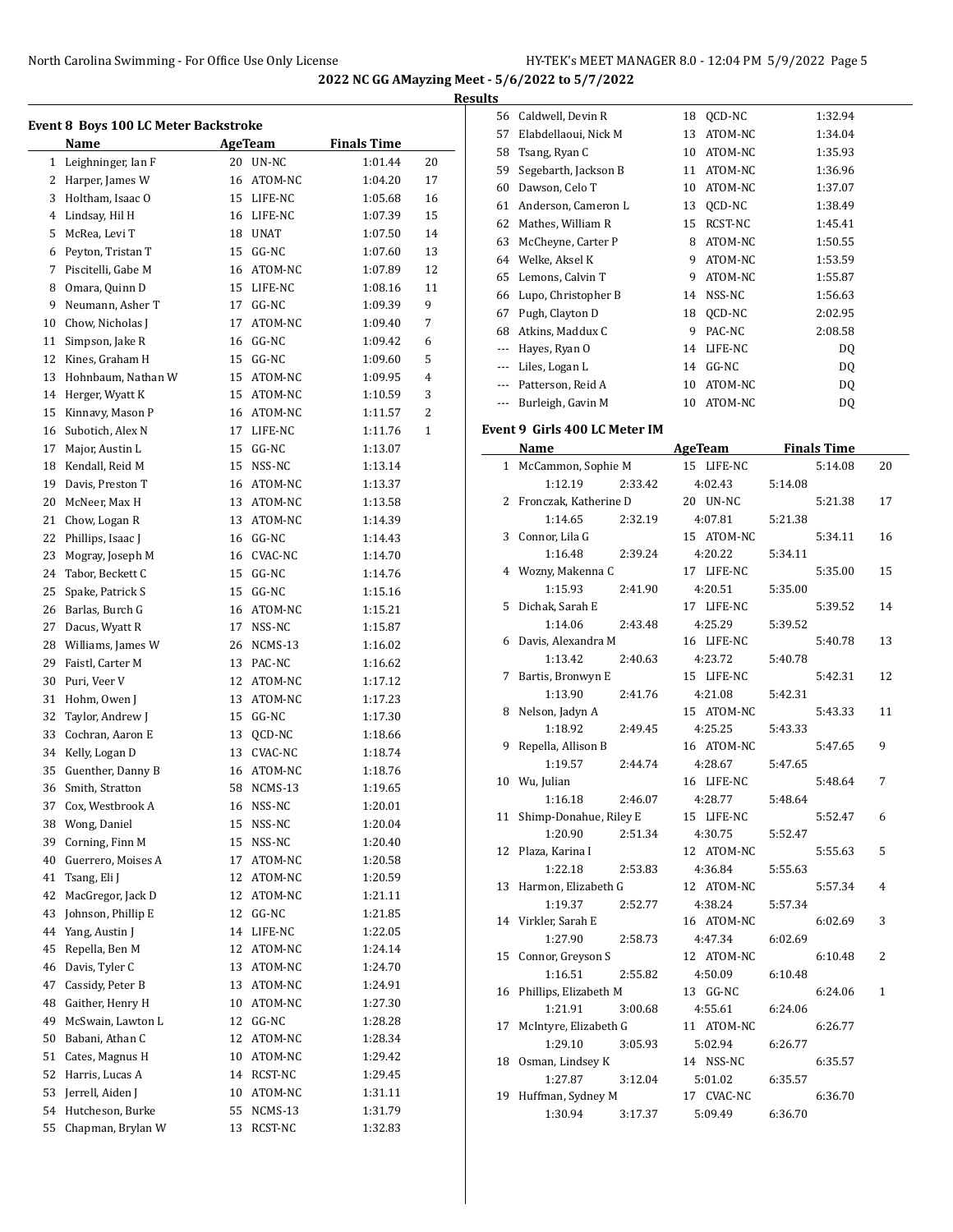# 2022 NC GG AMayzing Meet - 5/6/2022 to 5/7/2022

## Results

### Event 8 Boys 100 LC Meter Backstroke

| | Name | Age | Team | Finals Time | |
|---|---|---|---|---|---|
| 1 | Leighninger, Ian F | 20 | UN-NC | 1:01.44 | 20 |
| 2 | Harper, James W | 16 | ATOM-NC | 1:04.20 | 17 |
| 3 | Holtham, Isaac O | 15 | LIFE-NC | 1:05.68 | 16 |
| 4 | Lindsay, Hil H | 16 | LIFE-NC | 1:07.39 | 15 |
| 5 | McRea, Levi T | 18 | UNAT | 1:07.50 | 14 |
| 6 | Peyton, Tristan T | 15 | GG-NC | 1:07.60 | 13 |
| 7 | Piscitelli, Gabe M | 16 | ATOM-NC | 1:07.89 | 12 |
| 8 | Omara, Quinn D | 15 | LIFE-NC | 1:08.16 | 11 |
| 9 | Neumann, Asher T | 17 | GG-NC | 1:09.39 | 9 |
| 10 | Chow, Nicholas J | 17 | ATOM-NC | 1:09.40 | 7 |
| 11 | Simpson, Jake R | 16 | GG-NC | 1:09.42 | 6 |
| 12 | Kines, Graham H | 15 | GG-NC | 1:09.60 | 5 |
| 13 | Hohnbaum, Nathan W | 15 | ATOM-NC | 1:09.95 | 4 |
| 14 | Herger, Wyatt K | 15 | ATOM-NC | 1:10.59 | 3 |
| 15 | Kinnavy, Mason P | 16 | ATOM-NC | 1:11.57 | 2 |
| 16 | Subotich, Alex N | 17 | LIFE-NC | 1:11.76 | 1 |
| 17 | Major, Austin L | 15 | GG-NC | 1:13.07 | |
| 18 | Kendall, Reid M | 15 | NSS-NC | 1:13.14 | |
| 19 | Davis, Preston T | 16 | ATOM-NC | 1:13.37 | |
| 20 | McNeer, Max H | 13 | ATOM-NC | 1:13.58 | |
| 21 | Chow, Logan R | 13 | ATOM-NC | 1:14.39 | |
| 22 | Phillips, Isaac J | 16 | GG-NC | 1:14.43 | |
| 23 | Mogray, Joseph M | 16 | CVAC-NC | 1:14.70 | |
| 24 | Tabor, Beckett C | 15 | GG-NC | 1:14.76 | |
| 25 | Spake, Patrick S | 15 | GG-NC | 1:15.16 | |
| 26 | Barlas, Burch G | 16 | ATOM-NC | 1:15.21 | |
| 27 | Dacus, Wyatt R | 17 | NSS-NC | 1:15.87 | |
| 28 | Williams, James W | 26 | NCMS-13 | 1:16.02 | |
| 29 | Faistl, Carter M | 13 | PAC-NC | 1:16.62 | |
| 30 | Puri, Veer V | 12 | ATOM-NC | 1:17.12 | |
| 31 | Hohm, Owen J | 13 | ATOM-NC | 1:17.23 | |
| 32 | Taylor, Andrew J | 15 | GG-NC | 1:17.30 | |
| 33 | Cochran, Aaron E | 13 | QCD-NC | 1:18.66 | |
| 34 | Kelly, Logan D | 13 | CVAC-NC | 1:18.74 | |
| 35 | Guenther, Danny B | 16 | ATOM-NC | 1:18.76 | |
| 36 | Smith, Stratton | 58 | NCMS-13 | 1:19.65 | |
| 37 | Cox, Westbrook A | 16 | NSS-NC | 1:20.01 | |
| 38 | Wong, Daniel | 15 | NSS-NC | 1:20.04 | |
| 39 | Corning, Finn M | 15 | NSS-NC | 1:20.40 | |
| 40 | Guerrero, Moises A | 17 | ATOM-NC | 1:20.58 | |
| 41 | Tsang, Eli J | 12 | ATOM-NC | 1:20.59 | |
| 42 | MacGregor, Jack D | 12 | ATOM-NC | 1:21.11 | |
| 43 | Johnson, Phillip E | 12 | GG-NC | 1:21.85 | |
| 44 | Yang, Austin J | 14 | LIFE-NC | 1:22.05 | |
| 45 | Repella, Ben M | 12 | ATOM-NC | 1:24.14 | |
| 46 | Davis, Tyler C | 13 | ATOM-NC | 1:24.70 | |
| 47 | Cassidy, Peter B | 13 | ATOM-NC | 1:24.91 | |
| 48 | Gaither, Henry H | 10 | ATOM-NC | 1:27.30 | |
| 49 | McSwain, Lawton L | 12 | GG-NC | 1:28.28 | |
| 50 | Babani, Athan C | 12 | ATOM-NC | 1:28.34 | |
| 51 | Cates, Magnus H | 10 | ATOM-NC | 1:29.42 | |
| 52 | Harris, Lucas A | 14 | RCST-NC | 1:29.45 | |
| 53 | Jerrell, Aiden J | 10 | ATOM-NC | 1:31.11 | |
| 54 | Hutcheson, Burke | 55 | NCMS-13 | 1:31.79 | |
| 55 | Chapman, Brylan W | 13 | RCST-NC | 1:32.83 | |
| 56 | Caldwell, Devin R | 18 | QCD-NC | 1:32.94 | |
| 57 | Elabdellaoui, Nick M | 13 | ATOM-NC | 1:34.04 | |
| 58 | Tsang, Ryan C | 10 | ATOM-NC | 1:35.93 | |
| 59 | Segebarth, Jackson B | 11 | ATOM-NC | 1:36.96 | |
| 60 | Dawson, Celo T | 10 | ATOM-NC | 1:37.07 | |
| 61 | Anderson, Cameron L | 13 | QCD-NC | 1:38.49 | |
| 62 | Mathes, William R | 15 | RCST-NC | 1:45.41 | |
| 63 | McCheyne, Carter P | 8 | ATOM-NC | 1:50.55 | |
| 64 | Welke, Aksel K | 9 | ATOM-NC | 1:53.59 | |
| 65 | Lemons, Calvin T | 9 | ATOM-NC | 1:55.87 | |
| 66 | Lupo, Christopher B | 14 | NSS-NC | 1:56.63 | |
| 67 | Pugh, Clayton D | 18 | QCD-NC | 2:02.95 | |
| 68 | Atkins, Maddux C | 9 | PAC-NC | 2:08.58 | |
| --- | Hayes, Ryan O | 14 | LIFE-NC | DQ | |
| --- | Liles, Logan L | 14 | GG-NC | DQ | |
| --- | Patterson, Reid A | 10 | ATOM-NC | DQ | |
| --- | Burleigh, Gavin M | 10 | ATOM-NC | DQ | |

### Event 9 Girls 400 LC Meter IM

| | Name | Age | Team | Finals Time | |
|---|---|---|---|---|---|
| 1 | McCammon, Sophie M | 15 | LIFE-NC | 5:14.08 | 20 |
| | 1:12.19 | 2:33.42 | 4:02.43 | 5:14.08 | |
| 2 | Fronczak, Katherine D | 20 | UN-NC | 5:21.38 | 17 |
| | 1:14.65 | 2:32.19 | 4:07.81 | 5:21.38 | |
| 3 | Connor, Lila G | 15 | ATOM-NC | 5:34.11 | 16 |
| | 1:16.48 | 2:39.24 | 4:20.22 | 5:34.11 | |
| 4 | Wozny, Makenna C | 17 | LIFE-NC | 5:35.00 | 15 |
| | 1:15.93 | 2:41.90 | 4:20.51 | 5:35.00 | |
| 5 | Dichak, Sarah E | 17 | LIFE-NC | 5:39.52 | 14 |
| | 1:14.06 | 2:43.48 | 4:25.29 | 5:39.52 | |
| 6 | Davis, Alexandra M | 16 | LIFE-NC | 5:40.78 | 13 |
| | 1:13.42 | 2:40.63 | 4:23.72 | 5:40.78 | |
| 7 | Bartis, Bronwyn E | 15 | LIFE-NC | 5:42.31 | 12 |
| | 1:13.90 | 2:41.76 | 4:21.08 | 5:42.31 | |
| 8 | Nelson, Jadyn A | 15 | ATOM-NC | 5:43.33 | 11 |
| | 1:18.92 | 2:49.45 | 4:25.25 | 5:43.33 | |
| 9 | Repella, Allison B | 16 | ATOM-NC | 5:47.65 | 9 |
| | 1:19.57 | 2:44.74 | 4:28.67 | 5:47.65 | |
| 10 | Wu, Julian | 16 | LIFE-NC | 5:48.64 | 7 |
| | 1:16.18 | 2:46.07 | 4:28.77 | 5:48.64 | |
| 11 | Shimp-Donahue, Riley E | 15 | LIFE-NC | 5:52.47 | 6 |
| | 1:20.90 | 2:51.34 | 4:30.75 | 5:52.47 | |
| 12 | Plaza, Karina I | 12 | ATOM-NC | 5:55.63 | 5 |
| | 1:22.18 | 2:53.83 | 4:36.84 | 5:55.63 | |
| 13 | Harmon, Elizabeth G | 12 | ATOM-NC | 5:57.34 | 4 |
| | 1:19.37 | 2:52.77 | 4:38.24 | 5:57.34 | |
| 14 | Virkler, Sarah E | 16 | ATOM-NC | 6:02.69 | 3 |
| | 1:27.90 | 2:58.73 | 4:47.34 | 6:02.69 | |
| 15 | Connor, Greyson S | 12 | ATOM-NC | 6:10.48 | 2 |
| | 1:16.51 | 2:55.82 | 4:50.09 | 6:10.48 | |
| 16 | Phillips, Elizabeth M | 13 | GG-NC | 6:24.06 | 1 |
| | 1:21.91 | 3:00.68 | 4:55.61 | 6:24.06 | |
| 17 | McIntyre, Elizabeth G | 11 | ATOM-NC | 6:26.77 | |
| | 1:29.10 | 3:05.93 | 5:02.94 | 6:26.77 | |
| 18 | Osman, Lindsey K | 14 | NSS-NC | 6:35.57 | |
| | 1:27.87 | 3:12.04 | 5:01.02 | 6:35.57 | |
| 19 | Huffman, Sydney M | 17 | CVAC-NC | 6:36.70 | |
| | 1:30.94 | 3:17.37 | 5:09.49 | 6:36.70 | |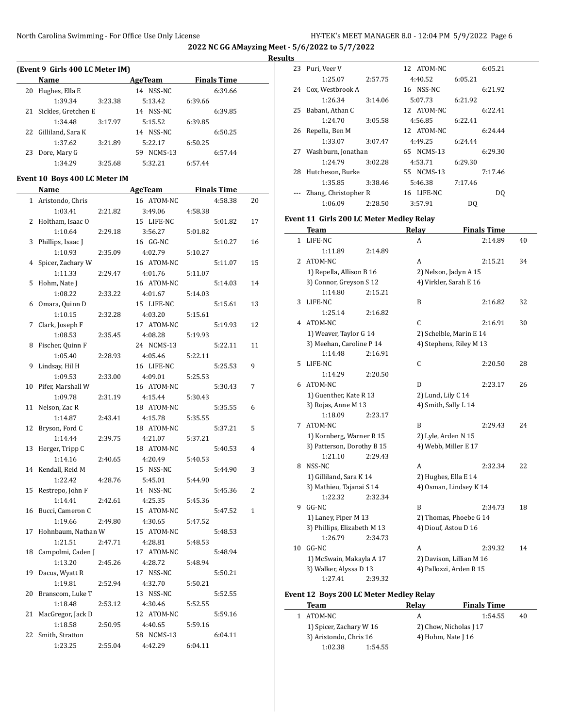**2022 NC GG AMayzing Meet - 5/6/2022 to 5/7/2022**

**Results**

### (Event 9 Girls 400 LC Meter IM)

| | Name | Age | Team | | | Finals Time | |
|---|---|---|---|---|---|---|---|
| 20 | Hughes, Ella E | 14 | NSS-NC | | | 6:39.66 | |
| | 1:39.34 | 3:23.38 | 5:13.42 | 6:39.66 | | | |
| 21 | Sickles, Gretchen E | 14 | NSS-NC | | | 6:39.85 | |
| | 1:34.48 | 3:17.97 | 5:15.52 | 6:39.85 | | | |
| 22 | Gilliland, Sara K | 14 | NSS-NC | | | 6:50.25 | |
| | 1:37.62 | 3:21.89 | 5:22.17 | 6:50.25 | | | |
| 23 | Dore, Mary G | 59 | NCMS-13 | | | 6:57.44 | |
| | 1:34.29 | 3:25.68 | 5:32.21 | 6:57.44 | | | |

### Event 10 Boys 400 LC Meter IM

| | Name | Age | Team | | | Finals Time | |
|---|---|---|---|---|---|---|---|
| 1 | Aristondo, Chris | 16 | ATOM-NC | | | 4:58.38 | 20 |
| | 1:03.41 | 2:21.82 | 3:49.06 | 4:58.38 | | | |
| 2 | Holtham, Isaac O | 15 | LIFE-NC | | | 5:01.82 | 17 |
| | 1:10.64 | 2:29.18 | 3:56.27 | 5:01.82 | | | |
| 3 | Phillips, Isaac J | 16 | GG-NC | | | 5:10.27 | 16 |
| | 1:10.93 | 2:35.09 | 4:02.79 | 5:10.27 | | | |
| 4 | Spicer, Zachary W | 16 | ATOM-NC | | | 5:11.07 | 15 |
| | 1:11.33 | 2:29.47 | 4:01.76 | 5:11.07 | | | |
| 5 | Hohm, Nate J | 16 | ATOM-NC | | | 5:14.03 | 14 |
| | 1:08.22 | 2:33.22 | 4:01.67 | 5:14.03 | | | |
| 6 | Omara, Quinn D | 15 | LIFE-NC | | | 5:15.61 | 13 |
| | 1:10.15 | 2:32.28 | 4:03.20 | 5:15.61 | | | |
| 7 | Clark, Joseph F | 17 | ATOM-NC | | | 5:19.93 | 12 |
| | 1:08.53 | 2:35.45 | 4:08.28 | 5:19.93 | | | |
| 8 | Fischer, Quinn F | 24 | NCMS-13 | | | 5:22.11 | 11 |
| | 1:05.40 | 2:28.93 | 4:05.46 | 5:22.11 | | | |
| 9 | Lindsay, Hil H | 16 | LIFE-NC | | | 5:25.53 | 9 |
| | 1:09.53 | 2:33.00 | 4:09.01 | 5:25.53 | | | |
| 10 | Pifer, Marshall W | 16 | ATOM-NC | | | 5:30.43 | 7 |
| | 1:09.78 | 2:31.19 | 4:15.44 | 5:30.43 | | | |
| 11 | Nelson, Zac R | 18 | ATOM-NC | | | 5:35.55 | 6 |
| | 1:14.87 | 2:43.41 | 4:15.78 | 5:35.55 | | | |
| 12 | Bryson, Ford C | 18 | ATOM-NC | | | 5:37.21 | 5 |
| | 1:14.44 | 2:39.75 | 4:21.07 | 5:37.21 | | | |
| 13 | Herger, Tripp C | 18 | ATOM-NC | | | 5:40.53 | 4 |
| | 1:14.16 | 2:40.65 | 4:20.49 | 5:40.53 | | | |
| 14 | Kendall, Reid M | 15 | NSS-NC | | | 5:44.90 | 3 |
| | 1:22.42 | 4:28.76 | 5:45.01 | 5:44.90 | | | |
| 15 | Restrepo, John F | 14 | NSS-NC | | | 5:45.36 | 2 |
| | 1:14.41 | 2:42.61 | 4:25.35 | 5:45.36 | | | |
| 16 | Bucci, Cameron C | 15 | ATOM-NC | | | 5:47.52 | 1 |
| | 1:19.66 | 2:49.80 | 4:30.65 | 5:47.52 | | | |
| 17 | Hohnbaum, Nathan W | 15 | ATOM-NC | | | 5:48.53 | |
| | 1:21.51 | 2:47.71 | 4:28.81 | 5:48.53 | | | |
| 18 | Campolmi, Caden J | 17 | ATOM-NC | | | 5:48.94 | |
| | 1:13.20 | 2:45.26 | 4:28.72 | 5:48.94 | | | |
| 19 | Dacus, Wyatt R | 17 | NSS-NC | | | 5:50.21 | |
| | 1:19.81 | 2:52.94 | 4:32.70 | 5:50.21 | | | |
| 20 | Branscom, Luke T | 13 | NSS-NC | | | 5:52.55 | |
| | 1:18.48 | 2:53.12 | 4:30.46 | 5:52.55 | | | |
| 21 | MacGregor, Jack D | 12 | ATOM-NC | | | 5:59.16 | |
| | 1:18.58 | 2:50.95 | 4:40.65 | 5:59.16 | | | |
| 22 | Smith, Stratton | 58 | NCMS-13 | | | 6:04.11 | |
| | 1:23.25 | 2:55.04 | 4:42.29 | 6:04.11 | | | |
| 23 | Puri, Veer V | 12 | ATOM-NC | | | 6:05.21 | |
| | 1:25.07 | 2:57.75 | 4:40.52 | 6:05.21 | | | |
| 24 | Cox, Westbrook A | 16 | NSS-NC | | | 6:21.92 | |
| | 1:26.34 | 3:14.06 | 5:07.73 | 6:21.92 | | | |
| 25 | Babani, Athan C | 12 | ATOM-NC | | | 6:22.41 | |
| | 1:24.70 | 3:05.58 | 4:56.85 | 6:22.41 | | | |
| 26 | Repella, Ben M | 12 | ATOM-NC | | | 6:24.44 | |
| | 1:33.07 | 3:07.47 | 4:49.25 | 6:24.44 | | | |
| 27 | Washburn, Jonathan | 65 | NCMS-13 | | | 6:29.30 | |
| | 1:24.79 | 3:02.28 | 4:53.71 | 6:29.30 | | | |
| 28 | Hutcheson, Burke | 55 | NCMS-13 | | | 7:17.46 | |
| | 1:35.85 | 3:38.46 | 5:46.38 | 7:17.46 | | | |
| --- | Zhang, Christopher R | 16 | LIFE-NC | | | DQ | |
| | 1:06.09 | 2:28.50 | 3:57.91 | DQ | | | |

### Event 11 Girls 200 LC Meter Medley Relay

| | Team | Relay | Finals Time | |
|---|---|---|---|---|
| 1 | LIFE-NC | A | 2:14.89 | 40 |
| | 1:11.89 2:14.89 | | | |
| 2 | ATOM-NC | A | 2:15.21 | 34 |
| | 1) Repella, Allison B 16 | 2) Nelson, Jadyn A 15 | | |
| | 3) Connor, Greyson S 12 | 4) Virkler, Sarah E 16 | | |
| | 1:14.80 2:15.21 | | | |
| 3 | LIFE-NC | B | 2:16.82 | 32 |
| | 1:25.14 2:16.82 | | | |
| 4 | ATOM-NC | C | 2:16.91 | 30 |
| | 1) Weaver, Taylor G 14 | 2) Schelble, Marin E 14 | | |
| | 3) Meehan, Caroline P 14 | 4) Stephens, Riley M 13 | | |
| | 1:14.48 2:16.91 | | | |
| 5 | LIFE-NC | C | 2:20.50 | 28 |
| | 1:14.29 2:20.50 | | | |
| 6 | ATOM-NC | D | 2:23.17 | 26 |
| | 1) Guenther, Kate R 13 | 2) Lund, Lily C 14 | | |
| | 3) Rojas, Anne M 13 | 4) Smith, Sally L 14 | | |
| | 1:18.09 2:23.17 | | | |
| 7 | ATOM-NC | B | 2:29.43 | 24 |
| | 1) Kornberg, Warner R 15 | 2) Lyle, Arden N 15 | | |
| | 3) Patterson, Dorothy B 15 | 4) Webb, Miller E 17 | | |
| | 1:21.10 2:29.43 | | | |
| 8 | NSS-NC | A | 2:32.34 | 22 |
| | 1) Gilliland, Sara K 14 | 2) Hughes, Ella E 14 | | |
| | 3) Mathieu, Tajanai S 14 | 4) Osman, Lindsey K 14 | | |
| | 1:22.32 2:32.34 | | | |
| 9 | GG-NC | B | 2:34.73 | 18 |
| | 1) Laney, Piper M 13 | 2) Thomas, Phoebe G 14 | | |
| | 3) Phillips, Elizabeth M 13 | 4) Diouf, Astou D 16 | | |
| | 1:26.79 2:34.73 | | | |
| 10 | GG-NC | A | 2:39.32 | 14 |
| | 1) McSwain, Makayla A 17 | 2) Davison, Lillian M 16 | | |
| | 3) Walker, Alyssa D 13 | 4) Pallozzi, Arden R 15 | | |
| | 1:27.41 2:39.32 | | | |

### Event 12 Boys 200 LC Meter Medley Relay

| | Team | Relay | Finals Time | |
|---|---|---|---|---|
| 1 | ATOM-NC | A | 1:54.55 | 40 |
| | 1) Spicer, Zachary W 16 | 2) Chow, Nicholas J 17 | | |
| | 3) Aristondo, Chris 16 | 4) Hohm, Nate J 16 | | |
| | 1:02.38 1:54.55 | | | |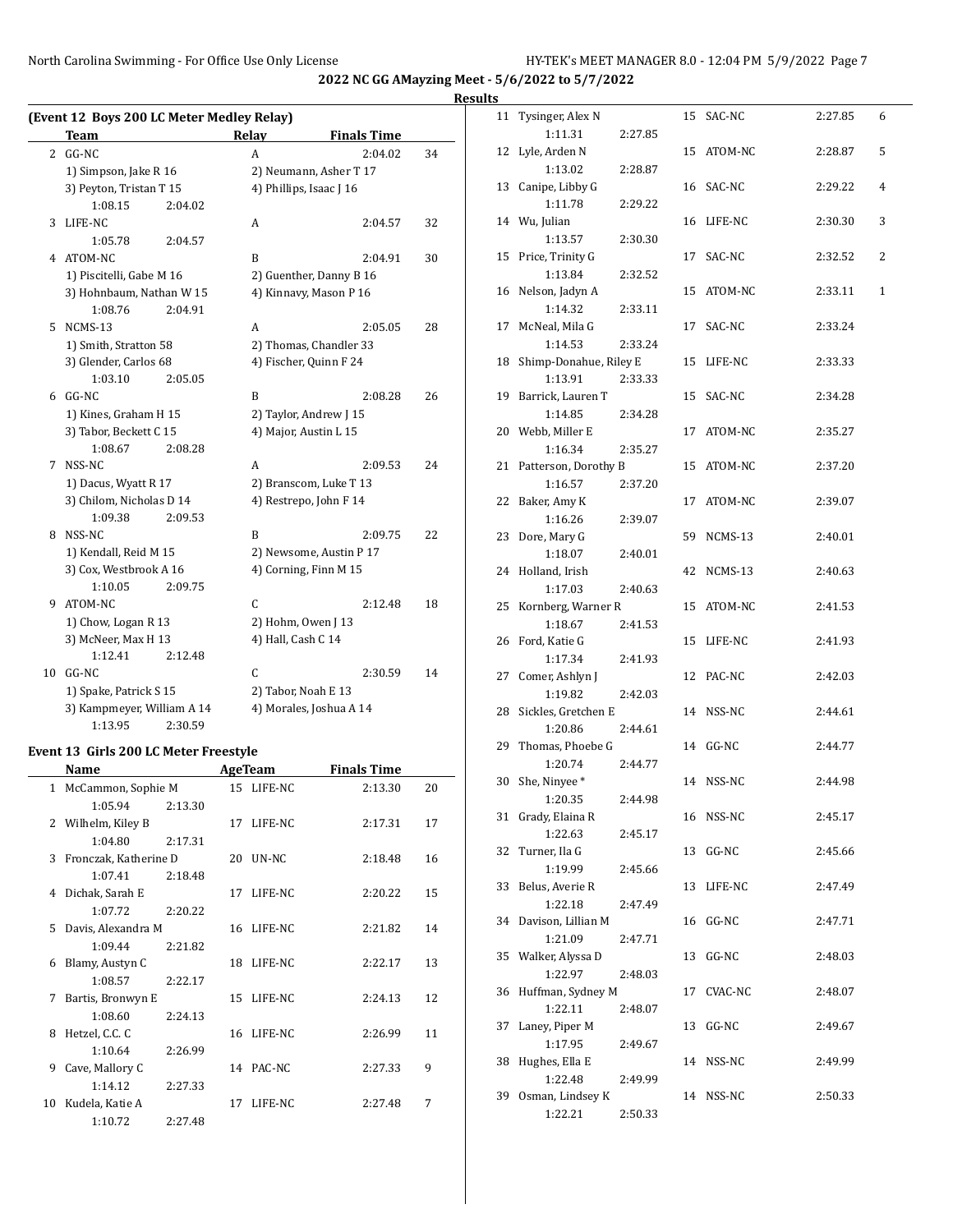2022 NC GG AMayzing Meet - 5/6/2022 to 5/7/2022

Results

## (Event 12 Boys 200 LC Meter Medley Relay)

| | Team | Relay | Finals Time | |
|---|---|---|---|---|
| 2 | GG-NC | A | 2:04.02 | 34 |
| | 1) Simpson, Jake R 16 | 2) Neumann, Asher T 17 | | |
| | 3) Peyton, Tristan T 15 | 4) Phillips, Isaac J 16 | | |
| | 1:08.15 2:04.02 | | | |
| 3 | LIFE-NC | A | 2:04.57 | 32 |
| | 1:05.78 2:04.57 | | | |
| 4 | ATOM-NC | B | 2:04.91 | 30 |
| | 1) Piscitelli, Gabe M 16 | 2) Guenther, Danny B 16 | | |
| | 3) Hohnbaum, Nathan W 15 | 4) Kinnavy, Mason P 16 | | |
| | 1:08.76 2:04.91 | | | |
| 5 | NCMS-13 | A | 2:05.05 | 28 |
| | 1) Smith, Stratton 58 | 2) Thomas, Chandler 33 | | |
| | 3) Glender, Carlos 68 | 4) Fischer, Quinn F 24 | | |
| | 1:03.10 2:05.05 | | | |
| 6 | GG-NC | B | 2:08.28 | 26 |
| | 1) Kines, Graham H 15 | 2) Taylor, Andrew J 15 | | |
| | 3) Tabor, Beckett C 15 | 4) Major, Austin L 15 | | |
| | 1:08.67 2:08.28 | | | |
| 7 | NSS-NC | A | 2:09.53 | 24 |
| | 1) Dacus, Wyatt R 17 | 2) Branscom, Luke T 13 | | |
| | 3) Chilom, Nicholas D 14 | 4) Restrepo, John F 14 | | |
| | 1:09.38 2:09.53 | | | |
| 8 | NSS-NC | B | 2:09.75 | 22 |
| | 1) Kendall, Reid M 15 | 2) Newsome, Austin P 17 | | |
| | 3) Cox, Westbrook A 16 | 4) Corning, Finn M 15 | | |
| | 1:10.05 2:09.75 | | | |
| 9 | ATOM-NC | C | 2:12.48 | 18 |
| | 1) Chow, Logan R 13 | 2) Hohm, Owen J 13 | | |
| | 3) McNeer, Max H 13 | 4) Hall, Cash C 14 | | |
| | 1:12.41 2:12.48 | | | |
| 10 | GG-NC | C | 2:30.59 | 14 |
| | 1) Spake, Patrick S 15 | 2) Tabor, Noah E 13 | | |
| | 3) Kampmeyer, William A 14 | 4) Morales, Joshua A 14 | | |
| | 1:13.95 2:30.59 | | | |

## Event 13 Girls 200 LC Meter Freestyle

| | Name | Age | Team | Finals Time | |
|---|---|---|---|---|---|
| 1 | McCammon, Sophie M | 15 | LIFE-NC | 2:13.30 | 20 |
| | 1:05.94 2:13.30 | | | | |
| 2 | Wilhelm, Kiley B | 17 | LIFE-NC | 2:17.31 | 17 |
| | 1:04.80 2:17.31 | | | | |
| 3 | Fronczak, Katherine D | 20 | UN-NC | 2:18.48 | 16 |
| | 1:07.41 2:18.48 | | | | |
| 4 | Dichak, Sarah E | 17 | LIFE-NC | 2:20.22 | 15 |
| | 1:07.72 2:20.22 | | | | |
| 5 | Davis, Alexandra M | 16 | LIFE-NC | 2:21.82 | 14 |
| | 1:09.44 2:21.82 | | | | |
| 6 | Blamy, Austyn C | 18 | LIFE-NC | 2:22.17 | 13 |
| | 1:08.57 2:22.17 | | | | |
| 7 | Bartis, Bronwyn E | 15 | LIFE-NC | 2:24.13 | 12 |
| | 1:08.60 2:24.13 | | | | |
| 8 | Hetzel, C.C. C | 16 | LIFE-NC | 2:26.99 | 11 |
| | 1:10.64 2:26.99 | | | | |
| 9 | Cave, Mallory C | 14 | PAC-NC | 2:27.33 | 9 |
| | 1:14.12 2:27.33 | | | | |
| 10 | Kudela, Katie A | 17 | LIFE-NC | 2:27.48 | 7 |
| | 1:10.72 2:27.48 | | | | |
| 11 | Tysinger, Alex N | 15 | SAC-NC | 2:27.85 | 6 |
| | 1:11.31 2:27.85 | | | | |
| 12 | Lyle, Arden N | 15 | ATOM-NC | 2:28.87 | 5 |
| | 1:13.02 2:28.87 | | | | |
| 13 | Canipe, Libby G | 16 | SAC-NC | 2:29.22 | 4 |
| | 1:11.78 2:29.22 | | | | |
| 14 | Wu, Julian | 16 | LIFE-NC | 2:30.30 | 3 |
| | 1:13.57 2:30.30 | | | | |
| 15 | Price, Trinity G | 17 | SAC-NC | 2:32.52 | 2 |
| | 1:13.84 2:32.52 | | | | |
| 16 | Nelson, Jadyn A | 15 | ATOM-NC | 2:33.11 | 1 |
| | 1:14.32 2:33.11 | | | | |
| 17 | McNeal, Mila G | 17 | SAC-NC | 2:33.24 | |
| | 1:14.53 2:33.24 | | | | |
| 18 | Shimp-Donahue, Riley E | 15 | LIFE-NC | 2:33.33 | |
| | 1:13.91 2:33.33 | | | | |
| 19 | Barrick, Lauren T | 15 | SAC-NC | 2:34.28 | |
| | 1:14.85 2:34.28 | | | | |
| 20 | Webb, Miller E | 17 | ATOM-NC | 2:35.27 | |
| | 1:16.34 2:35.27 | | | | |
| 21 | Patterson, Dorothy B | 15 | ATOM-NC | 2:37.20 | |
| | 1:16.57 2:37.20 | | | | |
| 22 | Baker, Amy K | 17 | ATOM-NC | 2:39.07 | |
| | 1:16.26 2:39.07 | | | | |
| 23 | Dore, Mary G | 59 | NCMS-13 | 2:40.01 | |
| | 1:18.07 2:40.01 | | | | |
| 24 | Holland, Irish | 42 | NCMS-13 | 2:40.63 | |
| | 1:17.03 2:40.63 | | | | |
| 25 | Kornberg, Warner R | 15 | ATOM-NC | 2:41.53 | |
| | 1:18.67 2:41.53 | | | | |
| 26 | Ford, Katie G | 15 | LIFE-NC | 2:41.93 | |
| | 1:17.34 2:41.93 | | | | |
| 27 | Comer, Ashlyn J | 12 | PAC-NC | 2:42.03 | |
| | 1:19.82 2:42.03 | | | | |
| 28 | Sickles, Gretchen E | 14 | NSS-NC | 2:44.61 | |
| | 1:20.86 2:44.61 | | | | |
| 29 | Thomas, Phoebe G | 14 | GG-NC | 2:44.77 | |
| | 1:20.74 2:44.77 | | | | |
| 30 | She, Ninyee * | 14 | NSS-NC | 2:44.98 | |
| | 1:20.35 2:44.98 | | | | |
| 31 | Grady, Elaina R | 16 | NSS-NC | 2:45.17 | |
| | 1:22.63 2:45.17 | | | | |
| 32 | Turner, Ila G | 13 | GG-NC | 2:45.66 | |
| | 1:19.99 2:45.66 | | | | |
| 33 | Belus, Averie R | 13 | LIFE-NC | 2:47.49 | |
| | 1:22.18 2:47.49 | | | | |
| 34 | Davison, Lillian M | 16 | GG-NC | 2:47.71 | |
| | 1:21.09 2:47.71 | | | | |
| 35 | Walker, Alyssa D | 13 | GG-NC | 2:48.03 | |
| | 1:22.97 2:48.03 | | | | |
| 36 | Huffman, Sydney M | 17 | CVAC-NC | 2:48.07 | |
| | 1:22.11 2:48.07 | | | | |
| 37 | Laney, Piper M | 13 | GG-NC | 2:49.67 | |
| | 1:17.95 2:49.67 | | | | |
| 38 | Hughes, Ella E | 14 | NSS-NC | 2:49.99 | |
| | 1:22.48 2:49.99 | | | | |
| 39 | Osman, Lindsey K | 14 | NSS-NC | 2:50.33 | |
| | 1:22.21 2:50.33 | | | | |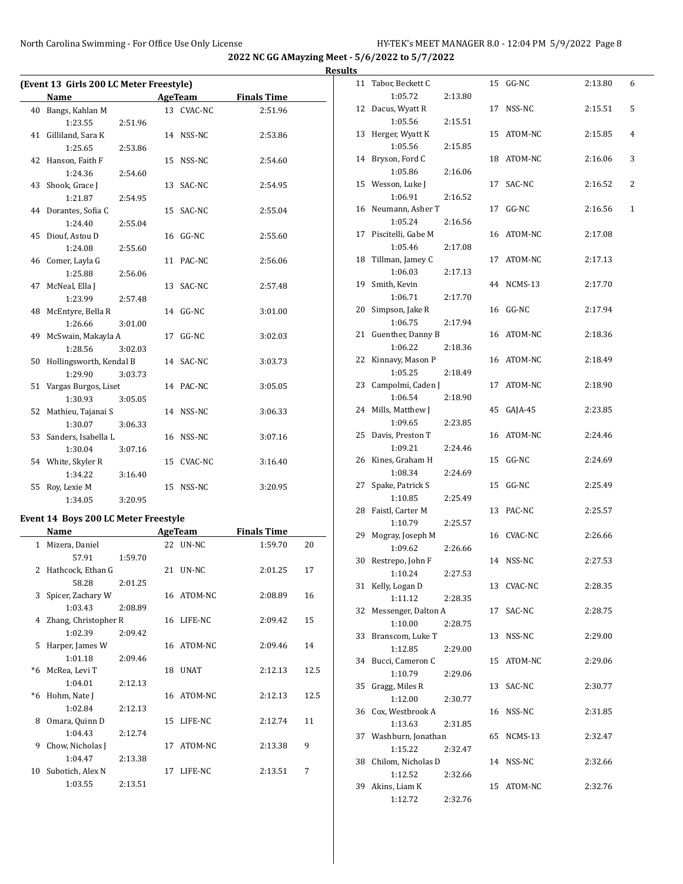## 2022 NC GG AMayzing Meet - 5/6/2022 to 5/7/2022

### Results

**(Event 13 Girls 200 LC Meter Freestyle)**

| | Name | Age | Team | Finals Time | |
|---|---|---|---|---|---|
| 40 | Bangs, Kahlan M | 13 | CVAC-NC | 2:51.96 | |
| | 1:23.55 | 2:51.96 | | | |
| 41 | Gilliland, Sara K | 14 | NSS-NC | 2:53.86 | |
| | 1:25.65 | 2:53.86 | | | |
| 42 | Hanson, Faith F | 15 | NSS-NC | 2:54.60 | |
| | 1:24.36 | 2:54.60 | | | |
| 43 | Shook, Grace J | 13 | SAC-NC | 2:54.95 | |
| | 1:21.87 | 2:54.95 | | | |
| 44 | Dorantes, Sofia C | 15 | SAC-NC | 2:55.04 | |
| | 1:24.40 | 2:55.04 | | | |
| 45 | Diouf, Astou D | 16 | GG-NC | 2:55.60 | |
| | 1:24.08 | 2:55.60 | | | |
| 46 | Comer, Layla G | 11 | PAC-NC | 2:56.06 | |
| | 1:25.88 | 2:56.06 | | | |
| 47 | McNeal, Ella J | 13 | SAC-NC | 2:57.48 | |
| | 1:23.99 | 2:57.48 | | | |
| 48 | McEntyre, Bella R | 14 | GG-NC | 3:01.00 | |
| | 1:26.66 | 3:01.00 | | | |
| 49 | McSwain, Makayla A | 17 | GG-NC | 3:02.03 | |
| | 1:28.56 | 3:02.03 | | | |
| 50 | Hollingsworth, Kendal B | 14 | SAC-NC | 3:03.73 | |
| | 1:29.90 | 3:03.73 | | | |
| 51 | Vargas Burgos, Liset | 14 | PAC-NC | 3:05.05 | |
| | 1:30.93 | 3:05.05 | | | |
| 52 | Mathieu, Tajanai S | 14 | NSS-NC | 3:06.33 | |
| | 1:30.07 | 3:06.33 | | | |
| 53 | Sanders, Isabella L | 16 | NSS-NC | 3:07.16 | |
| | 1:30.04 | 3:07.16 | | | |
| 54 | White, Skyler R | 15 | CVAC-NC | 3:16.40 | |
| | 1:34.22 | 3:16.40 | | | |
| 55 | Roy, Lexie M | 15 | NSS-NC | 3:20.95 | |
| | 1:34.05 | 3:20.95 | | | |

**Event 14 Boys 200 LC Meter Freestyle**

| | Name | Age | Team | Finals Time | |
|---|---|---|---|---|---|
| 1 | Mizera, Daniel | 22 | UN-NC | 1:59.70 | 20 |
| | 57.91 | 1:59.70 | | | |
| 2 | Hathcock, Ethan G | 21 | UN-NC | 2:01.25 | 17 |
| | 58.28 | 2:01.25 | | | |
| 3 | Spicer, Zachary W | 16 | ATOM-NC | 2:08.89 | 16 |
| | 1:03.43 | 2:08.89 | | | |
| 4 | Zhang, Christopher R | 16 | LIFE-NC | 2:09.42 | 15 |
| | 1:02.39 | 2:09.42 | | | |
| 5 | Harper, James W | 16 | ATOM-NC | 2:09.46 | 14 |
| | 1:01.18 | 2:09.46 | | | |
| *6 | McRea, Levi T | 18 | UNAT | 2:12.13 | 12.5 |
| | 1:04.01 | 2:12.13 | | | |
| *6 | Hohm, Nate J | 16 | ATOM-NC | 2:12.13 | 12.5 |
| | 1:02.84 | 2:12.13 | | | |
| 8 | Omara, Quinn D | 15 | LIFE-NC | 2:12.74 | 11 |
| | 1:04.43 | 2:12.74 | | | |
| 9 | Chow, Nicholas J | 17 | ATOM-NC | 2:13.38 | 9 |
| | 1:04.47 | 2:13.38 | | | |
| 10 | Subotich, Alex N | 17 | LIFE-NC | 2:13.51 | 7 |
| | 1:03.55 | 2:13.51 | | | |
| 11 | Tabor, Beckett C | 15 | GG-NC | 2:13.80 | 6 |
| | 1:05.72 | 2:13.80 | | | |
| 12 | Dacus, Wyatt R | 17 | NSS-NC | 2:15.51 | 5 |
| | 1:05.56 | 2:15.51 | | | |
| 13 | Herger, Wyatt K | 15 | ATOM-NC | 2:15.85 | 4 |
| | 1:05.56 | 2:15.85 | | | |
| 14 | Bryson, Ford C | 18 | ATOM-NC | 2:16.06 | 3 |
| | 1:05.86 | 2:16.06 | | | |
| 15 | Wesson, Luke J | 17 | SAC-NC | 2:16.52 | 2 |
| | 1:06.91 | 2:16.52 | | | |
| 16 | Neumann, Asher T | 17 | GG-NC | 2:16.56 | 1 |
| | 1:05.24 | 2:16.56 | | | |
| 17 | Piscitelli, Gabe M | 16 | ATOM-NC | 2:17.08 | |
| | 1:05.46 | 2:17.08 | | | |
| 18 | Tillman, Jamey C | 17 | ATOM-NC | 2:17.13 | |
| | 1:06.03 | 2:17.13 | | | |
| 19 | Smith, Kevin | 44 | NCMS-13 | 2:17.70 | |
| | 1:06.71 | 2:17.70 | | | |
| 20 | Simpson, Jake R | 16 | GG-NC | 2:17.94 | |
| | 1:06.75 | 2:17.94 | | | |
| 21 | Guenther, Danny B | 16 | ATOM-NC | 2:18.36 | |
| | 1:06.22 | 2:18.36 | | | |
| 22 | Kinnavy, Mason P | 16 | ATOM-NC | 2:18.49 | |
| | 1:05.25 | 2:18.49 | | | |
| 23 | Campolmi, Caden J | 17 | ATOM-NC | 2:18.90 | |
| | 1:06.54 | 2:18.90 | | | |
| 24 | Mills, Matthew J | 45 | GAJA-45 | 2:23.85 | |
| | 1:09.65 | 2:23.85 | | | |
| 25 | Davis, Preston T | 16 | ATOM-NC | 2:24.46 | |
| | 1:09.21 | 2:24.46 | | | |
| 26 | Kines, Graham H | 15 | GG-NC | 2:24.69 | |
| | 1:08.34 | 2:24.69 | | | |
| 27 | Spake, Patrick S | 15 | GG-NC | 2:25.49 | |
| | 1:10.85 | 2:25.49 | | | |
| 28 | Faistl, Carter M | 13 | PAC-NC | 2:25.57 | |
| | 1:10.79 | 2:25.57 | | | |
| 29 | Mogray, Joseph M | 16 | CVAC-NC | 2:26.66 | |
| | 1:09.62 | 2:26.66 | | | |
| 30 | Restrepo, John F | 14 | NSS-NC | 2:27.53 | |
| | 1:10.24 | 2:27.53 | | | |
| 31 | Kelly, Logan D | 13 | CVAC-NC | 2:28.35 | |
| | 1:11.12 | 2:28.35 | | | |
| 32 | Messenger, Dalton A | 17 | SAC-NC | 2:28.75 | |
| | 1:10.00 | 2:28.75 | | | |
| 33 | Branscom, Luke T | 13 | NSS-NC | 2:29.00 | |
| | 1:12.85 | 2:29.00 | | | |
| 34 | Bucci, Cameron C | 15 | ATOM-NC | 2:29.06 | |
| | 1:10.79 | 2:29.06 | | | |
| 35 | Gragg, Miles R | 13 | SAC-NC | 2:30.77 | |
| | 1:12.00 | 2:30.77 | | | |
| 36 | Cox, Westbrook A | 16 | NSS-NC | 2:31.85 | |
| | 1:13.63 | 2:31.85 | | | |
| 37 | Washburn, Jonathan | 65 | NCMS-13 | 2:32.47 | |
| | 1:15.22 | 2:32.47 | | | |
| 38 | Chilom, Nicholas D | 14 | NSS-NC | 2:32.66 | |
| | 1:12.52 | 2:32.66 | | | |
| 39 | Akins, Liam K | 15 | ATOM-NC | 2:32.76 | |
| | 1:12.72 | 2:32.76 | | | |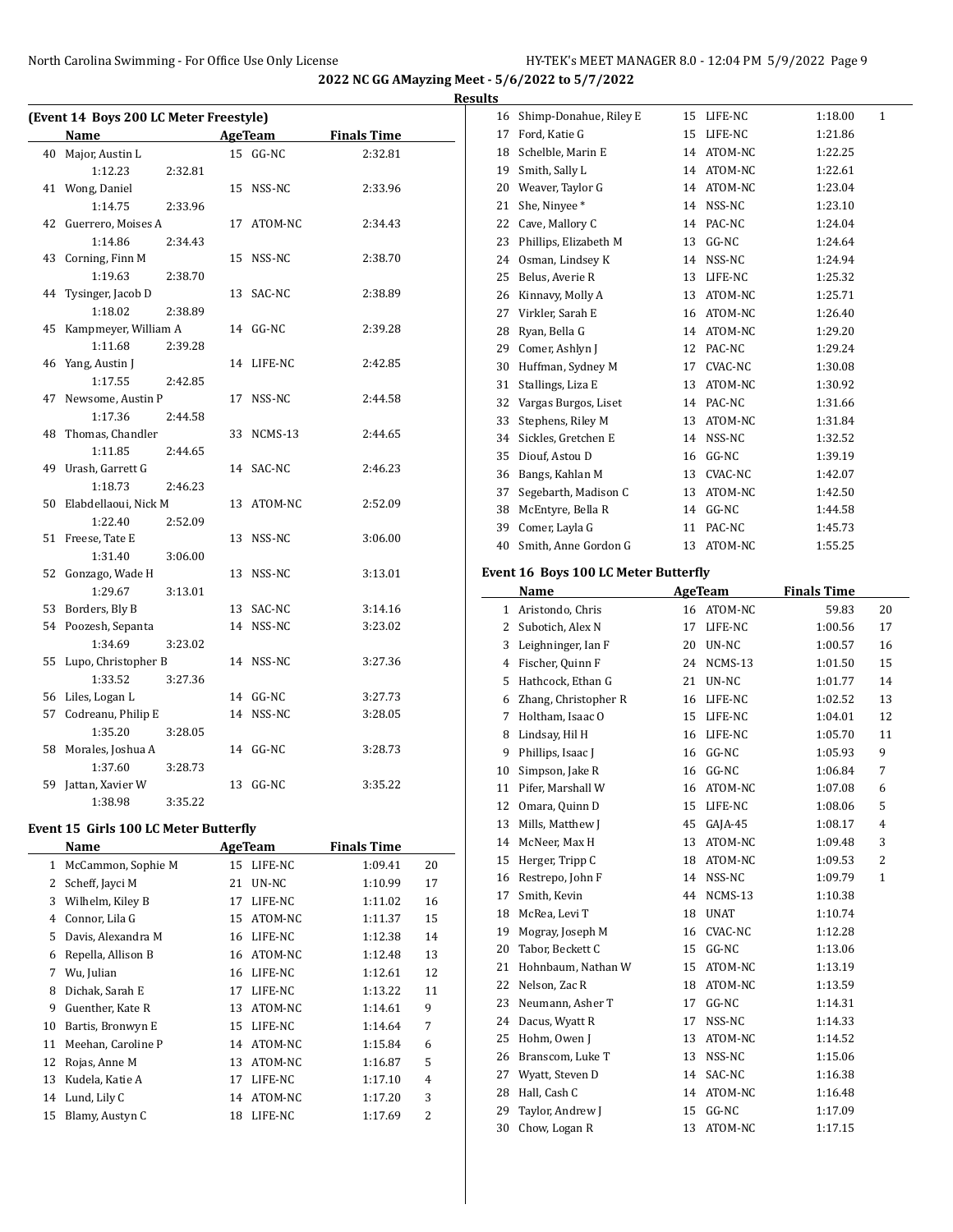**2022 NC GG AMayzing Meet - 5/6/2022 to 5/7/2022**

**Results**

**(Event 14 Boys 200 LC Meter Freestyle)**

| | Name | Age | Team | Finals Time |
|---|---|---|---|---|
| 40 | Major, Austin L | 15 | GG-NC | 2:32.81 |
| | 1:12.23 2:32.81 | | | |
| 41 | Wong, Daniel | 15 | NSS-NC | 2:33.96 |
| | 1:14.75 2:33.96 | | | |
| 42 | Guerrero, Moises A | 17 | ATOM-NC | 2:34.43 |
| | 1:14.86 2:34.43 | | | |
| 43 | Corning, Finn M | 15 | NSS-NC | 2:38.70 |
| | 1:19.63 2:38.70 | | | |
| 44 | Tysinger, Jacob D | 13 | SAC-NC | 2:38.89 |
| | 1:18.02 2:38.89 | | | |
| 45 | Kampmeyer, William A | 14 | GG-NC | 2:39.28 |
| | 1:11.68 2:39.28 | | | |
| 46 | Yang, Austin J | 14 | LIFE-NC | 2:42.85 |
| | 1:17.55 2:42.85 | | | |
| 47 | Newsome, Austin P | 17 | NSS-NC | 2:44.58 |
| | 1:17.36 2:44.58 | | | |
| 48 | Thomas, Chandler | 33 | NCMS-13 | 2:44.65 |
| | 1:11.85 2:44.65 | | | |
| 49 | Urash, Garrett G | 14 | SAC-NC | 2:46.23 |
| | 1:18.73 2:46.23 | | | |
| 50 | Elabdellaoui, Nick M | 13 | ATOM-NC | 2:52.09 |
| | 1:22.40 2:52.09 | | | |
| 51 | Freese, Tate E | 13 | NSS-NC | 3:06.00 |
| | 1:31.40 3:06.00 | | | |
| 52 | Gonzago, Wade H | 13 | NSS-NC | 3:13.01 |
| | 1:29.67 3:13.01 | | | |
| 53 | Borders, Bly B | 13 | SAC-NC | 3:14.16 |
| 54 | Poozesh, Sepanta | 14 | NSS-NC | 3:23.02 |
| | 1:34.69 3:23.02 | | | |
| 55 | Lupo, Christopher B | 14 | NSS-NC | 3:27.36 |
| | 1:33.52 3:27.36 | | | |
| 56 | Liles, Logan L | 14 | GG-NC | 3:27.73 |
| 57 | Codreanu, Philip E | 14 | NSS-NC | 3:28.05 |
| | 1:35.20 3:28.05 | | | |
| 58 | Morales, Joshua A | 14 | GG-NC | 3:28.73 |
| | 1:37.60 3:28.73 | | | |
| 59 | Jattan, Xavier W | 13 | GG-NC | 3:35.22 |
| | 1:38.98 3:35.22 | | | |

**Event 15 Girls 100 LC Meter Butterfly**

| | Name | Age | Team | Finals Time | Points |
|---|---|---|---|---|---|
| 1 | McCammon, Sophie M | 15 | LIFE-NC | 1:09.41 | 20 |
| 2 | Scheff, Jayci M | 21 | UN-NC | 1:10.99 | 17 |
| 3 | Wilhelm, Kiley B | 17 | LIFE-NC | 1:11.02 | 16 |
| 4 | Connor, Lila G | 15 | ATOM-NC | 1:11.37 | 15 |
| 5 | Davis, Alexandra M | 16 | LIFE-NC | 1:12.38 | 14 |
| 6 | Repella, Allison B | 16 | ATOM-NC | 1:12.48 | 13 |
| 7 | Wu, Julian | 16 | LIFE-NC | 1:12.61 | 12 |
| 8 | Dichak, Sarah E | 17 | LIFE-NC | 1:13.22 | 11 |
| 9 | Guenther, Kate R | 13 | ATOM-NC | 1:14.61 | 9 |
| 10 | Bartis, Bronwyn E | 15 | LIFE-NC | 1:14.64 | 7 |
| 11 | Meehan, Caroline P | 14 | ATOM-NC | 1:15.84 | 6 |
| 12 | Rojas, Anne M | 13 | ATOM-NC | 1:16.87 | 5 |
| 13 | Kudela, Katie A | 17 | LIFE-NC | 1:17.10 | 4 |
| 14 | Lund, Lily C | 14 | ATOM-NC | 1:17.20 | 3 |
| 15 | Blamy, Austyn C | 18 | LIFE-NC | 1:17.69 | 2 |
| 16 | Shimp-Donahue, Riley E | 15 | LIFE-NC | 1:18.00 | 1 |
| 17 | Ford, Katie G | 15 | LIFE-NC | 1:21.86 | |
| 18 | Schelble, Marin E | 14 | ATOM-NC | 1:22.25 | |
| 19 | Smith, Sally L | 14 | ATOM-NC | 1:22.61 | |
| 20 | Weaver, Taylor G | 14 | ATOM-NC | 1:23.04 | |
| 21 | She, Ninyee * | 14 | NSS-NC | 1:23.10 | |
| 22 | Cave, Mallory C | 14 | PAC-NC | 1:24.04 | |
| 23 | Phillips, Elizabeth M | 13 | GG-NC | 1:24.64 | |
| 24 | Osman, Lindsey K | 14 | NSS-NC | 1:24.94 | |
| 25 | Belus, Averie R | 13 | LIFE-NC | 1:25.32 | |
| 26 | Kinnavy, Molly A | 13 | ATOM-NC | 1:25.71 | |
| 27 | Virkler, Sarah E | 16 | ATOM-NC | 1:26.40 | |
| 28 | Ryan, Bella G | 14 | ATOM-NC | 1:29.20 | |
| 29 | Comer, Ashlyn J | 12 | PAC-NC | 1:29.24 | |
| 30 | Huffman, Sydney M | 17 | CVAC-NC | 1:30.08 | |
| 31 | Stallings, Liza E | 13 | ATOM-NC | 1:30.92 | |
| 32 | Vargas Burgos, Liset | 14 | PAC-NC | 1:31.66 | |
| 33 | Stephens, Riley M | 13 | ATOM-NC | 1:31.84 | |
| 34 | Sickles, Gretchen E | 14 | NSS-NC | 1:32.52 | |
| 35 | Diouf, Astou D | 16 | GG-NC | 1:39.19 | |
| 36 | Bangs, Kahlan M | 13 | CVAC-NC | 1:42.07 | |
| 37 | Segebarth, Madison C | 13 | ATOM-NC | 1:42.50 | |
| 38 | McEntyre, Bella R | 14 | GG-NC | 1:44.58 | |
| 39 | Comer, Layla G | 11 | PAC-NC | 1:45.73 | |
| 40 | Smith, Anne Gordon G | 13 | ATOM-NC | 1:55.25 | |

**Event 16 Boys 100 LC Meter Butterfly**

| | Name | Age | Team | Finals Time | Points |
|---|---|---|---|---|---|
| 1 | Aristondo, Chris | 16 | ATOM-NC | 59.83 | 20 |
| 2 | Subotich, Alex N | 17 | LIFE-NC | 1:00.56 | 17 |
| 3 | Leighninger, Ian F | 20 | UN-NC | 1:00.57 | 16 |
| 4 | Fischer, Quinn F | 24 | NCMS-13 | 1:01.50 | 15 |
| 5 | Hathcock, Ethan G | 21 | UN-NC | 1:01.77 | 14 |
| 6 | Zhang, Christopher R | 16 | LIFE-NC | 1:02.52 | 13 |
| 7 | Holtham, Isaac O | 15 | LIFE-NC | 1:04.01 | 12 |
| 8 | Lindsay, Hil H | 16 | LIFE-NC | 1:05.70 | 11 |
| 9 | Phillips, Isaac J | 16 | GG-NC | 1:05.93 | 9 |
| 10 | Simpson, Jake R | 16 | GG-NC | 1:06.84 | 7 |
| 11 | Pifer, Marshall W | 16 | ATOM-NC | 1:07.08 | 6 |
| 12 | Omara, Quinn D | 15 | LIFE-NC | 1:08.06 | 5 |
| 13 | Mills, Matthew J | 45 | GAJA-45 | 1:08.17 | 4 |
| 14 | McNeer, Max H | 13 | ATOM-NC | 1:09.48 | 3 |
| 15 | Herger, Tripp C | 18 | ATOM-NC | 1:09.53 | 2 |
| 16 | Restrepo, John F | 14 | NSS-NC | 1:09.79 | 1 |
| 17 | Smith, Kevin | 44 | NCMS-13 | 1:10.38 | |
| 18 | McRea, Levi T | 18 | UNAT | 1:10.74 | |
| 19 | Mogray, Joseph M | 16 | CVAC-NC | 1:12.28 | |
| 20 | Tabor, Beckett C | 15 | GG-NC | 1:13.06 | |
| 21 | Hohnbaum, Nathan W | 15 | ATOM-NC | 1:13.19 | |
| 22 | Nelson, Zac R | 18 | ATOM-NC | 1:13.59 | |
| 23 | Neumann, Asher T | 17 | GG-NC | 1:14.31 | |
| 24 | Dacus, Wyatt R | 17 | NSS-NC | 1:14.33 | |
| 25 | Hohm, Owen J | 13 | ATOM-NC | 1:14.52 | |
| 26 | Branscom, Luke T | 13 | NSS-NC | 1:15.06 | |
| 27 | Wyatt, Steven D | 14 | SAC-NC | 1:16.38 | |
| 28 | Hall, Cash C | 14 | ATOM-NC | 1:16.48 | |
| 29 | Taylor, Andrew J | 15 | GG-NC | 1:17.09 | |
| 30 | Chow, Logan R | 13 | ATOM-NC | 1:17.15 | |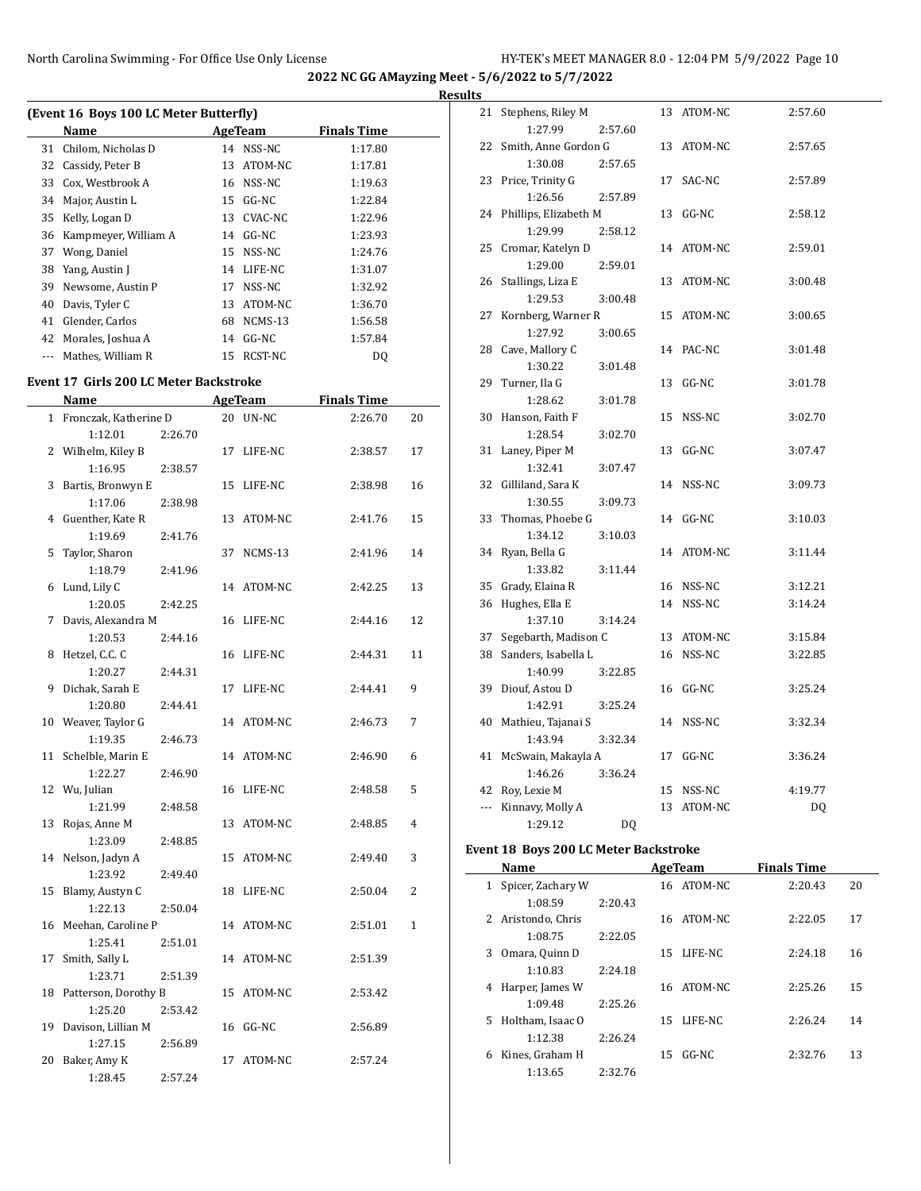**2022 NC GG AMayzing Meet - 5/6/2022 to 5/7/2022**

**Results**

**(Event 16 Boys 100 LC Meter Butterfly)**

| | Name | Age | Team | Finals Time |
|---|---|---|---|---|
| 31 | Chilom, Nicholas D | 14 | NSS-NC | 1:17.80 |
| 32 | Cassidy, Peter B | 13 | ATOM-NC | 1:17.81 |
| 33 | Cox, Westbrook A | 16 | NSS-NC | 1:19.63 |
| 34 | Major, Austin L | 15 | GG-NC | 1:22.84 |
| 35 | Kelly, Logan D | 13 | CVAC-NC | 1:22.96 |
| 36 | Kampmeyer, William A | 14 | GG-NC | 1:23.93 |
| 37 | Wong, Daniel | 15 | NSS-NC | 1:24.76 |
| 38 | Yang, Austin J | 14 | LIFE-NC | 1:31.07 |
| 39 | Newsome, Austin P | 17 | NSS-NC | 1:32.92 |
| 40 | Davis, Tyler C | 13 | ATOM-NC | 1:36.70 |
| 41 | Glender, Carlos | 68 | NCMS-13 | 1:56.58 |
| 42 | Morales, Joshua A | 14 | GG-NC | 1:57.84 |
| --- | Mathes, William R | 15 | RCST-NC | DQ |

**Event 17 Girls 200 LC Meter Backstroke**

| | Name | Age | Team | Finals Time | Points | Splits |
|---|---|---|---|---|---|---|
| 1 | Fronczak, Katherine D | 20 | UN-NC | 2:26.70 | 20 | 1:12.01 2:26.70 |
| 2 | Wilhelm, Kiley B | 17 | LIFE-NC | 2:38.57 | 17 | 1:16.95 2:38.57 |
| 3 | Bartis, Bronwyn E | 15 | LIFE-NC | 2:38.98 | 16 | 1:17.06 2:38.98 |
| 4 | Guenther, Kate R | 13 | ATOM-NC | 2:41.76 | 15 | 1:19.69 2:41.76 |
| 5 | Taylor, Sharon | 37 | NCMS-13 | 2:41.96 | 14 | 1:18.79 2:41.96 |
| 6 | Lund, Lily C | 14 | ATOM-NC | 2:42.25 | 13 | 1:20.05 2:42.25 |
| 7 | Davis, Alexandra M | 16 | LIFE-NC | 2:44.16 | 12 | 1:20.53 2:44.16 |
| 8 | Hetzel, C.C. C | 16 | LIFE-NC | 2:44.31 | 11 | 1:20.27 2:44.31 |
| 9 | Dichak, Sarah E | 17 | LIFE-NC | 2:44.41 | 9 | 1:20.80 2:44.41 |
| 10 | Weaver, Taylor G | 14 | ATOM-NC | 2:46.73 | 7 | 1:19.35 2:46.73 |
| 11 | Schelble, Marin E | 14 | ATOM-NC | 2:46.90 | 6 | 1:22.27 2:46.90 |
| 12 | Wu, Julian | 16 | LIFE-NC | 2:48.58 | 5 | 1:21.99 2:48.58 |
| 13 | Rojas, Anne M | 13 | ATOM-NC | 2:48.85 | 4 | 1:23.09 2:48.85 |
| 14 | Nelson, Jadyn A | 15 | ATOM-NC | 2:49.40 | 3 | 1:23.92 2:49.40 |
| 15 | Blamy, Austyn C | 18 | LIFE-NC | 2:50.04 | 2 | 1:22.13 2:50.04 |
| 16 | Meehan, Caroline P | 14 | ATOM-NC | 2:51.01 | 1 | 1:25.41 2:51.01 |
| 17 | Smith, Sally L | 14 | ATOM-NC | 2:51.39 | | 1:23.71 2:51.39 |
| 18 | Patterson, Dorothy B | 15 | ATOM-NC | 2:53.42 | | 1:25.20 2:53.42 |
| 19 | Davison, Lillian M | 16 | GG-NC | 2:56.89 | | 1:27.15 2:56.89 |
| 20 | Baker, Amy K | 17 | ATOM-NC | 2:57.24 | | 1:28.45 2:57.24 |
| 21 | Stephens, Riley M | 13 | ATOM-NC | 2:57.60 | | 1:27.99 2:57.60 |
| 22 | Smith, Anne Gordon G | 13 | ATOM-NC | 2:57.65 | | 1:30.08 2:57.65 |
| 23 | Price, Trinity G | 17 | SAC-NC | 2:57.89 | | 1:26.56 2:57.89 |
| 24 | Phillips, Elizabeth M | 13 | GG-NC | 2:58.12 | | 1:29.99 2:58.12 |
| 25 | Cromar, Katelyn D | 14 | ATOM-NC | 2:59.01 | | 1:29.00 2:59.01 |
| 26 | Stallings, Liza E | 13 | ATOM-NC | 3:00.48 | | 1:29.53 3:00.48 |
| 27 | Kornberg, Warner R | 15 | ATOM-NC | 3:00.65 | | 1:27.92 3:00.65 |
| 28 | Cave, Mallory C | 14 | PAC-NC | 3:01.48 | | 1:30.22 3:01.48 |
| 29 | Turner, Ila G | 13 | GG-NC | 3:01.78 | | 1:28.62 3:01.78 |
| 30 | Hanson, Faith F | 15 | NSS-NC | 3:02.70 | | 1:28.54 3:02.70 |
| 31 | Laney, Piper M | 13 | GG-NC | 3:07.47 | | 1:32.41 3:07.47 |
| 32 | Gilliland, Sara K | 14 | NSS-NC | 3:09.73 | | 1:30.55 3:09.73 |
| 33 | Thomas, Phoebe G | 14 | GG-NC | 3:10.03 | | 1:34.12 3:10.03 |
| 34 | Ryan, Bella G | 14 | ATOM-NC | 3:11.44 | | 1:33.82 3:11.44 |
| 35 | Grady, Elaina R | 16 | NSS-NC | 3:12.21 | | |
| 36 | Hughes, Ella E | 14 | NSS-NC | 3:14.24 | | 1:37.10 3:14.24 |
| 37 | Segebarth, Madison C | 13 | ATOM-NC | 3:15.84 | | |
| 38 | Sanders, Isabella L | 16 | NSS-NC | 3:22.85 | | 1:40.99 3:22.85 |
| 39 | Diouf, Astou D | 16 | GG-NC | 3:25.24 | | 1:42.91 3:25.24 |
| 40 | Mathieu, Tajanai S | 14 | NSS-NC | 3:32.34 | | 1:43.94 3:32.34 |
| 41 | McSwain, Makayla A | 17 | GG-NC | 3:36.24 | | 1:46.26 3:36.24 |
| 42 | Roy, Lexie M | 15 | NSS-NC | 4:19.77 | | |
| --- | Kinnavy, Molly A | 13 | ATOM-NC | DQ | | 1:29.12 DQ |

**Event 18 Boys 200 LC Meter Backstroke**

| | Name | Age | Team | Finals Time | Points | Splits |
|---|---|---|---|---|---|---|
| 1 | Spicer, Zachary W | 16 | ATOM-NC | 2:20.43 | 20 | 1:08.59 2:20.43 |
| 2 | Aristondo, Chris | 16 | ATOM-NC | 2:22.05 | 17 | 1:08.75 2:22.05 |
| 3 | Omara, Quinn D | 15 | LIFE-NC | 2:24.18 | 16 | 1:10.83 2:24.18 |
| 4 | Harper, James W | 16 | ATOM-NC | 2:25.26 | 15 | 1:09.48 2:25.26 |
| 5 | Holtham, Isaac O | 15 | LIFE-NC | 2:26.24 | 14 | 1:12.38 2:26.24 |
| 6 | Kines, Graham H | 15 | GG-NC | 2:32.76 | 13 | 1:13.65 2:32.76 |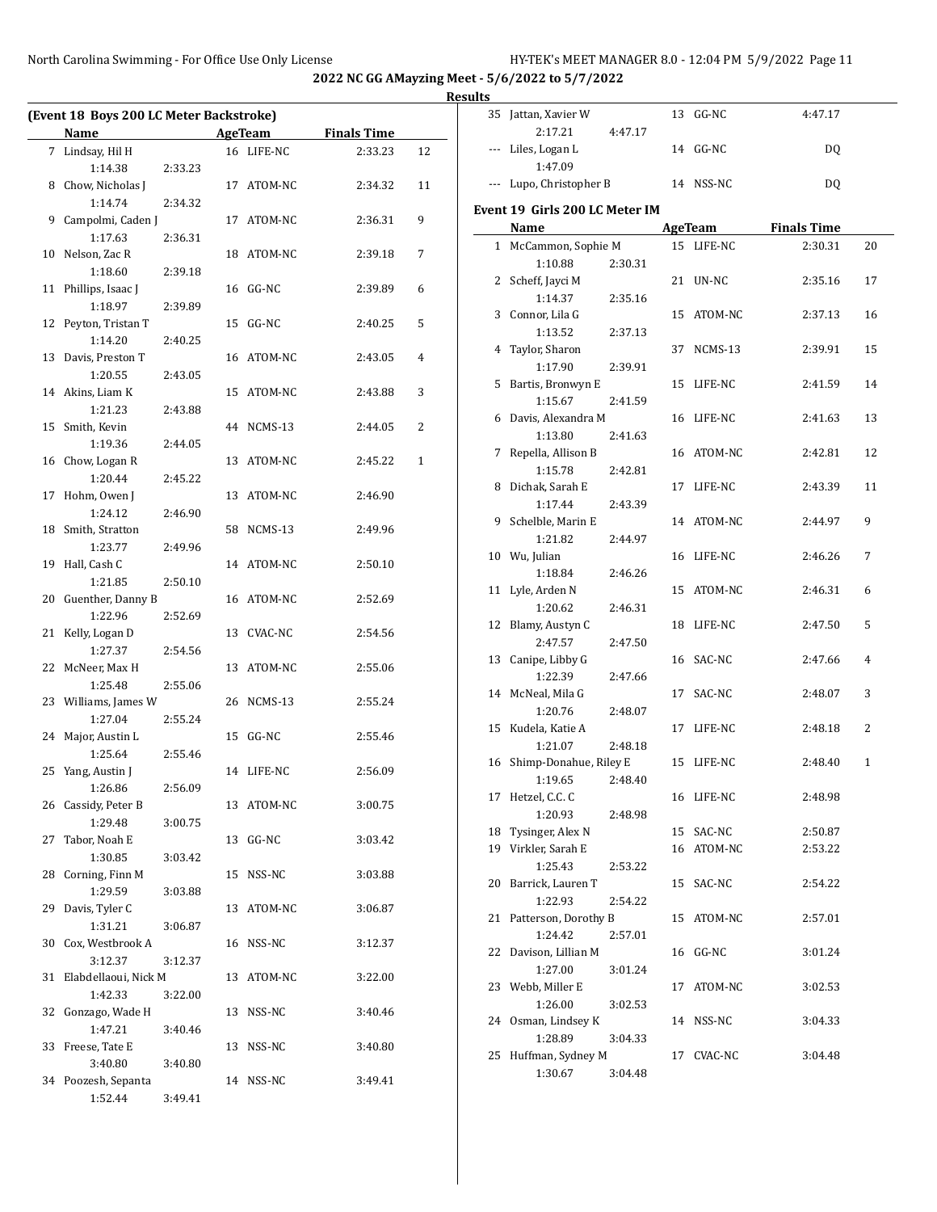**2022 NC GG AMayzing Meet - 5/6/2022 to 5/7/2022**

**Results**

### (Event 18 Boys 200 LC Meter Backstroke)

| | Name | Age | Team | Finals Time | Points |
|---|---|---|---|---|---|
| 7 | Lindsay, Hil H | 16 | LIFE-NC | 2:33.23 | 12 |
| | 1:14.38 2:33.23 | | | | |
| 8 | Chow, Nicholas J | 17 | ATOM-NC | 2:34.32 | 11 |
| | 1:14.74 2:34.32 | | | | |
| 9 | Campolmi, Caden J | 17 | ATOM-NC | 2:36.31 | 9 |
| | 1:17.63 2:36.31 | | | | |
| 10 | Nelson, Zac R | 18 | ATOM-NC | 2:39.18 | 7 |
| | 1:18.60 2:39.18 | | | | |
| 11 | Phillips, Isaac J | 16 | GG-NC | 2:39.89 | 6 |
| | 1:18.97 2:39.89 | | | | |
| 12 | Peyton, Tristan T | 15 | GG-NC | 2:40.25 | 5 |
| | 1:14.20 2:40.25 | | | | |
| 13 | Davis, Preston T | 16 | ATOM-NC | 2:43.05 | 4 |
| | 1:20.55 2:43.05 | | | | |
| 14 | Akins, Liam K | 15 | ATOM-NC | 2:43.88 | 3 |
| | 1:21.23 2:43.88 | | | | |
| 15 | Smith, Kevin | 44 | NCMS-13 | 2:44.05 | 2 |
| | 1:19.36 2:44.05 | | | | |
| 16 | Chow, Logan R | 13 | ATOM-NC | 2:45.22 | 1 |
| | 1:20.44 2:45.22 | | | | |
| 17 | Hohm, Owen J | 13 | ATOM-NC | 2:46.90 | |
| | 1:24.12 2:46.90 | | | | |
| 18 | Smith, Stratton | 58 | NCMS-13 | 2:49.96 | |
| | 1:23.77 2:49.96 | | | | |
| 19 | Hall, Cash C | 14 | ATOM-NC | 2:50.10 | |
| | 1:21.85 2:50.10 | | | | |
| 20 | Guenther, Danny B | 16 | ATOM-NC | 2:52.69 | |
| | 1:22.96 2:52.69 | | | | |
| 21 | Kelly, Logan D | 13 | CVAC-NC | 2:54.56 | |
| | 1:27.37 2:54.56 | | | | |
| 22 | McNeer, Max H | 13 | ATOM-NC | 2:55.06 | |
| | 1:25.48 2:55.06 | | | | |
| 23 | Williams, James W | 26 | NCMS-13 | 2:55.24 | |
| | 1:27.04 2:55.24 | | | | |
| 24 | Major, Austin L | 15 | GG-NC | 2:55.46 | |
| | 1:25.64 2:55.46 | | | | |
| 25 | Yang, Austin J | 14 | LIFE-NC | 2:56.09 | |
| | 1:26.86 2:56.09 | | | | |
| 26 | Cassidy, Peter B | 13 | ATOM-NC | 3:00.75 | |
| | 1:29.48 3:00.75 | | | | |
| 27 | Tabor, Noah E | 13 | GG-NC | 3:03.42 | |
| | 1:30.85 3:03.42 | | | | |
| 28 | Corning, Finn M | 15 | NSS-NC | 3:03.88 | |
| | 1:29.59 3:03.88 | | | | |
| 29 | Davis, Tyler C | 13 | ATOM-NC | 3:06.87 | |
| | 1:31.21 3:06.87 | | | | |
| 30 | Cox, Westbrook A | 16 | NSS-NC | 3:12.37 | |
| | 3:12.37 3:12.37 | | | | |
| 31 | Elabdellaoui, Nick M | 13 | ATOM-NC | 3:22.00 | |
| | 1:42.33 3:22.00 | | | | |
| 32 | Gonzago, Wade H | 13 | NSS-NC | 3:40.46 | |
| | 1:47.21 3:40.46 | | | | |
| 33 | Freese, Tate E | 13 | NSS-NC | 3:40.80 | |
| | 3:40.80 3:40.80 | | | | |
| 34 | Poozesh, Sepanta | 14 | NSS-NC | 3:49.41 | |
| | 1:52.44 3:49.41 | | | | |
| 35 | Jattan, Xavier W | 13 | GG-NC | 4:47.17 | |
| | 2:17.21 4:47.17 | | | | |
| --- | Liles, Logan L | 14 | GG-NC | DQ | |
| | 1:47.09 | | | | |
| --- | Lupo, Christopher B | 14 | NSS-NC | DQ | |

### Event 19 Girls 200 LC Meter IM

| | Name | Age | Team | Finals Time | Points |
|---|---|---|---|---|---|
| 1 | McCammon, Sophie M | 15 | LIFE-NC | 2:30.31 | 20 |
| | 1:10.88 2:30.31 | | | | |
| 2 | Scheff, Jayci M | 21 | UN-NC | 2:35.16 | 17 |
| | 1:14.37 2:35.16 | | | | |
| 3 | Connor, Lila G | 15 | ATOM-NC | 2:37.13 | 16 |
| | 1:13.52 2:37.13 | | | | |
| 4 | Taylor, Sharon | 37 | NCMS-13 | 2:39.91 | 15 |
| | 1:17.90 2:39.91 | | | | |
| 5 | Bartis, Bronwyn E | 15 | LIFE-NC | 2:41.59 | 14 |
| | 1:15.67 2:41.59 | | | | |
| 6 | Davis, Alexandra M | 16 | LIFE-NC | 2:41.63 | 13 |
| | 1:13.80 2:41.63 | | | | |
| 7 | Repella, Allison B | 16 | ATOM-NC | 2:42.81 | 12 |
| | 1:15.78 2:42.81 | | | | |
| 8 | Dichak, Sarah E | 17 | LIFE-NC | 2:43.39 | 11 |
| | 1:17.44 2:43.39 | | | | |
| 9 | Schelble, Marin E | 14 | ATOM-NC | 2:44.97 | 9 |
| | 1:21.82 2:44.97 | | | | |
| 10 | Wu, Julian | 16 | LIFE-NC | 2:46.26 | 7 |
| | 1:18.84 2:46.26 | | | | |
| 11 | Lyle, Arden N | 15 | ATOM-NC | 2:46.31 | 6 |
| | 1:20.62 2:46.31 | | | | |
| 12 | Blamy, Austyn C | 18 | LIFE-NC | 2:47.50 | 5 |
| | 2:47.57 2:47.50 | | | | |
| 13 | Canipe, Libby G | 16 | SAC-NC | 2:47.66 | 4 |
| | 1:22.39 2:47.66 | | | | |
| 14 | McNeal, Mila G | 17 | SAC-NC | 2:48.07 | 3 |
| | 1:20.76 2:48.07 | | | | |
| 15 | Kudela, Katie A | 17 | LIFE-NC | 2:48.18 | 2 |
| | 1:21.07 2:48.18 | | | | |
| 16 | Shimp-Donahue, Riley E | 15 | LIFE-NC | 2:48.40 | 1 |
| | 1:19.65 2:48.40 | | | | |
| 17 | Hetzel, C.C. C | 16 | LIFE-NC | 2:48.98 | |
| | 1:20.93 2:48.98 | | | | |
| 18 | Tysinger, Alex N | 15 | SAC-NC | 2:50.87 | |
| 19 | Virkler, Sarah E | 16 | ATOM-NC | 2:53.22 | |
| | 1:25.43 2:53.22 | | | | |
| 20 | Barrick, Lauren T | 15 | SAC-NC | 2:54.22 | |
| | 1:22.93 2:54.22 | | | | |
| 21 | Patterson, Dorothy B | 15 | ATOM-NC | 2:57.01 | |
| | 1:24.42 2:57.01 | | | | |
| 22 | Davison, Lillian M | 16 | GG-NC | 3:01.24 | |
| | 1:27.00 3:01.24 | | | | |
| 23 | Webb, Miller E | 17 | ATOM-NC | 3:02.53 | |
| | 1:26.00 3:02.53 | | | | |
| 24 | Osman, Lindsey K | 14 | NSS-NC | 3:04.33 | |
| | 1:28.89 3:04.33 | | | | |
| 25 | Huffman, Sydney M | 17 | CVAC-NC | 3:04.48 | |
| | 1:30.67 3:04.48 | | | | |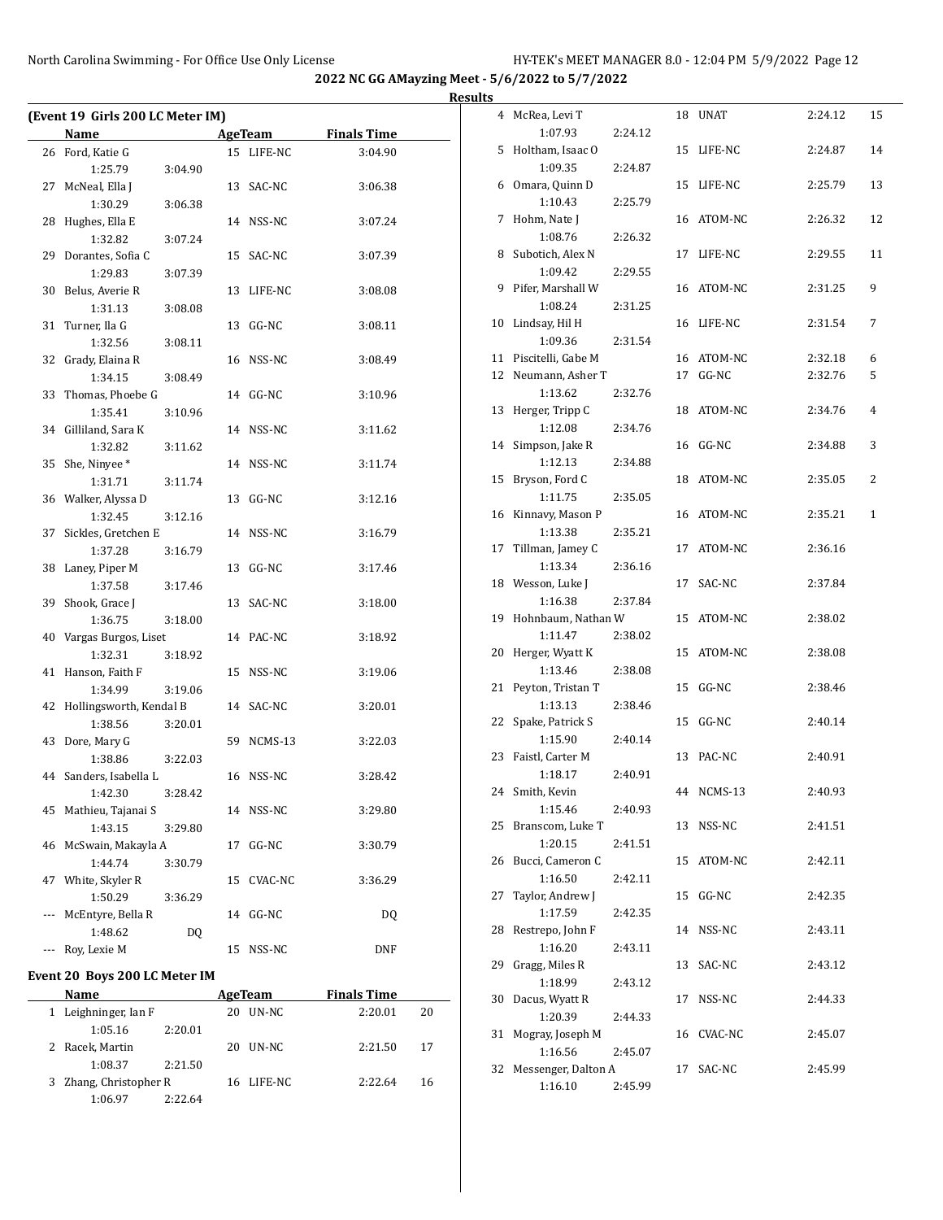**2022 NC GG AMayzing Meet - 5/6/2022 to 5/7/2022**

**Results**

### (Event 19 Girls 200 LC Meter IM)

| | Name | Age | Team | Split | Finals Time |
|---|---|---|---|---|---|
| 26 | Ford, Katie G | 15 | LIFE-NC | 1:25.79 / 3:04.90 | 3:04.90 |
| 27 | McNeal, Ella J | 13 | SAC-NC | 1:30.29 / 3:06.38 | 3:06.38 |
| 28 | Hughes, Ella E | 14 | NSS-NC | 1:32.82 / 3:07.24 | 3:07.24 |
| 29 | Dorantes, Sofia C | 15 | SAC-NC | 1:29.83 / 3:07.39 | 3:07.39 |
| 30 | Belus, Averie R | 13 | LIFE-NC | 1:31.13 / 3:08.08 | 3:08.08 |
| 31 | Turner, Ila G | 13 | GG-NC | 1:32.56 / 3:08.11 | 3:08.11 |
| 32 | Grady, Elaina R | 16 | NSS-NC | 1:34.15 / 3:08.49 | 3:08.49 |
| 33 | Thomas, Phoebe G | 14 | GG-NC | 1:35.41 / 3:10.96 | 3:10.96 |
| 34 | Gilliland, Sara K | 14 | NSS-NC | 1:32.82 / 3:11.62 | 3:11.62 |
| 35 | She, Ninyee * | 14 | NSS-NC | 1:31.71 / 3:11.74 | 3:11.74 |
| 36 | Walker, Alyssa D | 13 | GG-NC | 1:32.45 / 3:12.16 | 3:12.16 |
| 37 | Sickles, Gretchen E | 14 | NSS-NC | 1:37.28 / 3:16.79 | 3:16.79 |
| 38 | Laney, Piper M | 13 | GG-NC | 1:37.58 / 3:17.46 | 3:17.46 |
| 39 | Shook, Grace J | 13 | SAC-NC | 1:36.75 / 3:18.00 | 3:18.00 |
| 40 | Vargas Burgos, Liset | 14 | PAC-NC | 1:32.31 / 3:18.92 | 3:18.92 |
| 41 | Hanson, Faith F | 15 | NSS-NC | 1:34.99 / 3:19.06 | 3:19.06 |
| 42 | Hollingsworth, Kendal B | 14 | SAC-NC | 1:38.56 / 3:20.01 | 3:20.01 |
| 43 | Dore, Mary G | 59 | NCMS-13 | 1:38.86 / 3:22.03 | 3:22.03 |
| 44 | Sanders, Isabella L | 16 | NSS-NC | 1:42.30 / 3:28.42 | 3:28.42 |
| 45 | Mathieu, Tajanai S | 14 | NSS-NC | 1:43.15 / 3:29.80 | 3:29.80 |
| 46 | McSwain, Makayla A | 17 | GG-NC | 1:44.74 / 3:30.79 | 3:30.79 |
| 47 | White, Skyler R | 15 | CVAC-NC | 1:50.29 / 3:36.29 | 3:36.29 |
| --- | McEntyre, Bella R | 14 | GG-NC | 1:48.62 / DQ | DQ |
| --- | Roy, Lexie M | 15 | NSS-NC | | DNF |

### Event 20 Boys 200 LC Meter IM

| | Name | Age | Team | Split | Finals Time | Points |
|---|---|---|---|---|---|---|
| 1 | Leighninger, Ian F | 20 | UN-NC | 1:05.16 / 2:20.01 | 2:20.01 | 20 |
| 2 | Racek, Martin | 20 | UN-NC | 1:08.37 / 2:21.50 | 2:21.50 | 17 |
| 3 | Zhang, Christopher R | 16 | LIFE-NC | 1:06.97 / 2:22.64 | 2:22.64 | 16 |
| 4 | McRea, Levi T | 18 | UNAT | 1:07.93 / 2:24.12 | 2:24.12 | 15 |
| 5 | Holtham, Isaac O | 15 | LIFE-NC | 1:09.35 / 2:24.87 | 2:24.87 | 14 |
| 6 | Omara, Quinn D | 15 | LIFE-NC | 1:10.43 / 2:25.79 | 2:25.79 | 13 |
| 7 | Hohm, Nate J | 16 | ATOM-NC | 1:08.76 / 2:26.32 | 2:26.32 | 12 |
| 8 | Subotich, Alex N | 17 | LIFE-NC | 1:09.42 / 2:29.55 | 2:29.55 | 11 |
| 9 | Pifer, Marshall W | 16 | ATOM-NC | 1:08.24 / 2:31.25 | 2:31.25 | 9 |
| 10 | Lindsay, Hil H | 16 | LIFE-NC | 1:09.36 / 2:31.54 | 2:31.54 | 7 |
| 11 | Piscitelli, Gabe M | 16 | ATOM-NC | | 2:32.18 | 6 |
| 12 | Neumann, Asher T | 17 | GG-NC | 1:13.62 / 2:32.76 | 2:32.76 | 5 |
| 13 | Herger, Tripp C | 18 | ATOM-NC | 1:12.08 / 2:34.76 | 2:34.76 | 4 |
| 14 | Simpson, Jake R | 16 | GG-NC | 1:12.13 / 2:34.88 | 2:34.88 | 3 |
| 15 | Bryson, Ford C | 18 | ATOM-NC | 1:11.75 / 2:35.05 | 2:35.05 | 2 |
| 16 | Kinnavy, Mason P | 16 | ATOM-NC | 1:13.38 / 2:35.21 | 2:35.21 | 1 |
| 17 | Tillman, Jamey C | 17 | ATOM-NC | 1:13.34 / 2:36.16 | 2:36.16 | |
| 18 | Wesson, Luke J | 17 | SAC-NC | 1:16.38 / 2:37.84 | 2:37.84 | |
| 19 | Hohnbaum, Nathan W | 15 | ATOM-NC | 1:11.47 / 2:38.02 | 2:38.02 | |
| 20 | Herger, Wyatt K | 15 | ATOM-NC | 1:13.46 / 2:38.08 | 2:38.08 | |
| 21 | Peyton, Tristan T | 15 | GG-NC | 1:13.13 / 2:38.46 | 2:38.46 | |
| 22 | Spake, Patrick S | 15 | GG-NC | 1:15.90 / 2:40.14 | 2:40.14 | |
| 23 | Faistl, Carter M | 13 | PAC-NC | 1:18.17 / 2:40.91 | 2:40.91 | |
| 24 | Smith, Kevin | 44 | NCMS-13 | 1:15.46 / 2:40.93 | 2:40.93 | |
| 25 | Branscom, Luke T | 13 | NSS-NC | 1:20.15 / 2:41.51 | 2:41.51 | |
| 26 | Bucci, Cameron C | 15 | ATOM-NC | 1:16.50 / 2:42.11 | 2:42.11 | |
| 27 | Taylor, Andrew J | 15 | GG-NC | 1:17.59 / 2:42.35 | 2:42.35 | |
| 28 | Restrepo, John F | 14 | NSS-NC | 1:16.20 / 2:43.11 | 2:43.11 | |
| 29 | Gragg, Miles R | 13 | SAC-NC | 1:18.99 / 2:43.12 | 2:43.12 | |
| 30 | Dacus, Wyatt R | 17 | NSS-NC | 1:20.39 / 2:44.33 | 2:44.33 | |
| 31 | Mogray, Joseph M | 16 | CVAC-NC | 1:16.56 / 2:45.07 | 2:45.07 | |
| 32 | Messenger, Dalton A | 17 | SAC-NC | 1:16.10 / 2:45.99 | 2:45.99 | |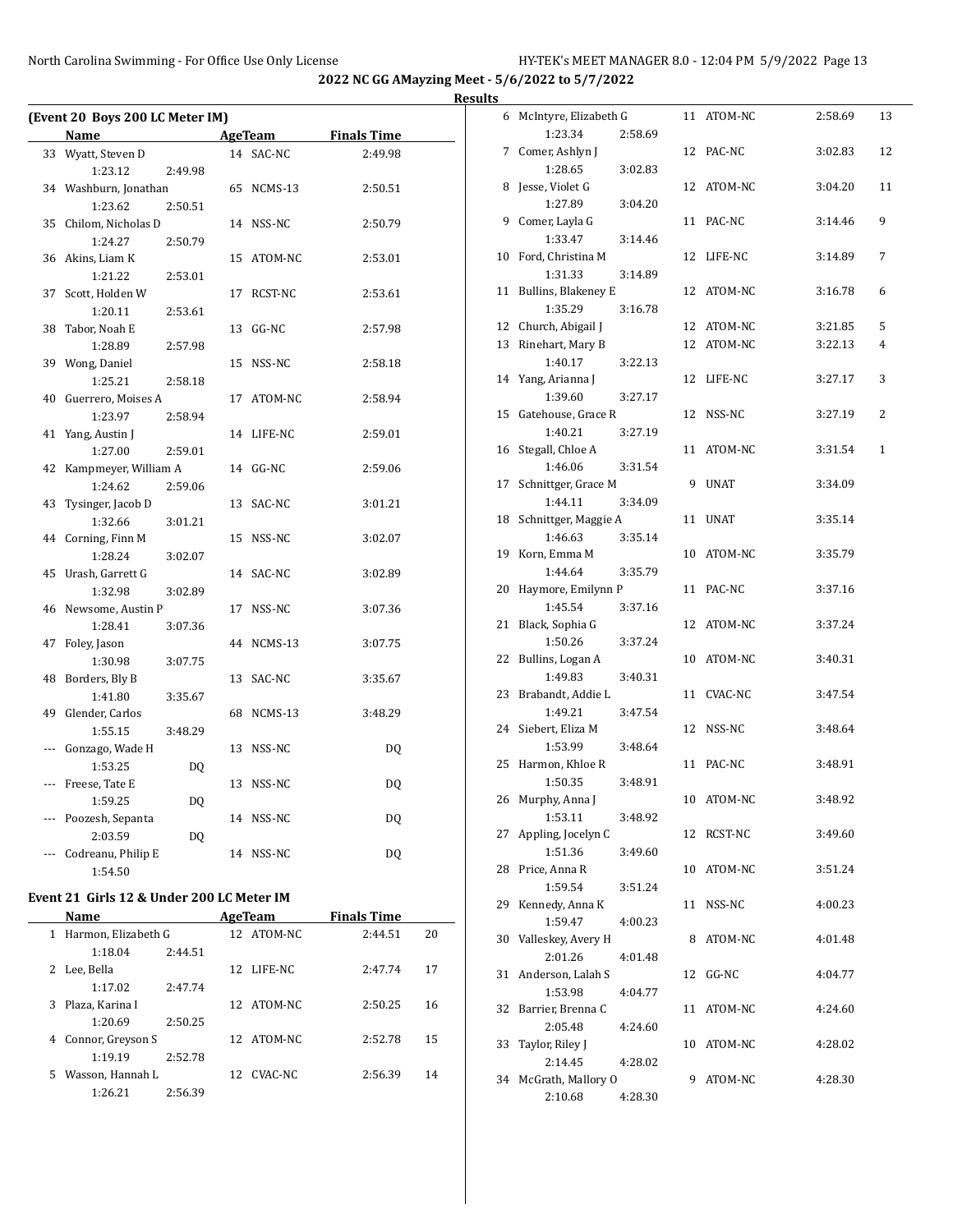**2022 NC GG AMayzing Meet - 5/6/2022 to 5/7/2022**

**Results**

### (Event 20 Boys 200 LC Meter IM)

| | Name | Age | Team | Splits | | Finals Time | |
|---|---|---|---|---|---|---|---|
| 33 | Wyatt, Steven D | 14 | SAC-NC | 1:23.12 | 2:49.98 | 2:49.98 | |
| 34 | Washburn, Jonathan | 65 | NCMS-13 | 1:23.62 | 2:50.51 | 2:50.51 | |
| 35 | Chilom, Nicholas D | 14 | NSS-NC | 1:24.27 | 2:50.79 | 2:50.79 | |
| 36 | Akins, Liam K | 15 | ATOM-NC | 1:21.22 | 2:53.01 | 2:53.01 | |
| 37 | Scott, Holden W | 17 | RCST-NC | 1:20.11 | 2:53.61 | 2:53.61 | |
| 38 | Tabor, Noah E | 13 | GG-NC | 1:28.89 | 2:57.98 | 2:57.98 | |
| 39 | Wong, Daniel | 15 | NSS-NC | 1:25.21 | 2:58.18 | 2:58.18 | |
| 40 | Guerrero, Moises A | 17 | ATOM-NC | 1:23.97 | 2:58.94 | 2:58.94 | |
| 41 | Yang, Austin J | 14 | LIFE-NC | 1:27.00 | 2:59.01 | 2:59.01 | |
| 42 | Kampmeyer, William A | 14 | GG-NC | 1:24.62 | 2:59.06 | 2:59.06 | |
| 43 | Tysinger, Jacob D | 13 | SAC-NC | 1:32.66 | 3:01.21 | 3:01.21 | |
| 44 | Corning, Finn M | 15 | NSS-NC | 1:28.24 | 3:02.07 | 3:02.07 | |
| 45 | Urash, Garrett G | 14 | SAC-NC | 1:32.98 | 3:02.89 | 3:02.89 | |
| 46 | Newsome, Austin P | 17 | NSS-NC | 1:28.41 | 3:07.36 | 3:07.36 | |
| 47 | Foley, Jason | 44 | NCMS-13 | 1:30.98 | 3:07.75 | 3:07.75 | |
| 48 | Borders, Bly B | 13 | SAC-NC | 1:41.80 | 3:35.67 | 3:35.67 | |
| 49 | Glender, Carlos | 68 | NCMS-13 | 1:55.15 | 3:48.29 | 3:48.29 | |
| --- | Gonzago, Wade H | 13 | NSS-NC | 1:53.25 | DQ | DQ | |
| --- | Freese, Tate E | 13 | NSS-NC | 1:59.25 | DQ | DQ | |
| --- | Poozesh, Sepanta | 14 | NSS-NC | 2:03.59 | DQ | DQ | |
| --- | Codreanu, Philip E | 14 | NSS-NC | 1:54.50 | | DQ | |

### Event 21 Girls 12 & Under 200 LC Meter IM

| | Name | Age | Team | Splits | | Finals Time | Points |
|---|---|---|---|---|---|---|---|
| 1 | Harmon, Elizabeth G | 12 | ATOM-NC | 1:18.04 | 2:44.51 | 2:44.51 | 20 |
| 2 | Lee, Bella | 12 | LIFE-NC | 1:17.02 | 2:47.74 | 2:47.74 | 17 |
| 3 | Plaza, Karina I | 12 | ATOM-NC | 1:20.69 | 2:50.25 | 2:50.25 | 16 |
| 4 | Connor, Greyson S | 12 | ATOM-NC | 1:19.19 | 2:52.78 | 2:52.78 | 15 |
| 5 | Wasson, Hannah L | 12 | CVAC-NC | 1:26.21 | 2:56.39 | 2:56.39 | 14 |
| 6 | McIntyre, Elizabeth G | 11 | ATOM-NC | 1:23.34 | 2:58.69 | 2:58.69 | 13 |
| 7 | Comer, Ashlyn J | 12 | PAC-NC | 1:28.65 | 3:02.83 | 3:02.83 | 12 |
| 8 | Jesse, Violet G | 12 | ATOM-NC | 1:27.89 | 3:04.20 | 3:04.20 | 11 |
| 9 | Comer, Layla G | 11 | PAC-NC | 1:33.47 | 3:14.46 | 3:14.46 | 9 |
| 10 | Ford, Christina M | 12 | LIFE-NC | 1:31.33 | 3:14.89 | 3:14.89 | 7 |
| 11 | Bullins, Blakeney E | 12 | ATOM-NC | 1:35.29 | 3:16.78 | 3:16.78 | 6 |
| 12 | Church, Abigail J | 12 | ATOM-NC | | | 3:21.85 | 5 |
| 13 | Rinehart, Mary B | 12 | ATOM-NC | 1:40.17 | 3:22.13 | 3:22.13 | 4 |
| 14 | Yang, Arianna J | 12 | LIFE-NC | 1:39.60 | 3:27.17 | 3:27.17 | 3 |
| 15 | Gatehouse, Grace R | 12 | NSS-NC | 1:40.21 | 3:27.19 | 3:27.19 | 2 |
| 16 | Stegall, Chloe A | 11 | ATOM-NC | 1:46.06 | 3:31.54 | 3:31.54 | 1 |
| 17 | Schnittger, Grace M | 9 | UNAT | 1:44.11 | 3:34.09 | 3:34.09 | |
| 18 | Schnittger, Maggie A | 11 | UNAT | 1:46.63 | 3:35.14 | 3:35.14 | |
| 19 | Korn, Emma M | 10 | ATOM-NC | 1:44.64 | 3:35.79 | 3:35.79 | |
| 20 | Haymore, Emilynn P | 11 | PAC-NC | 1:45.54 | 3:37.16 | 3:37.16 | |
| 21 | Black, Sophia G | 12 | ATOM-NC | 1:50.26 | 3:37.24 | 3:37.24 | |
| 22 | Bullins, Logan A | 10 | ATOM-NC | 1:49.83 | 3:40.31 | 3:40.31 | |
| 23 | Brabandt, Addie L | 11 | CVAC-NC | 1:49.21 | 3:47.54 | 3:47.54 | |
| 24 | Siebert, Eliza M | 12 | NSS-NC | 1:53.99 | 3:48.64 | 3:48.64 | |
| 25 | Harmon, Khloe R | 11 | PAC-NC | 1:50.35 | 3:48.91 | 3:48.91 | |
| 26 | Murphy, Anna J | 10 | ATOM-NC | 1:53.11 | 3:48.92 | 3:48.92 | |
| 27 | Appling, Jocelyn C | 12 | RCST-NC | 1:51.36 | 3:49.60 | 3:49.60 | |
| 28 | Price, Anna R | 10 | ATOM-NC | 1:59.54 | 3:51.24 | 3:51.24 | |
| 29 | Kennedy, Anna K | 11 | NSS-NC | 1:59.47 | 4:00.23 | 4:00.23 | |
| 30 | Valleskey, Avery H | 8 | ATOM-NC | 2:01.26 | 4:01.48 | 4:01.48 | |
| 31 | Anderson, Lalah S | 12 | GG-NC | 1:53.98 | 4:04.77 | 4:04.77 | |
| 32 | Barrier, Brenna C | 11 | ATOM-NC | 2:05.48 | 4:24.60 | 4:24.60 | |
| 33 | Taylor, Riley J | 10 | ATOM-NC | 2:14.45 | 4:28.02 | 4:28.02 | |
| 34 | McGrath, Mallory O | 9 | ATOM-NC | 2:10.68 | 4:28.30 | 4:28.30 | |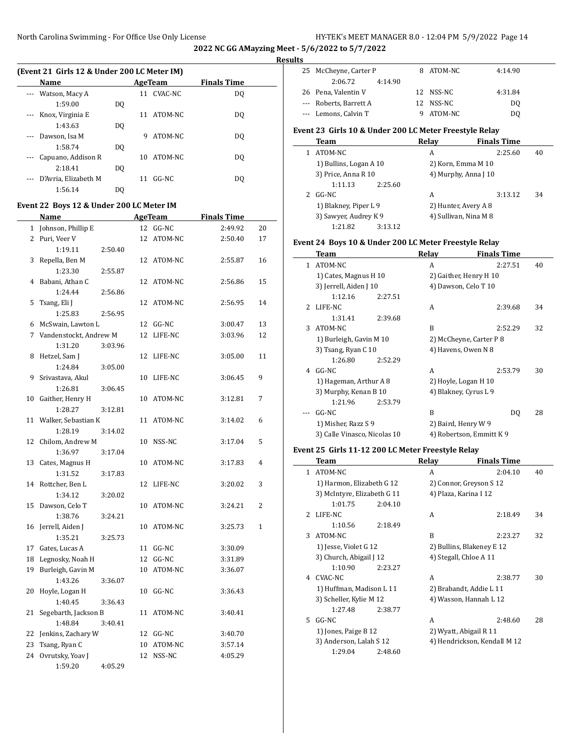**2022 NC GG AMayzing Meet - 5/6/2022 to 5/7/2022**

**Results**

### (Event 21 Girls 12 & Under 200 LC Meter IM)

| | Name | Age | Team | Finals Time | |
|---|---|---|---|---|---|
| --- | Watson, Macy A | 11 | CVAC-NC | DQ | |
| | 1:59.00 | DQ | | | |
| --- | Knox, Virginia E | 11 | ATOM-NC | DQ | |
| | 1:43.63 | DQ | | | |
| --- | Dawson, Isa M | 9 | ATOM-NC | DQ | |
| | 1:58.74 | DQ | | | |
| --- | Capuano, Addison R | 10 | ATOM-NC | DQ | |
| | 2:18.41 | DQ | | | |
| --- | D'Avria, Elizabeth M | 11 | GG-NC | DQ | |
| | 1:56.14 | DQ | | | |

### Event 22 Boys 12 & Under 200 LC Meter IM

| | Name | Age | Team | Finals Time | Points |
|---|---|---|---|---|---|
| 1 | Johnson, Phillip E | 12 | GG-NC | 2:49.92 | 20 |
| 2 | Puri, Veer V | 12 | ATOM-NC | 2:50.40 | 17 |
| | 1:19.11 | 2:50.40 | | | |
| 3 | Repella, Ben M | 12 | ATOM-NC | 2:55.87 | 16 |
| | 1:23.30 | 2:55.87 | | | |
| 4 | Babani, Athan C | 12 | ATOM-NC | 2:56.86 | 15 |
| | 1:24.44 | 2:56.86 | | | |
| 5 | Tsang, Eli J | 12 | ATOM-NC | 2:56.95 | 14 |
| | 1:25.83 | 2:56.95 | | | |
| 6 | McSwain, Lawton L | 12 | GG-NC | 3:00.47 | 13 |
| 7 | Vandenstockt, Andrew M | 12 | LIFE-NC | 3:03.96 | 12 |
| | 1:31.20 | 3:03.96 | | | |
| 8 | Hetzel, Sam J | 12 | LIFE-NC | 3:05.00 | 11 |
| | 1:24.84 | 3:05.00 | | | |
| 9 | Srivastava, Akul | 10 | LIFE-NC | 3:06.45 | 9 |
| | 1:26.81 | 3:06.45 | | | |
| 10 | Gaither, Henry H | 10 | ATOM-NC | 3:12.81 | 7 |
| | 1:28.27 | 3:12.81 | | | |
| 11 | Walker, Sebastian K | 11 | ATOM-NC | 3:14.02 | 6 |
| | 1:28.19 | 3:14.02 | | | |
| 12 | Chilom, Andrew M | 10 | NSS-NC | 3:17.04 | 5 |
| | 1:36.97 | 3:17.04 | | | |
| 13 | Cates, Magnus H | 10 | ATOM-NC | 3:17.83 | 4 |
| | 1:31.52 | 3:17.83 | | | |
| 14 | Rottcher, Ben L | 12 | LIFE-NC | 3:20.02 | 3 |
| | 1:34.12 | 3:20.02 | | | |
| 15 | Dawson, Celo T | 10 | ATOM-NC | 3:24.21 | 2 |
| | 1:38.76 | 3:24.21 | | | |
| 16 | Jerrell, Aiden J | 10 | ATOM-NC | 3:25.73 | 1 |
| | 1:35.21 | 3:25.73 | | | |
| 17 | Gates, Lucas A | 11 | GG-NC | 3:30.09 | |
| 18 | Legnosky, Noah H | 12 | GG-NC | 3:31.89 | |
| 19 | Burleigh, Gavin M | 10 | ATOM-NC | 3:36.07 | |
| | 1:43.26 | 3:36.07 | | | |
| 20 | Hoyle, Logan H | 10 | GG-NC | 3:36.43 | |
| | 1:40.45 | 3:36.43 | | | |
| 21 | Segebarth, Jackson B | 11 | ATOM-NC | 3:40.41 | |
| | 1:48.84 | 3:40.41 | | | |
| 22 | Jenkins, Zachary W | 12 | GG-NC | 3:40.70 | |
| 23 | Tsang, Ryan C | 10 | ATOM-NC | 3:57.14 | |
| 24 | Ovrutsky, Yoav J | 12 | NSS-NC | 4:05.29 | |
| | 1:59.20 | 4:05.29 | | | |
| 25 | McCheyne, Carter P | 8 | ATOM-NC | 4:14.90 | |
| | 2:06.72 | 4:14.90 | | | |
| 26 | Pena, Valentin V | 12 | NSS-NC | 4:31.84 | |
| --- | Roberts, Barrett A | 12 | NSS-NC | DQ | |
| --- | Lemons, Calvin T | 9 | ATOM-NC | DQ | |

### Event 23 Girls 10 & Under 200 LC Meter Freestyle Relay

| | Team | Relay | Finals Time | Points |
|---|---|---|---|---|
| 1 | ATOM-NC | A | 2:25.60 | 40 |
| | 1) Bullins, Logan A 10 | 2) Korn, Emma M 10 | | |
| | 3) Price, Anna R 10 | 4) Murphy, Anna J 10 | | |
| | 1:11.13 | 2:25.60 | | |
| 2 | GG-NC | A | 3:13.12 | 34 |
| | 1) Blakney, Piper L 9 | 2) Hunter, Avery A 8 | | |
| | 3) Sawyer, Audrey K 9 | 4) Sullivan, Nina M 8 | | |
| | 1:21.82 | 3:13.12 | | |

### Event 24 Boys 10 & Under 200 LC Meter Freestyle Relay

| | Team | Relay | Finals Time | Points |
|---|---|---|---|---|
| 1 | ATOM-NC | A | 2:27.51 | 40 |
| | 1) Cates, Magnus H 10 | 2) Gaither, Henry H 10 | | |
| | 3) Jerrell, Aiden J 10 | 4) Dawson, Celo T 10 | | |
| | 1:12.16 | 2:27.51 | | |
| 2 | LIFE-NC | A | 2:39.68 | 34 |
| | 1:31.41 | 2:39.68 | | |
| 3 | ATOM-NC | B | 2:52.29 | 32 |
| | 1) Burleigh, Gavin M 10 | 2) McCheyne, Carter P 8 | | |
| | 3) Tsang, Ryan C 10 | 4) Havens, Owen N 8 | | |
| | 1:26.80 | 2:52.29 | | |
| 4 | GG-NC | A | 2:53.79 | 30 |
| | 1) Hageman, Arthur A 8 | 2) Hoyle, Logan H 10 | | |
| | 3) Murphy, Kenan B 10 | 4) Blakney, Cyrus L 9 | | |
| | 1:21.96 | 2:53.79 | | |
| --- | GG-NC | B | DQ | 28 |
| | 1) Misher, Razz S 9 | 2) Baird, Henry W 9 | | |
| | 3) Calle Vinasco, Nicolas 10 | 4) Robertson, Emmitt K 9 | | |

### Event 25 Girls 11-12 200 LC Meter Freestyle Relay

| | Team | Relay | Finals Time | Points |
|---|---|---|---|---|
| 1 | ATOM-NC | A | 2:04.10 | 40 |
| | 1) Harmon, Elizabeth G 12 | 2) Connor, Greyson S 12 | | |
| | 3) McIntyre, Elizabeth G 11 | 4) Plaza, Karina I 12 | | |
| | 1:01.75 | 2:04.10 | | |
| 2 | LIFE-NC | A | 2:18.49 | 34 |
| | 1:10.56 | 2:18.49 | | |
| 3 | ATOM-NC | B | 2:23.27 | 32 |
| | 1) Jesse, Violet G 12 | 2) Bullins, Blakeney E 12 | | |
| | 3) Church, Abigail J 12 | 4) Stegall, Chloe A 11 | | |
| | 1:10.90 | 2:23.27 | | |
| 4 | CVAC-NC | A | 2:38.77 | 30 |
| | 1) Huffman, Madison L 11 | 2) Brabandt, Addie L 11 | | |
| | 3) Scheller, Kylie M 12 | 4) Wasson, Hannah L 12 | | |
| | 1:27.48 | 2:38.77 | | |
| 5 | GG-NC | A | 2:48.60 | 28 |
| | 1) Jones, Paige B 12 | 2) Wyatt, Abigail R 11 | | |
| | 3) Anderson, Lalah S 12 | 4) Hendrickson, Kendall M 12 | | |
| | 1:29.04 | 2:48.60 | | |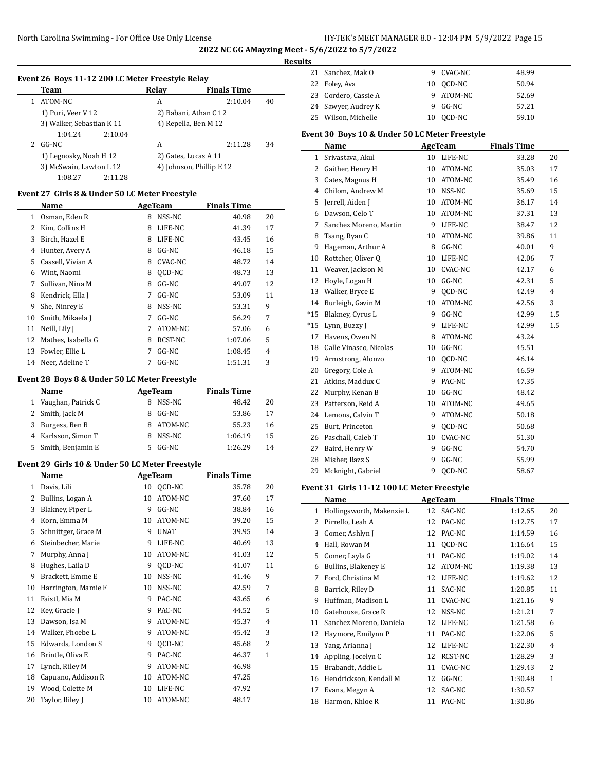**2022 NC GG AMayzing Meet - 5/6/2022 to 5/7/2022**

**Results**

### Event 26 Boys 11-12 200 LC Meter Freestyle Relay

| | Team | Relay | Finals Time | |
|---|---|---|---|---|
| 1 | ATOM-NC | A | 2:10.04 | 40 |
| | 1) Puri, Veer V 12 | 2) Babani, Athan C 12 | | |
| | 3) Walker, Sebastian K 11 | 4) Repella, Ben M 12 | | |
| | 1:04.24 2:10.04 | | | |
| 2 | GG-NC | A | 2:11.28 | 34 |
| | 1) Legnosky, Noah H 12 | 2) Gates, Lucas A 11 | | |
| | 3) McSwain, Lawton L 12 | 4) Johnson, Phillip E 12 | | |
| | 1:08.27 2:11.28 | | | |

### Event 27 Girls 8 & Under 50 LC Meter Freestyle

| | Name | Age | Team | Finals Time | |
|---|---|---|---|---|---|
| 1 | Osman, Eden R | 8 | NSS-NC | 40.98 | 20 |
| 2 | Kim, Collins H | 8 | LIFE-NC | 41.39 | 17 |
| 3 | Birch, Hazel E | 8 | LIFE-NC | 43.45 | 16 |
| 4 | Hunter, Avery A | 8 | GG-NC | 46.18 | 15 |
| 5 | Cassell, Vivian A | 8 | CVAC-NC | 48.72 | 14 |
| 6 | Wint, Naomi | 8 | QCD-NC | 48.73 | 13 |
| 7 | Sullivan, Nina M | 8 | GG-NC | 49.07 | 12 |
| 8 | Kendrick, Ella J | 7 | GG-NC | 53.09 | 11 |
| 9 | She, Ninrey E | 8 | NSS-NC | 53.31 | 9 |
| 10 | Smith, Mikaela J | 7 | GG-NC | 56.29 | 7 |
| 11 | Neill, Lily J | 7 | ATOM-NC | 57.06 | 6 |
| 12 | Mathes, Isabella G | 8 | RCST-NC | 1:07.06 | 5 |
| 13 | Fowler, Ellie L | 7 | GG-NC | 1:08.45 | 4 |
| 14 | Neer, Adeline T | 7 | GG-NC | 1:51.31 | 3 |

### Event 28 Boys 8 & Under 50 LC Meter Freestyle

| | Name | Age | Team | Finals Time | |
|---|---|---|---|---|---|
| 1 | Vaughan, Patrick C | 8 | NSS-NC | 48.42 | 20 |
| 2 | Smith, Jack M | 8 | GG-NC | 53.86 | 17 |
| 3 | Burgess, Ben B | 8 | ATOM-NC | 55.23 | 16 |
| 4 | Karlsson, Simon T | 8 | NSS-NC | 1:06.19 | 15 |
| 5 | Smith, Benjamin E | 5 | GG-NC | 1:26.29 | 14 |

### Event 29 Girls 10 & Under 50 LC Meter Freestyle

| | Name | Age | Team | Finals Time | |
|---|---|---|---|---|---|
| 1 | Davis, Lili | 10 | QCD-NC | 35.78 | 20 |
| 2 | Bullins, Logan A | 10 | ATOM-NC | 37.60 | 17 |
| 3 | Blakney, Piper L | 9 | GG-NC | 38.84 | 16 |
| 4 | Korn, Emma M | 10 | ATOM-NC | 39.20 | 15 |
| 5 | Schnittger, Grace M | 9 | UNAT | 39.95 | 14 |
| 6 | Steinbecher, Marie | 9 | LIFE-NC | 40.69 | 13 |
| 7 | Murphy, Anna J | 10 | ATOM-NC | 41.03 | 12 |
| 8 | Hughes, Laila D | 9 | QCD-NC | 41.07 | 11 |
| 9 | Brackett, Emme E | 10 | NSS-NC | 41.46 | 9 |
| 10 | Harrington, Mamie F | 10 | NSS-NC | 42.59 | 7 |
| 11 | Faistl, Mia M | 9 | PAC-NC | 43.65 | 6 |
| 12 | Key, Gracie J | 9 | PAC-NC | 44.52 | 5 |
| 13 | Dawson, Isa M | 9 | ATOM-NC | 45.37 | 4 |
| 14 | Walker, Phoebe L | 9 | ATOM-NC | 45.42 | 3 |
| 15 | Edwards, London S | 9 | QCD-NC | 45.68 | 2 |
| 16 | Brintle, Oliva E | 9 | PAC-NC | 46.37 | 1 |
| 17 | Lynch, Riley M | 9 | ATOM-NC | 46.98 | |
| 18 | Capuano, Addison R | 10 | ATOM-NC | 47.25 | |
| 19 | Wood, Colette M | 10 | LIFE-NC | 47.92 | |
| 20 | Taylor, Riley J | 10 | ATOM-NC | 48.17 | |
| 21 | Sanchez, Mak O | 9 | CVAC-NC | 48.99 | |
| 22 | Foley, Ava | 10 | QCD-NC | 50.94 | |
| 23 | Cordero, Cassie A | 9 | ATOM-NC | 52.69 | |
| 24 | Sawyer, Audrey K | 9 | GG-NC | 57.21 | |
| 25 | Wilson, Michelle | 10 | QCD-NC | 59.10 | |

### Event 30 Boys 10 & Under 50 LC Meter Freestyle

| | Name | Age | Team | Finals Time | |
|---|---|---|---|---|---|
| 1 | Srivastava, Akul | 10 | LIFE-NC | 33.28 | 20 |
| 2 | Gaither, Henry H | 10 | ATOM-NC | 35.03 | 17 |
| 3 | Cates, Magnus H | 10 | ATOM-NC | 35.49 | 16 |
| 4 | Chilom, Andrew M | 10 | NSS-NC | 35.69 | 15 |
| 5 | Jerrell, Aiden J | 10 | ATOM-NC | 36.17 | 14 |
| 6 | Dawson, Celo T | 10 | ATOM-NC | 37.31 | 13 |
| 7 | Sanchez Moreno, Martin | 9 | LIFE-NC | 38.47 | 12 |
| 8 | Tsang, Ryan C | 10 | ATOM-NC | 39.86 | 11 |
| 9 | Hageman, Arthur A | 8 | GG-NC | 40.01 | 9 |
| 10 | Rottcher, Oliver Q | 10 | LIFE-NC | 42.06 | 7 |
| 11 | Weaver, Jackson M | 10 | CVAC-NC | 42.17 | 6 |
| 12 | Hoyle, Logan H | 10 | GG-NC | 42.31 | 5 |
| 13 | Walker, Bryce E | 9 | QCD-NC | 42.49 | 4 |
| 14 | Burleigh, Gavin M | 10 | ATOM-NC | 42.56 | 3 |
| *15 | Blakney, Cyrus L | 9 | GG-NC | 42.99 | 1.5 |
| *15 | Lynn, Buzzy J | 9 | LIFE-NC | 42.99 | 1.5 |
| 17 | Havens, Owen N | 8 | ATOM-NC | 43.24 | |
| 18 | Calle Vinasco, Nicolas | 10 | GG-NC | 45.51 | |
| 19 | Armstrong, Alonzo | 10 | QCD-NC | 46.14 | |
| 20 | Gregory, Cole A | 9 | ATOM-NC | 46.59 | |
| 21 | Atkins, Maddux C | 9 | PAC-NC | 47.35 | |
| 22 | Murphy, Kenan B | 10 | GG-NC | 48.42 | |
| 23 | Patterson, Reid A | 10 | ATOM-NC | 49.65 | |
| 24 | Lemons, Calvin T | 9 | ATOM-NC | 50.18 | |
| 25 | Burt, Princeton | 9 | QCD-NC | 50.68 | |
| 26 | Paschall, Caleb T | 10 | CVAC-NC | 51.30 | |
| 27 | Baird, Henry W | 9 | GG-NC | 54.70 | |
| 28 | Misher, Razz S | 9 | GG-NC | 55.99 | |
| 29 | Mcknight, Gabriel | 9 | QCD-NC | 58.67 | |

### Event 31 Girls 11-12 100 LC Meter Freestyle

| | Name | Age | Team | Finals Time | |
|---|---|---|---|---|---|
| 1 | Hollingsworth, Makenzie L | 12 | SAC-NC | 1:12.65 | 20 |
| 2 | Pirrello, Leah A | 12 | PAC-NC | 1:12.75 | 17 |
| 3 | Comer, Ashlyn J | 12 | PAC-NC | 1:14.59 | 16 |
| 4 | Hall, Rowan M | 11 | QCD-NC | 1:16.64 | 15 |
| 5 | Comer, Layla G | 11 | PAC-NC | 1:19.02 | 14 |
| 6 | Bullins, Blakeney E | 12 | ATOM-NC | 1:19.38 | 13 |
| 7 | Ford, Christina M | 12 | LIFE-NC | 1:19.62 | 12 |
| 8 | Barrick, Riley D | 11 | SAC-NC | 1:20.85 | 11 |
| 9 | Huffman, Madison L | 11 | CVAC-NC | 1:21.16 | 9 |
| 10 | Gatehouse, Grace R | 12 | NSS-NC | 1:21.21 | 7 |
| 11 | Sanchez Moreno, Daniela | 12 | LIFE-NC | 1:21.58 | 6 |
| 12 | Haymore, Emilynn P | 11 | PAC-NC | 1:22.06 | 5 |
| 13 | Yang, Arianna J | 12 | LIFE-NC | 1:22.30 | 4 |
| 14 | Appling, Jocelyn C | 12 | RCST-NC | 1:28.29 | 3 |
| 15 | Brabandt, Addie L | 11 | CVAC-NC | 1:29.43 | 2 |
| 16 | Hendrickson, Kendall M | 12 | GG-NC | 1:30.48 | 1 |
| 17 | Evans, Megyn A | 12 | SAC-NC | 1:30.57 | |
| 18 | Harmon, Khloe R | 11 | PAC-NC | 1:30.86 | |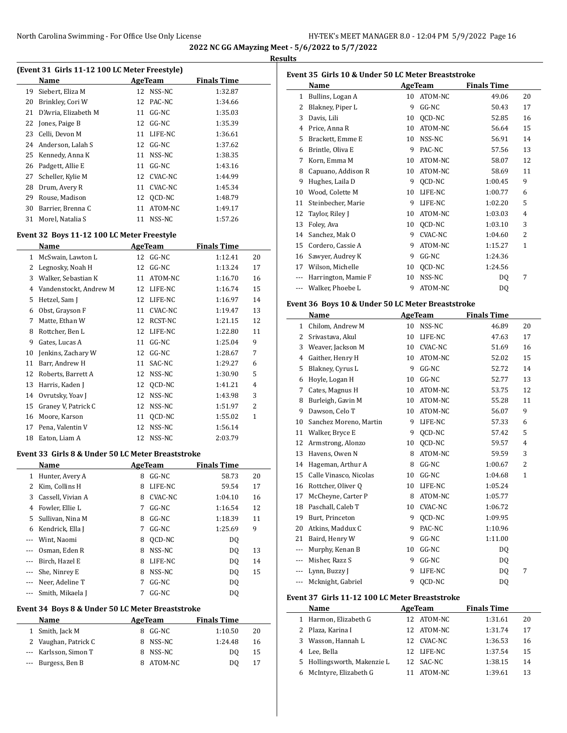2022 NC GG AMayzing Meet - 5/6/2022 to 5/7/2022

Results

**(Event 31 Girls 11-12 100 LC Meter Freestyle)**

| | Name | Age | Team | Finals Time | |
|---|---|---|---|---|---|
| 19 | Siebert, Eliza M | 12 | NSS-NC | 1:32.87 | |
| 20 | Brinkley, Cori W | 12 | PAC-NC | 1:34.66 | |
| 21 | D'Avria, Elizabeth M | 11 | GG-NC | 1:35.03 | |
| 22 | Jones, Paige B | 12 | GG-NC | 1:35.39 | |
| 23 | Celli, Devon M | 11 | LIFE-NC | 1:36.61 | |
| 24 | Anderson, Lalah S | 12 | GG-NC | 1:37.62 | |
| 25 | Kennedy, Anna K | 11 | NSS-NC | 1:38.35 | |
| 26 | Padgett, Allie E | 11 | GG-NC | 1:43.16 | |
| 27 | Scheller, Kylie M | 12 | CVAC-NC | 1:44.99 | |
| 28 | Drum, Avery R | 11 | CVAC-NC | 1:45.34 | |
| 29 | Rouse, Madison | 12 | QCD-NC | 1:48.79 | |
| 30 | Barrier, Brenna C | 11 | ATOM-NC | 1:49.17 | |
| 31 | Morel, Natalia S | 11 | NSS-NC | 1:57.26 | |

**Event 32 Boys 11-12 100 LC Meter Freestyle**

| | Name | Age | Team | Finals Time | |
|---|---|---|---|---|---|
| 1 | McSwain, Lawton L | 12 | GG-NC | 1:12.41 | 20 |
| 2 | Legnosky, Noah H | 12 | GG-NC | 1:13.24 | 17 |
| 3 | Walker, Sebastian K | 11 | ATOM-NC | 1:16.70 | 16 |
| 4 | Vandenstockt, Andrew M | 12 | LIFE-NC | 1:16.74 | 15 |
| 5 | Hetzel, Sam J | 12 | LIFE-NC | 1:16.97 | 14 |
| 6 | Obst, Grayson F | 11 | CVAC-NC | 1:19.47 | 13 |
| 7 | Matte, Ethan W | 12 | RCST-NC | 1:21.15 | 12 |
| 8 | Rottcher, Ben L | 12 | LIFE-NC | 1:22.80 | 11 |
| 9 | Gates, Lucas A | 11 | GG-NC | 1:25.04 | 9 |
| 10 | Jenkins, Zachary W | 12 | GG-NC | 1:28.67 | 7 |
| 11 | Barr, Andrew H | 11 | SAC-NC | 1:29.27 | 6 |
| 12 | Roberts, Barrett A | 12 | NSS-NC | 1:30.90 | 5 |
| 13 | Harris, Kaden J | 12 | QCD-NC | 1:41.21 | 4 |
| 14 | Ovrutsky, Yoav J | 12 | NSS-NC | 1:43.98 | 3 |
| 15 | Graney V, Patrick C | 12 | NSS-NC | 1:51.97 | 2 |
| 16 | Moore, Karson | 11 | QCD-NC | 1:55.02 | 1 |
| 17 | Pena, Valentin V | 12 | NSS-NC | 1:56.14 | |
| 18 | Eaton, Liam A | 12 | NSS-NC | 2:03.79 | |

**Event 33 Girls 8 & Under 50 LC Meter Breaststroke**

| | Name | Age | Team | Finals Time | |
|---|---|---|---|---|---|
| 1 | Hunter, Avery A | 8 | GG-NC | 58.73 | 20 |
| 2 | Kim, Collins H | 8 | LIFE-NC | 59.54 | 17 |
| 3 | Cassell, Vivian A | 8 | CVAC-NC | 1:04.10 | 16 |
| 4 | Fowler, Ellie L | 7 | GG-NC | 1:16.54 | 12 |
| 5 | Sullivan, Nina M | 8 | GG-NC | 1:18.39 | 11 |
| 6 | Kendrick, Ella J | 7 | GG-NC | 1:25.69 | 9 |
| --- | Wint, Naomi | 8 | QCD-NC | DQ | |
| --- | Osman, Eden R | 8 | NSS-NC | DQ | 13 |
| --- | Birch, Hazel E | 8 | LIFE-NC | DQ | 14 |
| --- | She, Ninrey E | 8 | NSS-NC | DQ | 15 |
| --- | Neer, Adeline T | 7 | GG-NC | DQ | |
| --- | Smith, Mikaela J | 7 | GG-NC | DQ | |

**Event 34 Boys 8 & Under 50 LC Meter Breaststroke**

| | Name | Age | Team | Finals Time | |
|---|---|---|---|---|---|
| 1 | Smith, Jack M | 8 | GG-NC | 1:10.50 | 20 |
| 2 | Vaughan, Patrick C | 8 | NSS-NC | 1:24.48 | 16 |
| --- | Karlsson, Simon T | 8 | NSS-NC | DQ | 15 |
| --- | Burgess, Ben B | 8 | ATOM-NC | DQ | 17 |

**Event 35 Girls 10 & Under 50 LC Meter Breaststroke**

| | Name | Age | Team | Finals Time | |
|---|---|---|---|---|---|
| 1 | Bullins, Logan A | 10 | ATOM-NC | 49.06 | 20 |
| 2 | Blakney, Piper L | 9 | GG-NC | 50.43 | 17 |
| 3 | Davis, Lili | 10 | QCD-NC | 52.85 | 16 |
| 4 | Price, Anna R | 10 | ATOM-NC | 56.64 | 15 |
| 5 | Brackett, Emme E | 10 | NSS-NC | 56.91 | 14 |
| 6 | Brintle, Oliva E | 9 | PAC-NC | 57.56 | 13 |
| 7 | Korn, Emma M | 10 | ATOM-NC | 58.07 | 12 |
| 8 | Capuano, Addison R | 10 | ATOM-NC | 58.69 | 11 |
| 9 | Hughes, Laila D | 9 | QCD-NC | 1:00.45 | 9 |
| 10 | Wood, Colette M | 10 | LIFE-NC | 1:00.77 | 6 |
| 11 | Steinbecher, Marie | 9 | LIFE-NC | 1:02.20 | 5 |
| 12 | Taylor, Riley J | 10 | ATOM-NC | 1:03.03 | 4 |
| 13 | Foley, Ava | 10 | QCD-NC | 1:03.10 | 3 |
| 14 | Sanchez, Mak O | 9 | CVAC-NC | 1:04.60 | 2 |
| 15 | Cordero, Cassie A | 9 | ATOM-NC | 1:15.27 | 1 |
| 16 | Sawyer, Audrey K | 9 | GG-NC | 1:24.36 | |
| 17 | Wilson, Michelle | 10 | QCD-NC | 1:24.56 | |
| --- | Harrington, Mamie F | 10 | NSS-NC | DQ | 7 |
| --- | Walker, Phoebe L | 9 | ATOM-NC | DQ | |

**Event 36 Boys 10 & Under 50 LC Meter Breaststroke**

| | Name | Age | Team | Finals Time | |
|---|---|---|---|---|---|
| 1 | Chilom, Andrew M | 10 | NSS-NC | 46.89 | 20 |
| 2 | Srivastava, Akul | 10 | LIFE-NC | 47.63 | 17 |
| 3 | Weaver, Jackson M | 10 | CVAC-NC | 51.69 | 16 |
| 4 | Gaither, Henry H | 10 | ATOM-NC | 52.02 | 15 |
| 5 | Blakney, Cyrus L | 9 | GG-NC | 52.72 | 14 |
| 6 | Hoyle, Logan H | 10 | GG-NC | 52.77 | 13 |
| 7 | Cates, Magnus H | 10 | ATOM-NC | 53.75 | 12 |
| 8 | Burleigh, Gavin M | 10 | ATOM-NC | 55.28 | 11 |
| 9 | Dawson, Celo T | 10 | ATOM-NC | 56.07 | 9 |
| 10 | Sanchez Moreno, Martin | 9 | LIFE-NC | 57.33 | 6 |
| 11 | Walker, Bryce E | 9 | QCD-NC | 57.42 | 5 |
| 12 | Armstrong, Alonzo | 10 | QCD-NC | 59.57 | 4 |
| 13 | Havens, Owen N | 8 | ATOM-NC | 59.59 | 3 |
| 14 | Hageman, Arthur A | 8 | GG-NC | 1:00.67 | 2 |
| 15 | Calle Vinasco, Nicolas | 10 | GG-NC | 1:04.68 | 1 |
| 16 | Rottcher, Oliver Q | 10 | LIFE-NC | 1:05.24 | |
| 17 | McCheyne, Carter P | 8 | ATOM-NC | 1:05.77 | |
| 18 | Paschall, Caleb T | 10 | CVAC-NC | 1:06.72 | |
| 19 | Burt, Princeton | 9 | QCD-NC | 1:09.95 | |
| 20 | Atkins, Maddux C | 9 | PAC-NC | 1:10.96 | |
| 21 | Baird, Henry W | 9 | GG-NC | 1:11.00 | |
| --- | Murphy, Kenan B | 10 | GG-NC | DQ | |
| --- | Misher, Razz S | 9 | GG-NC | DQ | |
| --- | Lynn, Buzzy J | 9 | LIFE-NC | DQ | 7 |
| --- | Mcknight, Gabriel | 9 | QCD-NC | DQ | |

**Event 37 Girls 11-12 100 LC Meter Breaststroke**

| | Name | Age | Team | Finals Time | |
|---|---|---|---|---|---|
| 1 | Harmon, Elizabeth G | 12 | ATOM-NC | 1:31.61 | 20 |
| 2 | Plaza, Karina I | 12 | ATOM-NC | 1:31.74 | 17 |
| 3 | Wasson, Hannah L | 12 | CVAC-NC | 1:36.53 | 16 |
| 4 | Lee, Bella | 12 | LIFE-NC | 1:37.54 | 15 |
| 5 | Hollingsworth, Makenzie L | 12 | SAC-NC | 1:38.15 | 14 |
| 6 | McIntyre, Elizabeth G | 11 | ATOM-NC | 1:39.61 | 13 |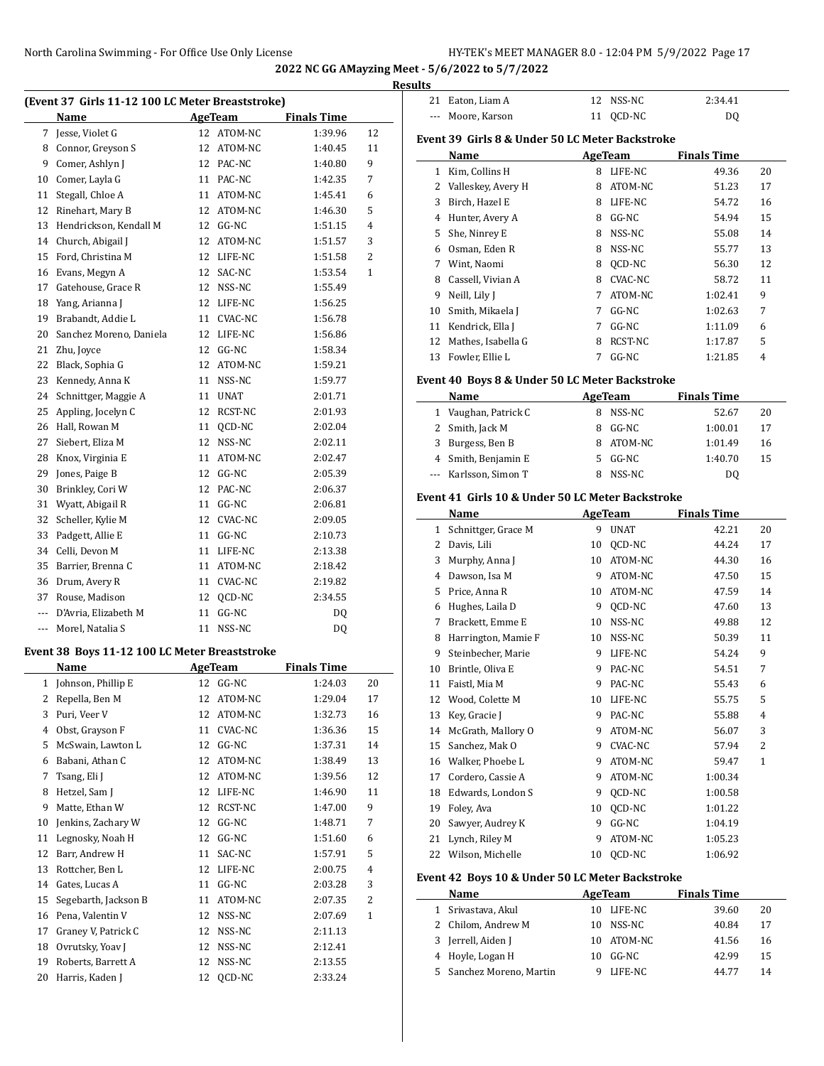**2022 NC GG AMayzing Meet - 5/6/2022 to 5/7/2022**

**Results**

### (Event 37 Girls 11-12 100 LC Meter Breaststroke)

| | Name | Age | Team | Finals Time | |
|---|---|---|---|---|---|
| 7 | Jesse, Violet G | 12 | ATOM-NC | 1:39.96 | 12 |
| 8 | Connor, Greyson S | 12 | ATOM-NC | 1:40.45 | 11 |
| 9 | Comer, Ashlyn J | 12 | PAC-NC | 1:40.80 | 9 |
| 10 | Comer, Layla G | 11 | PAC-NC | 1:42.35 | 7 |
| 11 | Stegall, Chloe A | 11 | ATOM-NC | 1:45.41 | 6 |
| 12 | Rinehart, Mary B | 12 | ATOM-NC | 1:46.30 | 5 |
| 13 | Hendrickson, Kendall M | 12 | GG-NC | 1:51.15 | 4 |
| 14 | Church, Abigail J | 12 | ATOM-NC | 1:51.57 | 3 |
| 15 | Ford, Christina M | 12 | LIFE-NC | 1:51.58 | 2 |
| 16 | Evans, Megyn A | 12 | SAC-NC | 1:53.54 | 1 |
| 17 | Gatehouse, Grace R | 12 | NSS-NC | 1:55.49 | |
| 18 | Yang, Arianna J | 12 | LIFE-NC | 1:56.25 | |
| 19 | Brabandt, Addie L | 11 | CVAC-NC | 1:56.78 | |
| 20 | Sanchez Moreno, Daniela | 12 | LIFE-NC | 1:56.86 | |
| 21 | Zhu, Joyce | 12 | GG-NC | 1:58.34 | |
| 22 | Black, Sophia G | 12 | ATOM-NC | 1:59.21 | |
| 23 | Kennedy, Anna K | 11 | NSS-NC | 1:59.77 | |
| 24 | Schnittger, Maggie A | 11 | UNAT | 2:01.71 | |
| 25 | Appling, Jocelyn C | 12 | RCST-NC | 2:01.93 | |
| 26 | Hall, Rowan M | 11 | QCD-NC | 2:02.04 | |
| 27 | Siebert, Eliza M | 12 | NSS-NC | 2:02.11 | |
| 28 | Knox, Virginia E | 11 | ATOM-NC | 2:02.47 | |
| 29 | Jones, Paige B | 12 | GG-NC | 2:05.39 | |
| 30 | Brinkley, Cori W | 12 | PAC-NC | 2:06.37 | |
| 31 | Wyatt, Abigail R | 11 | GG-NC | 2:06.81 | |
| 32 | Scheller, Kylie M | 12 | CVAC-NC | 2:09.05 | |
| 33 | Padgett, Allie E | 11 | GG-NC | 2:10.73 | |
| 34 | Celli, Devon M | 11 | LIFE-NC | 2:13.38 | |
| 35 | Barrier, Brenna C | 11 | ATOM-NC | 2:18.42 | |
| 36 | Drum, Avery R | 11 | CVAC-NC | 2:19.82 | |
| 37 | Rouse, Madison | 12 | QCD-NC | 2:34.55 | |
| --- | D'Avria, Elizabeth M | 11 | GG-NC | DQ | |
| --- | Morel, Natalia S | 11 | NSS-NC | DQ | |

### Event 38 Boys 11-12 100 LC Meter Breaststroke

| | Name | Age | Team | Finals Time | |
|---|---|---|---|---|---|
| 1 | Johnson, Phillip E | 12 | GG-NC | 1:24.03 | 20 |
| 2 | Repella, Ben M | 12 | ATOM-NC | 1:29.04 | 17 |
| 3 | Puri, Veer V | 12 | ATOM-NC | 1:32.73 | 16 |
| 4 | Obst, Grayson F | 11 | CVAC-NC | 1:36.36 | 15 |
| 5 | McSwain, Lawton L | 12 | GG-NC | 1:37.31 | 14 |
| 6 | Babani, Athan C | 12 | ATOM-NC | 1:38.49 | 13 |
| 7 | Tsang, Eli J | 12 | ATOM-NC | 1:39.56 | 12 |
| 8 | Hetzel, Sam J | 12 | LIFE-NC | 1:46.90 | 11 |
| 9 | Matte, Ethan W | 12 | RCST-NC | 1:47.00 | 9 |
| 10 | Jenkins, Zachary W | 12 | GG-NC | 1:48.71 | 7 |
| 11 | Legnosky, Noah H | 12 | GG-NC | 1:51.60 | 6 |
| 12 | Barr, Andrew H | 11 | SAC-NC | 1:57.91 | 5 |
| 13 | Rottcher, Ben L | 12 | LIFE-NC | 2:00.75 | 4 |
| 14 | Gates, Lucas A | 11 | GG-NC | 2:03.28 | 3 |
| 15 | Segebarth, Jackson B | 11 | ATOM-NC | 2:07.35 | 2 |
| 16 | Pena, Valentin V | 12 | NSS-NC | 2:07.69 | 1 |
| 17 | Graney V, Patrick C | 12 | NSS-NC | 2:11.13 | |
| 18 | Ovrutsky, Yoav J | 12 | NSS-NC | 2:12.41 | |
| 19 | Roberts, Barrett A | 12 | NSS-NC | 2:13.55 | |
| 20 | Harris, Kaden J | 12 | QCD-NC | 2:33.24 | |
| 21 | Eaton, Liam A | 12 | NSS-NC | 2:34.41 | |
| --- | Moore, Karson | 11 | QCD-NC | DQ | |

### Event 39 Girls 8 & Under 50 LC Meter Backstroke

| | Name | Age | Team | Finals Time | |
|---|---|---|---|---|---|
| 1 | Kim, Collins H | 8 | LIFE-NC | 49.36 | 20 |
| 2 | Valleskey, Avery H | 8 | ATOM-NC | 51.23 | 17 |
| 3 | Birch, Hazel E | 8 | LIFE-NC | 54.72 | 16 |
| 4 | Hunter, Avery A | 8 | GG-NC | 54.94 | 15 |
| 5 | She, Ninrey E | 8 | NSS-NC | 55.08 | 14 |
| 6 | Osman, Eden R | 8 | NSS-NC | 55.77 | 13 |
| 7 | Wint, Naomi | 8 | QCD-NC | 56.30 | 12 |
| 8 | Cassell, Vivian A | 8 | CVAC-NC | 58.72 | 11 |
| 9 | Neill, Lily J | 7 | ATOM-NC | 1:02.41 | 9 |
| 10 | Smith, Mikaela J | 7 | GG-NC | 1:02.63 | 7 |
| 11 | Kendrick, Ella J | 7 | GG-NC | 1:11.09 | 6 |
| 12 | Mathes, Isabella G | 8 | RCST-NC | 1:17.87 | 5 |
| 13 | Fowler, Ellie L | 7 | GG-NC | 1:21.85 | 4 |

### Event 40 Boys 8 & Under 50 LC Meter Backstroke

| | Name | Age | Team | Finals Time | |
|---|---|---|---|---|---|
| 1 | Vaughan, Patrick C | 8 | NSS-NC | 52.67 | 20 |
| 2 | Smith, Jack M | 8 | GG-NC | 1:00.01 | 17 |
| 3 | Burgess, Ben B | 8 | ATOM-NC | 1:01.49 | 16 |
| 4 | Smith, Benjamin E | 5 | GG-NC | 1:40.70 | 15 |
| --- | Karlsson, Simon T | 8 | NSS-NC | DQ | |

### Event 41 Girls 10 & Under 50 LC Meter Backstroke

| | Name | Age | Team | Finals Time | |
|---|---|---|---|---|---|
| 1 | Schnittger, Grace M | 9 | UNAT | 42.21 | 20 |
| 2 | Davis, Lili | 10 | QCD-NC | 44.24 | 17 |
| 3 | Murphy, Anna J | 10 | ATOM-NC | 44.30 | 16 |
| 4 | Dawson, Isa M | 9 | ATOM-NC | 47.50 | 15 |
| 5 | Price, Anna R | 10 | ATOM-NC | 47.59 | 14 |
| 6 | Hughes, Laila D | 9 | QCD-NC | 47.60 | 13 |
| 7 | Brackett, Emme E | 10 | NSS-NC | 49.88 | 12 |
| 8 | Harrington, Mamie F | 10 | NSS-NC | 50.39 | 11 |
| 9 | Steinbecher, Marie | 9 | LIFE-NC | 54.24 | 9 |
| 10 | Brintle, Oliva E | 9 | PAC-NC | 54.51 | 7 |
| 11 | Faistl, Mia M | 9 | PAC-NC | 55.43 | 6 |
| 12 | Wood, Colette M | 10 | LIFE-NC | 55.75 | 5 |
| 13 | Key, Gracie J | 9 | PAC-NC | 55.88 | 4 |
| 14 | McGrath, Mallory O | 9 | ATOM-NC | 56.07 | 3 |
| 15 | Sanchez, Mak O | 9 | CVAC-NC | 57.94 | 2 |
| 16 | Walker, Phoebe L | 9 | ATOM-NC | 59.47 | 1 |
| 17 | Cordero, Cassie A | 9 | ATOM-NC | 1:00.34 | |
| 18 | Edwards, London S | 9 | QCD-NC | 1:00.58 | |
| 19 | Foley, Ava | 10 | QCD-NC | 1:01.22 | |
| 20 | Sawyer, Audrey K | 9 | GG-NC | 1:04.19 | |
| 21 | Lynch, Riley M | 9 | ATOM-NC | 1:05.23 | |
| 22 | Wilson, Michelle | 10 | QCD-NC | 1:06.92 | |

### Event 42 Boys 10 & Under 50 LC Meter Backstroke

| | Name | Age | Team | Finals Time | |
|---|---|---|---|---|---|
| 1 | Srivastava, Akul | 10 | LIFE-NC | 39.60 | 20 |
| 2 | Chilom, Andrew M | 10 | NSS-NC | 40.84 | 17 |
| 3 | Jerrell, Aiden J | 10 | ATOM-NC | 41.56 | 16 |
| 4 | Hoyle, Logan H | 10 | GG-NC | 42.99 | 15 |
| 5 | Sanchez Moreno, Martin | 9 | LIFE-NC | 44.77 | 14 |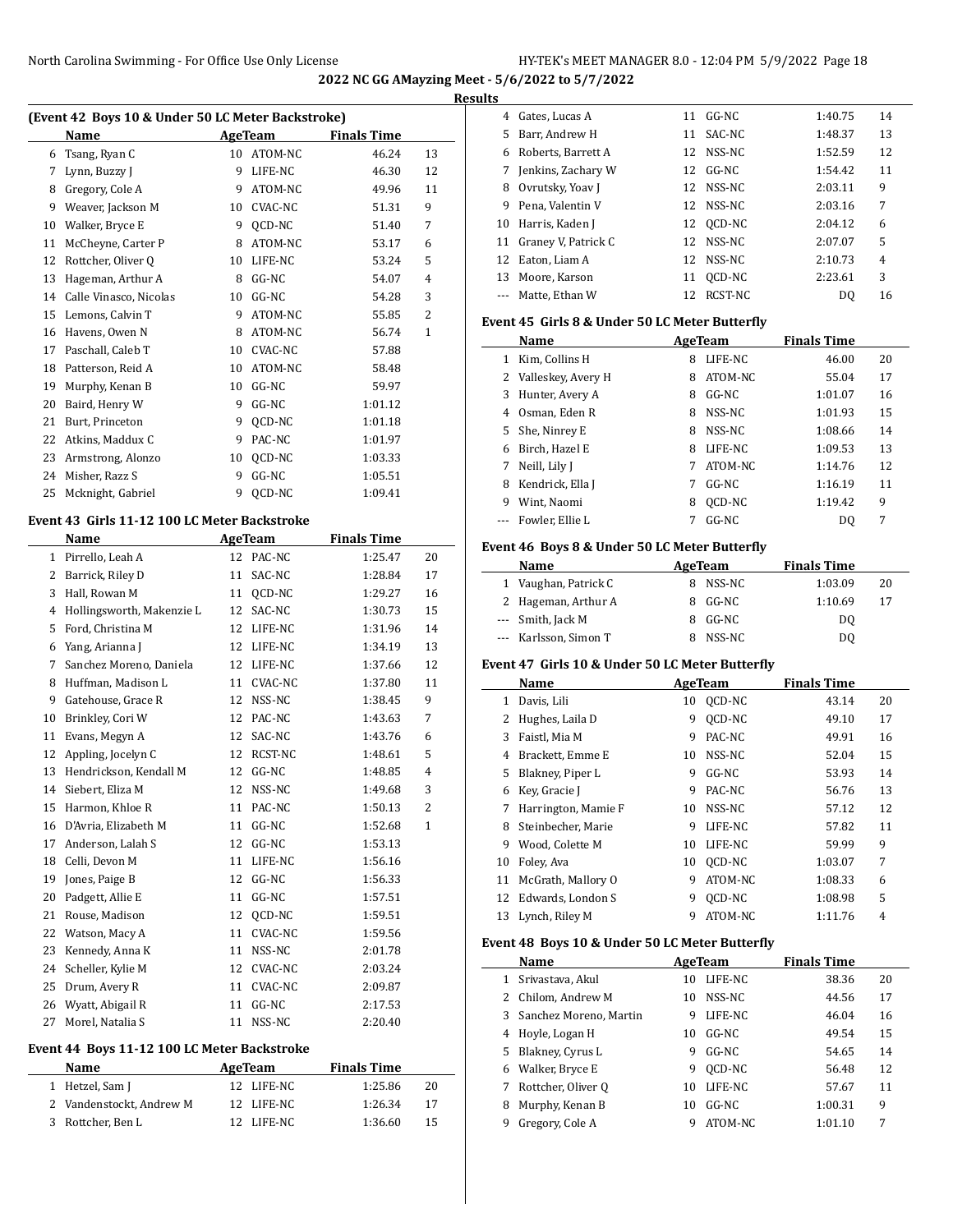## 2022 NC GG AMayzing Meet - 5/6/2022 to 5/7/2022

### Results

**(Event 42 Boys 10 & Under 50 LC Meter Backstroke)**

| | Name | Age | Team | Finals Time | |
|---|---|---|---|---|---|
| 6 | Tsang, Ryan C | 10 | ATOM-NC | 46.24 | 13 |
| 7 | Lynn, Buzzy J | 9 | LIFE-NC | 46.30 | 12 |
| 8 | Gregory, Cole A | 9 | ATOM-NC | 49.96 | 11 |
| 9 | Weaver, Jackson M | 10 | CVAC-NC | 51.31 | 9 |
| 10 | Walker, Bryce E | 9 | QCD-NC | 51.40 | 7 |
| 11 | McCheyne, Carter P | 8 | ATOM-NC | 53.17 | 6 |
| 12 | Rottcher, Oliver Q | 10 | LIFE-NC | 53.24 | 5 |
| 13 | Hageman, Arthur A | 8 | GG-NC | 54.07 | 4 |
| 14 | Calle Vinasco, Nicolas | 10 | GG-NC | 54.28 | 3 |
| 15 | Lemons, Calvin T | 9 | ATOM-NC | 55.85 | 2 |
| 16 | Havens, Owen N | 8 | ATOM-NC | 56.74 | 1 |
| 17 | Paschall, Caleb T | 10 | CVAC-NC | 57.88 | |
| 18 | Patterson, Reid A | 10 | ATOM-NC | 58.48 | |
| 19 | Murphy, Kenan B | 10 | GG-NC | 59.97 | |
| 20 | Baird, Henry W | 9 | GG-NC | 1:01.12 | |
| 21 | Burt, Princeton | 9 | QCD-NC | 1:01.18 | |
| 22 | Atkins, Maddux C | 9 | PAC-NC | 1:01.97 | |
| 23 | Armstrong, Alonzo | 10 | QCD-NC | 1:03.33 | |
| 24 | Misher, Razz S | 9 | GG-NC | 1:05.51 | |
| 25 | Mcknight, Gabriel | 9 | QCD-NC | 1:09.41 | |

**Event 43 Girls 11-12 100 LC Meter Backstroke**

| | Name | Age | Team | Finals Time | |
|---|---|---|---|---|---|
| 1 | Pirrello, Leah A | 12 | PAC-NC | 1:25.47 | 20 |
| 2 | Barrick, Riley D | 11 | SAC-NC | 1:28.84 | 17 |
| 3 | Hall, Rowan M | 11 | QCD-NC | 1:29.27 | 16 |
| 4 | Hollingsworth, Makenzie L | 12 | SAC-NC | 1:30.73 | 15 |
| 5 | Ford, Christina M | 12 | LIFE-NC | 1:31.96 | 14 |
| 6 | Yang, Arianna J | 12 | LIFE-NC | 1:34.19 | 13 |
| 7 | Sanchez Moreno, Daniela | 12 | LIFE-NC | 1:37.66 | 12 |
| 8 | Huffman, Madison L | 11 | CVAC-NC | 1:37.80 | 11 |
| 9 | Gatehouse, Grace R | 12 | NSS-NC | 1:38.45 | 9 |
| 10 | Brinkley, Cori W | 12 | PAC-NC | 1:43.63 | 7 |
| 11 | Evans, Megyn A | 12 | SAC-NC | 1:43.76 | 6 |
| 12 | Appling, Jocelyn C | 12 | RCST-NC | 1:48.61 | 5 |
| 13 | Hendrickson, Kendall M | 12 | GG-NC | 1:48.85 | 4 |
| 14 | Siebert, Eliza M | 12 | NSS-NC | 1:49.68 | 3 |
| 15 | Harmon, Khloe R | 11 | PAC-NC | 1:50.13 | 2 |
| 16 | D'Avria, Elizabeth M | 11 | GG-NC | 1:52.68 | 1 |
| 17 | Anderson, Lalah S | 12 | GG-NC | 1:53.13 | |
| 18 | Celli, Devon M | 11 | LIFE-NC | 1:56.16 | |
| 19 | Jones, Paige B | 12 | GG-NC | 1:56.33 | |
| 20 | Padgett, Allie E | 11 | GG-NC | 1:57.51 | |
| 21 | Rouse, Madison | 12 | QCD-NC | 1:59.51 | |
| 22 | Watson, Macy A | 11 | CVAC-NC | 1:59.56 | |
| 23 | Kennedy, Anna K | 11 | NSS-NC | 2:01.78 | |
| 24 | Scheller, Kylie M | 12 | CVAC-NC | 2:03.24 | |
| 25 | Drum, Avery R | 11 | CVAC-NC | 2:09.87 | |
| 26 | Wyatt, Abigail R | 11 | GG-NC | 2:17.53 | |
| 27 | Morel, Natalia S | 11 | NSS-NC | 2:20.40 | |

**Event 44 Boys 11-12 100 LC Meter Backstroke**

| | Name | Age | Team | Finals Time | |
|---|---|---|---|---|---|
| 1 | Hetzel, Sam J | 12 | LIFE-NC | 1:25.86 | 20 |
| 2 | Vandenstockt, Andrew M | 12 | LIFE-NC | 1:26.34 | 17 |
| 3 | Rottcher, Ben L | 12 | LIFE-NC | 1:36.60 | 15 |
| 4 | Gates, Lucas A | 11 | GG-NC | 1:40.75 | 14 |
| 5 | Barr, Andrew H | 11 | SAC-NC | 1:48.37 | 13 |
| 6 | Roberts, Barrett A | 12 | NSS-NC | 1:52.59 | 12 |
| 7 | Jenkins, Zachary W | 12 | GG-NC | 1:54.42 | 11 |
| 8 | Ovrutsky, Yoav J | 12 | NSS-NC | 2:03.11 | 9 |
| 9 | Pena, Valentin V | 12 | NSS-NC | 2:03.16 | 7 |
| 10 | Harris, Kaden J | 12 | QCD-NC | 2:04.12 | 6 |
| 11 | Graney V, Patrick C | 12 | NSS-NC | 2:07.07 | 5 |
| 12 | Eaton, Liam A | 12 | NSS-NC | 2:10.73 | 4 |
| 13 | Moore, Karson | 11 | QCD-NC | 2:23.61 | 3 |
| --- | Matte, Ethan W | 12 | RCST-NC | DQ | 16 |

**Event 45 Girls 8 & Under 50 LC Meter Butterfly**

| | Name | Age | Team | Finals Time | |
|---|---|---|---|---|---|
| 1 | Kim, Collins H | 8 | LIFE-NC | 46.00 | 20 |
| 2 | Valleskey, Avery H | 8 | ATOM-NC | 55.04 | 17 |
| 3 | Hunter, Avery A | 8 | GG-NC | 1:01.07 | 16 |
| 4 | Osman, Eden R | 8 | NSS-NC | 1:01.93 | 15 |
| 5 | She, Ninrey E | 8 | NSS-NC | 1:08.66 | 14 |
| 6 | Birch, Hazel E | 8 | LIFE-NC | 1:09.53 | 13 |
| 7 | Neill, Lily J | 7 | ATOM-NC | 1:14.76 | 12 |
| 8 | Kendrick, Ella J | 7 | GG-NC | 1:16.19 | 11 |
| 9 | Wint, Naomi | 8 | QCD-NC | 1:19.42 | 9 |
| --- | Fowler, Ellie L | 7 | GG-NC | DQ | 7 |

**Event 46 Boys 8 & Under 50 LC Meter Butterfly**

| | Name | Age | Team | Finals Time | |
|---|---|---|---|---|---|
| 1 | Vaughan, Patrick C | 8 | NSS-NC | 1:03.09 | 20 |
| 2 | Hageman, Arthur A | 8 | GG-NC | 1:10.69 | 17 |
| --- | Smith, Jack M | 8 | GG-NC | DQ | |
| --- | Karlsson, Simon T | 8 | NSS-NC | DQ | |

**Event 47 Girls 10 & Under 50 LC Meter Butterfly**

| | Name | Age | Team | Finals Time | |
|---|---|---|---|---|---|
| 1 | Davis, Lili | 10 | QCD-NC | 43.14 | 20 |
| 2 | Hughes, Laila D | 9 | QCD-NC | 49.10 | 17 |
| 3 | Faistl, Mia M | 9 | PAC-NC | 49.91 | 16 |
| 4 | Brackett, Emme E | 10 | NSS-NC | 52.04 | 15 |
| 5 | Blakney, Piper L | 9 | GG-NC | 53.93 | 14 |
| 6 | Key, Gracie J | 9 | PAC-NC | 56.76 | 13 |
| 7 | Harrington, Mamie F | 10 | NSS-NC | 57.12 | 12 |
| 8 | Steinbecher, Marie | 9 | LIFE-NC | 57.82 | 11 |
| 9 | Wood, Colette M | 10 | LIFE-NC | 59.99 | 9 |
| 10 | Foley, Ava | 10 | QCD-NC | 1:03.07 | 7 |
| 11 | McGrath, Mallory O | 9 | ATOM-NC | 1:08.33 | 6 |
| 12 | Edwards, London S | 9 | QCD-NC | 1:08.98 | 5 |
| 13 | Lynch, Riley M | 9 | ATOM-NC | 1:11.76 | 4 |

**Event 48 Boys 10 & Under 50 LC Meter Butterfly**

| | Name | Age | Team | Finals Time | |
|---|---|---|---|---|---|
| 1 | Srivastava, Akul | 10 | LIFE-NC | 38.36 | 20 |
| 2 | Chilom, Andrew M | 10 | NSS-NC | 44.56 | 17 |
| 3 | Sanchez Moreno, Martin | 9 | LIFE-NC | 46.04 | 16 |
| 4 | Hoyle, Logan H | 10 | GG-NC | 49.54 | 15 |
| 5 | Blakney, Cyrus L | 9 | GG-NC | 54.65 | 14 |
| 6 | Walker, Bryce E | 9 | QCD-NC | 56.48 | 12 |
| 7 | Rottcher, Oliver Q | 10 | LIFE-NC | 57.67 | 11 |
| 8 | Murphy, Kenan B | 10 | GG-NC | 1:00.31 | 9 |
| 9 | Gregory, Cole A | 9 | ATOM-NC | 1:01.10 | 7 |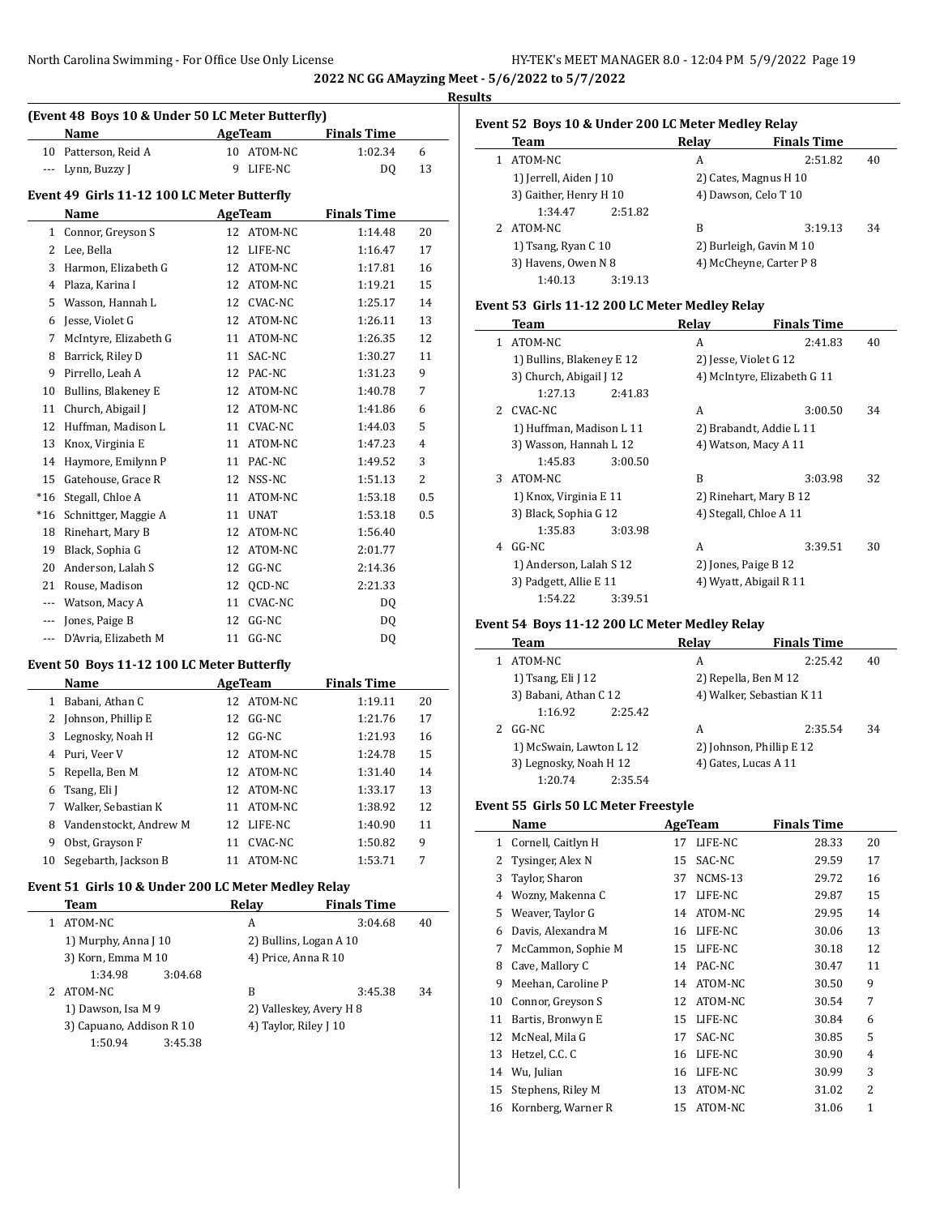## 2022 NC GG AMayzing Meet - 5/6/2022 to 5/7/2022

### Results

**(Event 48 Boys 10 & Under 50 LC Meter Butterfly)**

| | Name | Age | Team | Finals Time | |
|---|---|---|---|---|---|
| 10 | Patterson, Reid A | 10 | ATOM-NC | 1:02.34 | 6 |
| --- | Lynn, Buzzy J | 9 | LIFE-NC | DQ | 13 |

**Event 49 Girls 11-12 100 LC Meter Butterfly**

| | Name | Age | Team | Finals Time | |
|---|---|---|---|---|---|
| 1 | Connor, Greyson S | 12 | ATOM-NC | 1:14.48 | 20 |
| 2 | Lee, Bella | 12 | LIFE-NC | 1:16.47 | 17 |
| 3 | Harmon, Elizabeth G | 12 | ATOM-NC | 1:17.81 | 16 |
| 4 | Plaza, Karina I | 12 | ATOM-NC | 1:19.21 | 15 |
| 5 | Wasson, Hannah L | 12 | CVAC-NC | 1:25.17 | 14 |
| 6 | Jesse, Violet G | 12 | ATOM-NC | 1:26.11 | 13 |
| 7 | McIntyre, Elizabeth G | 11 | ATOM-NC | 1:26.35 | 12 |
| 8 | Barrick, Riley D | 11 | SAC-NC | 1:30.27 | 11 |
| 9 | Pirrello, Leah A | 12 | PAC-NC | 1:31.23 | 9 |
| 10 | Bullins, Blakeney E | 12 | ATOM-NC | 1:40.78 | 7 |
| 11 | Church, Abigail J | 12 | ATOM-NC | 1:41.86 | 6 |
| 12 | Huffman, Madison L | 11 | CVAC-NC | 1:44.03 | 5 |
| 13 | Knox, Virginia E | 11 | ATOM-NC | 1:47.23 | 4 |
| 14 | Haymore, Emilynn P | 11 | PAC-NC | 1:49.52 | 3 |
| 15 | Gatehouse, Grace R | 12 | NSS-NC | 1:51.13 | 2 |
| *16 | Stegall, Chloe A | 11 | ATOM-NC | 1:53.18 | 0.5 |
| *16 | Schnittger, Maggie A | 11 | UNAT | 1:53.18 | 0.5 |
| 18 | Rinehart, Mary B | 12 | ATOM-NC | 1:56.40 | |
| 19 | Black, Sophia G | 12 | ATOM-NC | 2:01.77 | |
| 20 | Anderson, Lalah S | 12 | GG-NC | 2:14.36 | |
| 21 | Rouse, Madison | 12 | QCD-NC | 2:21.33 | |
| --- | Watson, Macy A | 11 | CVAC-NC | DQ | |
| --- | Jones, Paige B | 12 | GG-NC | DQ | |
| --- | D'Avria, Elizabeth M | 11 | GG-NC | DQ | |

**Event 50 Boys 11-12 100 LC Meter Butterfly**

| | Name | Age | Team | Finals Time | |
|---|---|---|---|---|---|
| 1 | Babani, Athan C | 12 | ATOM-NC | 1:19.11 | 20 |
| 2 | Johnson, Phillip E | 12 | GG-NC | 1:21.76 | 17 |
| 3 | Legnosky, Noah H | 12 | GG-NC | 1:21.93 | 16 |
| 4 | Puri, Veer V | 12 | ATOM-NC | 1:24.78 | 15 |
| 5 | Repella, Ben M | 12 | ATOM-NC | 1:31.40 | 14 |
| 6 | Tsang, Eli J | 12 | ATOM-NC | 1:33.17 | 13 |
| 7 | Walker, Sebastian K | 11 | ATOM-NC | 1:38.92 | 12 |
| 8 | Vandenstockt, Andrew M | 12 | LIFE-NC | 1:40.90 | 11 |
| 9 | Obst, Grayson F | 11 | CVAC-NC | 1:50.82 | 9 |
| 10 | Segebarth, Jackson B | 11 | ATOM-NC | 1:53.71 | 7 |

**Event 51 Girls 10 & Under 200 LC Meter Medley Relay**

| | Team | Relay | Finals Time | |
|---|---|---|---|---|
| 1 | ATOM-NC | A | 3:04.68 | 40 |
| | 1) Murphy, Anna J 10 | 2) Bullins, Logan A 10 | | |
| | 3) Korn, Emma M 10 | 4) Price, Anna R 10 | | |
| | 1:34.98 3:04.68 | | | |
| 2 | ATOM-NC | B | 3:45.38 | 34 |
| | 1) Dawson, Isa M 9 | 2) Valleskey, Avery H 8 | | |
| | 3) Capuano, Addison R 10 | 4) Taylor, Riley J 10 | | |
| | 1:50.94 3:45.38 | | | |

**Event 52 Boys 10 & Under 200 LC Meter Medley Relay**

| | Team | Relay | Finals Time | |
|---|---|---|---|---|
| 1 | ATOM-NC | A | 2:51.82 | 40 |
| | 1) Jerrell, Aiden J 10 | 2) Cates, Magnus H 10 | | |
| | 3) Gaither, Henry H 10 | 4) Dawson, Celo T 10 | | |
| | 1:34.47 2:51.82 | | | |
| 2 | ATOM-NC | B | 3:19.13 | 34 |
| | 1) Tsang, Ryan C 10 | 2) Burleigh, Gavin M 10 | | |
| | 3) Havens, Owen N 8 | 4) McCheyne, Carter P 8 | | |
| | 1:40.13 3:19.13 | | | |

**Event 53 Girls 11-12 200 LC Meter Medley Relay**

| | Team | Relay | Finals Time | |
|---|---|---|---|---|
| 1 | ATOM-NC | A | 2:41.83 | 40 |
| | 1) Bullins, Blakeney E 12 | 2) Jesse, Violet G 12 | | |
| | 3) Church, Abigail J 12 | 4) McIntyre, Elizabeth G 11 | | |
| | 1:27.13 2:41.83 | | | |
| 2 | CVAC-NC | A | 3:00.50 | 34 |
| | 1) Huffman, Madison L 11 | 2) Brabandt, Addie L 11 | | |
| | 3) Wasson, Hannah L 12 | 4) Watson, Macy A 11 | | |
| | 1:45.83 3:00.50 | | | |
| 3 | ATOM-NC | B | 3:03.98 | 32 |
| | 1) Knox, Virginia E 11 | 2) Rinehart, Mary B 12 | | |
| | 3) Black, Sophia G 12 | 4) Stegall, Chloe A 11 | | |
| | 1:35.83 3:03.98 | | | |
| 4 | GG-NC | A | 3:39.51 | 30 |
| | 1) Anderson, Lalah S 12 | 2) Jones, Paige B 12 | | |
| | 3) Padgett, Allie E 11 | 4) Wyatt, Abigail R 11 | | |
| | 1:54.22 3:39.51 | | | |

**Event 54 Boys 11-12 200 LC Meter Medley Relay**

| | Team | Relay | Finals Time | |
|---|---|---|---|---|
| 1 | ATOM-NC | A | 2:25.42 | 40 |
| | 1) Tsang, Eli J 12 | 2) Repella, Ben M 12 | | |
| | 3) Babani, Athan C 12 | 4) Walker, Sebastian K 11 | | |
| | 1:16.92 2:25.42 | | | |
| 2 | GG-NC | A | 2:35.54 | 34 |
| | 1) McSwain, Lawton L 12 | 2) Johnson, Phillip E 12 | | |
| | 3) Legnosky, Noah H 12 | 4) Gates, Lucas A 11 | | |
| | 1:20.74 2:35.54 | | | |

**Event 55 Girls 50 LC Meter Freestyle**

| | Name | Age | Team | Finals Time | |
|---|---|---|---|---|---|
| 1 | Cornell, Caitlyn H | 17 | LIFE-NC | 28.33 | 20 |
| 2 | Tysinger, Alex N | 15 | SAC-NC | 29.59 | 17 |
| 3 | Taylor, Sharon | 37 | NCMS-13 | 29.72 | 16 |
| 4 | Wozny, Makenna C | 17 | LIFE-NC | 29.87 | 15 |
| 5 | Weaver, Taylor G | 14 | ATOM-NC | 29.95 | 14 |
| 6 | Davis, Alexandra M | 16 | LIFE-NC | 30.06 | 13 |
| 7 | McCammon, Sophie M | 15 | LIFE-NC | 30.18 | 12 |
| 8 | Cave, Mallory C | 14 | PAC-NC | 30.47 | 11 |
| 9 | Meehan, Caroline P | 14 | ATOM-NC | 30.50 | 9 |
| 10 | Connor, Greyson S | 12 | ATOM-NC | 30.54 | 7 |
| 11 | Bartis, Bronwyn E | 15 | LIFE-NC | 30.84 | 6 |
| 12 | McNeal, Mila G | 17 | SAC-NC | 30.85 | 5 |
| 13 | Hetzel, C.C. C | 16 | LIFE-NC | 30.90 | 4 |
| 14 | Wu, Julian | 16 | LIFE-NC | 30.99 | 3 |
| 15 | Stephens, Riley M | 13 | ATOM-NC | 31.02 | 2 |
| 16 | Kornberg, Warner R | 15 | ATOM-NC | 31.06 | 1 |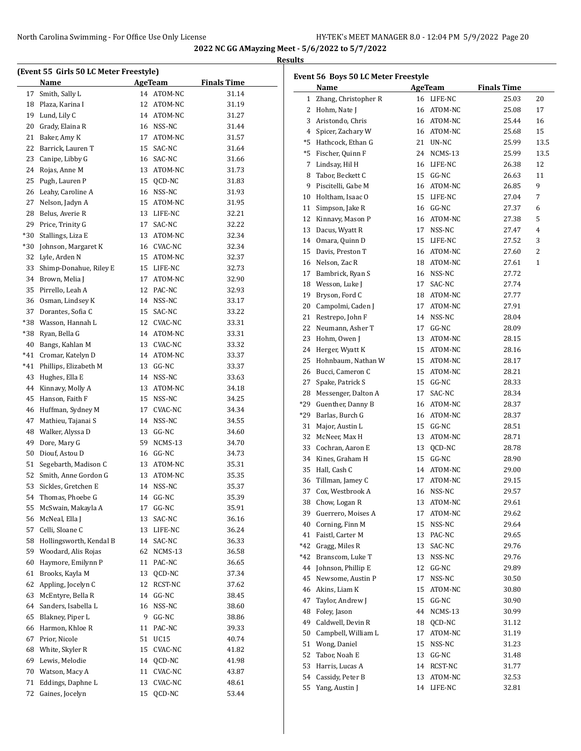**2022 NC GG AMayzing Meet - 5/6/2022 to 5/7/2022**

**Results**

## (Event 55 Girls 50 LC Meter Freestyle)

| | Name | Age | Team | Finals Time |
|---|---|---|---|---|
| 17 | Smith, Sally L | 14 | ATOM-NC | 31.14 |
| 18 | Plaza, Karina I | 12 | ATOM-NC | 31.19 |
| 19 | Lund, Lily C | 14 | ATOM-NC | 31.27 |
| 20 | Grady, Elaina R | 16 | NSS-NC | 31.44 |
| 21 | Baker, Amy K | 17 | ATOM-NC | 31.57 |
| 22 | Barrick, Lauren T | 15 | SAC-NC | 31.64 |
| 23 | Canipe, Libby G | 16 | SAC-NC | 31.66 |
| 24 | Rojas, Anne M | 13 | ATOM-NC | 31.73 |
| 25 | Pugh, Lauren P | 15 | QCD-NC | 31.83 |
| 26 | Leahy, Caroline A | 16 | NSS-NC | 31.93 |
| 27 | Nelson, Jadyn A | 15 | ATOM-NC | 31.95 |
| 28 | Belus, Averie R | 13 | LIFE-NC | 32.21 |
| 29 | Price, Trinity G | 17 | SAC-NC | 32.22 |
| *30 | Stallings, Liza E | 13 | ATOM-NC | 32.34 |
| *30 | Johnson, Margaret K | 16 | CVAC-NC | 32.34 |
| 32 | Lyle, Arden N | 15 | ATOM-NC | 32.37 |
| 33 | Shimp-Donahue, Riley E | 15 | LIFE-NC | 32.73 |
| 34 | Brown, Melia J | 17 | ATOM-NC | 32.90 |
| 35 | Pirrello, Leah A | 12 | PAC-NC | 32.93 |
| 36 | Osman, Lindsey K | 14 | NSS-NC | 33.17 |
| 37 | Dorantes, Sofia C | 15 | SAC-NC | 33.22 |
| *38 | Wasson, Hannah L | 12 | CVAC-NC | 33.31 |
| *38 | Ryan, Bella G | 14 | ATOM-NC | 33.31 |
| 40 | Bangs, Kahlan M | 13 | CVAC-NC | 33.32 |
| *41 | Cromar, Katelyn D | 14 | ATOM-NC | 33.37 |
| *41 | Phillips, Elizabeth M | 13 | GG-NC | 33.37 |
| 43 | Hughes, Ella E | 14 | NSS-NC | 33.63 |
| 44 | Kinnavy, Molly A | 13 | ATOM-NC | 34.18 |
| 45 | Hanson, Faith F | 15 | NSS-NC | 34.25 |
| 46 | Huffman, Sydney M | 17 | CVAC-NC | 34.34 |
| 47 | Mathieu, Tajanai S | 14 | NSS-NC | 34.55 |
| 48 | Walker, Alyssa D | 13 | GG-NC | 34.60 |
| 49 | Dore, Mary G | 59 | NCMS-13 | 34.70 |
| 50 | Diouf, Astou D | 16 | GG-NC | 34.73 |
| 51 | Segebarth, Madison C | 13 | ATOM-NC | 35.31 |
| 52 | Smith, Anne Gordon G | 13 | ATOM-NC | 35.35 |
| 53 | Sickles, Gretchen E | 14 | NSS-NC | 35.37 |
| 54 | Thomas, Phoebe G | 14 | GG-NC | 35.39 |
| 55 | McSwain, Makayla A | 17 | GG-NC | 35.91 |
| 56 | McNeal, Ella J | 13 | SAC-NC | 36.16 |
| 57 | Celli, Sloane C | 13 | LIFE-NC | 36.24 |
| 58 | Hollingsworth, Kendal B | 14 | SAC-NC | 36.33 |
| 59 | Woodard, Alis Rojas | 62 | NCMS-13 | 36.58 |
| 60 | Haymore, Emilynn P | 11 | PAC-NC | 36.65 |
| 61 | Brooks, Kayla M | 13 | QCD-NC | 37.34 |
| 62 | Appling, Jocelyn C | 12 | RCST-NC | 37.62 |
| 63 | McEntyre, Bella R | 14 | GG-NC | 38.45 |
| 64 | Sanders, Isabella L | 16 | NSS-NC | 38.60 |
| 65 | Blakney, Piper L | 9 | GG-NC | 38.86 |
| 66 | Harmon, Khloe R | 11 | PAC-NC | 39.33 |
| 67 | Prior, Nicole | 51 | UC15 | 40.74 |
| 68 | White, Skyler R | 15 | CVAC-NC | 41.82 |
| 69 | Lewis, Melodie | 14 | QCD-NC | 41.98 |
| 70 | Watson, Macy A | 11 | CVAC-NC | 43.87 |
| 71 | Eddings, Daphne L | 13 | CVAC-NC | 48.61 |
| 72 | Gaines, Jocelyn | 15 | QCD-NC | 53.44 |

## Event 56 Boys 50 LC Meter Freestyle

| | Name | Age | Team | Finals Time | Points |
|---|---|---|---|---|---|
| 1 | Zhang, Christopher R | 16 | LIFE-NC | 25.03 | 20 |
| 2 | Hohm, Nate J | 16 | ATOM-NC | 25.08 | 17 |
| 3 | Aristondo, Chris | 16 | ATOM-NC | 25.44 | 16 |
| 4 | Spicer, Zachary W | 16 | ATOM-NC | 25.68 | 15 |
| *5 | Hathcock, Ethan G | 21 | UN-NC | 25.99 | 13.5 |
| *5 | Fischer, Quinn F | 24 | NCMS-13 | 25.99 | 13.5 |
| 7 | Lindsay, Hil H | 16 | LIFE-NC | 26.38 | 12 |
| 8 | Tabor, Beckett C | 15 | GG-NC | 26.63 | 11 |
| 9 | Piscitelli, Gabe M | 16 | ATOM-NC | 26.85 | 9 |
| 10 | Holtham, Isaac O | 15 | LIFE-NC | 27.04 | 7 |
| 11 | Simpson, Jake R | 16 | GG-NC | 27.37 | 6 |
| 12 | Kinnavy, Mason P | 16 | ATOM-NC | 27.38 | 5 |
| 13 | Dacus, Wyatt R | 17 | NSS-NC | 27.47 | 4 |
| 14 | Omara, Quinn D | 15 | LIFE-NC | 27.52 | 3 |
| 15 | Davis, Preston T | 16 | ATOM-NC | 27.60 | 2 |
| 16 | Nelson, Zac R | 18 | ATOM-NC | 27.61 | 1 |
| 17 | Bambrick, Ryan S | 16 | NSS-NC | 27.72 | |
| 18 | Wesson, Luke J | 17 | SAC-NC | 27.74 | |
| 19 | Bryson, Ford C | 18 | ATOM-NC | 27.77 | |
| 20 | Campolmi, Caden J | 17 | ATOM-NC | 27.91 | |
| 21 | Restrepo, John F | 14 | NSS-NC | 28.04 | |
| 22 | Neumann, Asher T | 17 | GG-NC | 28.09 | |
| 23 | Hohm, Owen J | 13 | ATOM-NC | 28.15 | |
| 24 | Herger, Wyatt K | 15 | ATOM-NC | 28.16 | |
| 25 | Hohnbaum, Nathan W | 15 | ATOM-NC | 28.17 | |
| 26 | Bucci, Cameron C | 15 | ATOM-NC | 28.21 | |
| 27 | Spake, Patrick S | 15 | GG-NC | 28.33 | |
| 28 | Messenger, Dalton A | 17 | SAC-NC | 28.34 | |
| *29 | Guenther, Danny B | 16 | ATOM-NC | 28.37 | |
| *29 | Barlas, Burch G | 16 | ATOM-NC | 28.37 | |
| 31 | Major, Austin L | 15 | GG-NC | 28.51 | |
| 32 | McNeer, Max H | 13 | ATOM-NC | 28.71 | |
| 33 | Cochran, Aaron E | 13 | QCD-NC | 28.78 | |
| 34 | Kines, Graham H | 15 | GG-NC | 28.90 | |
| 35 | Hall, Cash C | 14 | ATOM-NC | 29.00 | |
| 36 | Tillman, Jamey C | 17 | ATOM-NC | 29.15 | |
| 37 | Cox, Westbrook A | 16 | NSS-NC | 29.57 | |
| 38 | Chow, Logan R | 13 | ATOM-NC | 29.61 | |
| 39 | Guerrero, Moises A | 17 | ATOM-NC | 29.62 | |
| 40 | Corning, Finn M | 15 | NSS-NC | 29.64 | |
| 41 | Faistl, Carter M | 13 | PAC-NC | 29.65 | |
| *42 | Gragg, Miles R | 13 | SAC-NC | 29.76 | |
| *42 | Branscom, Luke T | 13 | NSS-NC | 29.76 | |
| 44 | Johnson, Phillip E | 12 | GG-NC | 29.89 | |
| 45 | Newsome, Austin P | 17 | NSS-NC | 30.50 | |
| 46 | Akins, Liam K | 15 | ATOM-NC | 30.80 | |
| 47 | Taylor, Andrew J | 15 | GG-NC | 30.90 | |
| 48 | Foley, Jason | 44 | NCMS-13 | 30.99 | |
| 49 | Caldwell, Devin R | 18 | QCD-NC | 31.12 | |
| 50 | Campbell, William L | 17 | ATOM-NC | 31.19 | |
| 51 | Wong, Daniel | 15 | NSS-NC | 31.23 | |
| 52 | Tabor, Noah E | 13 | GG-NC | 31.48 | |
| 53 | Harris, Lucas A | 14 | RCST-NC | 31.77 | |
| 54 | Cassidy, Peter B | 13 | ATOM-NC | 32.53 | |
| 55 | Yang, Austin J | 14 | LIFE-NC | 32.81 | |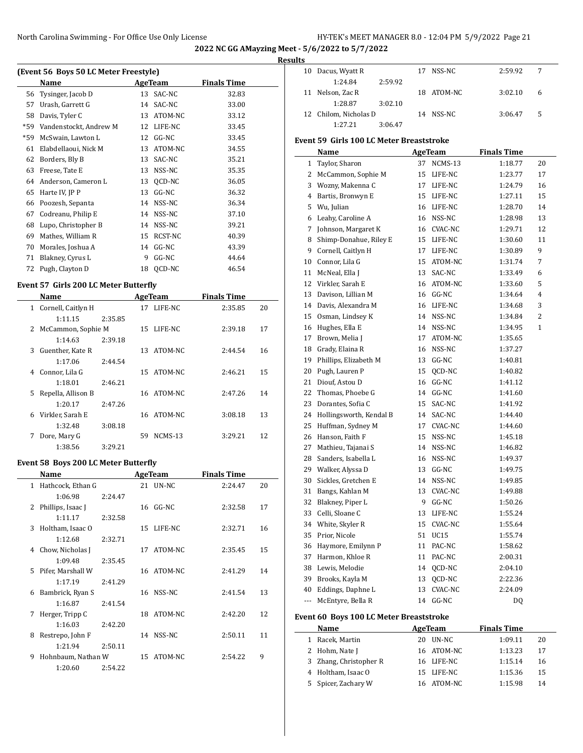# 2022 NC GG AMayzing Meet - 5/6/2022 to 5/7/2022

## Results

### (Event 56 Boys 50 LC Meter Freestyle)

| | Name | Age | Team | Finals Time |
|---|---|---|---|---|
| 56 | Tysinger, Jacob D | 13 | SAC-NC | 32.83 |
| 57 | Urash, Garrett G | 14 | SAC-NC | 33.00 |
| 58 | Davis, Tyler C | 13 | ATOM-NC | 33.12 |
| *59 | Vandenstockt, Andrew M | 12 | LIFE-NC | 33.45 |
| *59 | McSwain, Lawton L | 12 | GG-NC | 33.45 |
| 61 | Elabdellaoui, Nick M | 13 | ATOM-NC | 34.55 |
| 62 | Borders, Bly B | 13 | SAC-NC | 35.21 |
| 63 | Freese, Tate E | 13 | NSS-NC | 35.35 |
| 64 | Anderson, Cameron L | 13 | QCD-NC | 36.05 |
| 65 | Harte IV, JP P | 13 | GG-NC | 36.32 |
| 66 | Poozesh, Sepanta | 14 | NSS-NC | 36.34 |
| 67 | Codreanu, Philip E | 14 | NSS-NC | 37.10 |
| 68 | Lupo, Christopher B | 14 | NSS-NC | 39.21 |
| 69 | Mathes, William R | 15 | RCST-NC | 40.39 |
| 70 | Morales, Joshua A | 14 | GG-NC | 43.39 |
| 71 | Blakney, Cyrus L | 9 | GG-NC | 44.64 |
| 72 | Pugh, Clayton D | 18 | QCD-NC | 46.54 |

### Event 57 Girls 200 LC Meter Butterfly

| | Name | Age | Team | Finals Time | Points |
|---|---|---|---|---|---|
| 1 | Cornell, Caitlyn H | 17 | LIFE-NC | 2:35.85 | 20 |
| | 1:11.15 / 2:35.85 | | | | |
| 2 | McCammon, Sophie M | 15 | LIFE-NC | 2:39.18 | 17 |
| | 1:14.63 / 2:39.18 | | | | |
| 3 | Guenther, Kate R | 13 | ATOM-NC | 2:44.54 | 16 |
| | 1:17.06 / 2:44.54 | | | | |
| 4 | Connor, Lila G | 15 | ATOM-NC | 2:46.21 | 15 |
| | 1:18.01 / 2:46.21 | | | | |
| 5 | Repella, Allison B | 16 | ATOM-NC | 2:47.26 | 14 |
| | 1:20.17 / 2:47.26 | | | | |
| 6 | Virkler, Sarah E | 16 | ATOM-NC | 3:08.18 | 13 |
| | 1:32.48 / 3:08.18 | | | | |
| 7 | Dore, Mary G | 59 | NCMS-13 | 3:29.21 | 12 |
| | 1:38.56 / 3:29.21 | | | | |

### Event 58 Boys 200 LC Meter Butterfly

| | Name | Age | Team | Finals Time | Points |
|---|---|---|---|---|---|
| 1 | Hathcock, Ethan G | 21 | UN-NC | 2:24.47 | 20 |
| | 1:06.98 / 2:24.47 | | | | |
| 2 | Phillips, Isaac J | 16 | GG-NC | 2:32.58 | 17 |
| | 1:11.17 / 2:32.58 | | | | |
| 3 | Holtham, Isaac O | 15 | LIFE-NC | 2:32.71 | 16 |
| | 1:12.68 / 2:32.71 | | | | |
| 4 | Chow, Nicholas J | 17 | ATOM-NC | 2:35.45 | 15 |
| | 1:09.48 / 2:35.45 | | | | |
| 5 | Pifer, Marshall W | 16 | ATOM-NC | 2:41.29 | 14 |
| | 1:17.19 / 2:41.29 | | | | |
| 6 | Bambrick, Ryan S | 16 | NSS-NC | 2:41.54 | 13 |
| | 1:16.87 / 2:41.54 | | | | |
| 7 | Herger, Tripp C | 18 | ATOM-NC | 2:42.20 | 12 |
| | 1:16.03 / 2:42.20 | | | | |
| 8 | Restrepo, John F | 14 | NSS-NC | 2:50.11 | 11 |
| | 1:21.94 / 2:50.11 | | | | |
| 9 | Hohnbaum, Nathan W | 15 | ATOM-NC | 2:54.22 | 9 |
| | 1:20.60 / 2:54.22 | | | | |
| 10 | Dacus, Wyatt R | 17 | NSS-NC | 2:59.92 | 7 |
| | 1:24.84 / 2:59.92 | | | | |
| 11 | Nelson, Zac R | 18 | ATOM-NC | 3:02.10 | 6 |
| | 1:28.87 / 3:02.10 | | | | |
| 12 | Chilom, Nicholas D | 14 | NSS-NC | 3:06.47 | 5 |
| | 1:27.21 / 3:06.47 | | | | |

### Event 59 Girls 100 LC Meter Breaststroke

| | Name | Age | Team | Finals Time | Points |
|---|---|---|---|---|---|
| 1 | Taylor, Sharon | 37 | NCMS-13 | 1:18.77 | 20 |
| 2 | McCammon, Sophie M | 15 | LIFE-NC | 1:23.77 | 17 |
| 3 | Wozny, Makenna C | 17 | LIFE-NC | 1:24.79 | 16 |
| 4 | Bartis, Bronwyn E | 15 | LIFE-NC | 1:27.11 | 15 |
| 5 | Wu, Julian | 16 | LIFE-NC | 1:28.70 | 14 |
| 6 | Leahy, Caroline A | 16 | NSS-NC | 1:28.98 | 13 |
| 7 | Johnson, Margaret K | 16 | CVAC-NC | 1:29.71 | 12 |
| 8 | Shimp-Donahue, Riley E | 15 | LIFE-NC | 1:30.60 | 11 |
| 9 | Cornell, Caitlyn H | 17 | LIFE-NC | 1:30.89 | 9 |
| 10 | Connor, Lila G | 15 | ATOM-NC | 1:31.74 | 7 |
| 11 | McNeal, Ella J | 13 | SAC-NC | 1:33.49 | 6 |
| 12 | Virkler, Sarah E | 16 | ATOM-NC | 1:33.60 | 5 |
| 13 | Davison, Lillian M | 16 | GG-NC | 1:34.64 | 4 |
| 14 | Davis, Alexandra M | 16 | LIFE-NC | 1:34.68 | 3 |
| 15 | Osman, Lindsey K | 14 | NSS-NC | 1:34.84 | 2 |
| 16 | Hughes, Ella E | 14 | NSS-NC | 1:34.95 | 1 |
| 17 | Brown, Melia J | 17 | ATOM-NC | 1:35.65 | |
| 18 | Grady, Elaina R | 16 | NSS-NC | 1:37.27 | |
| 19 | Phillips, Elizabeth M | 13 | GG-NC | 1:40.81 | |
| 20 | Pugh, Lauren P | 15 | QCD-NC | 1:40.82 | |
| 21 | Diouf, Astou D | 16 | GG-NC | 1:41.12 | |
| 22 | Thomas, Phoebe G | 14 | GG-NC | 1:41.60 | |
| 23 | Dorantes, Sofia C | 15 | SAC-NC | 1:41.92 | |
| 24 | Hollingsworth, Kendal B | 14 | SAC-NC | 1:44.40 | |
| 25 | Huffman, Sydney M | 17 | CVAC-NC | 1:44.60 | |
| 26 | Hanson, Faith F | 15 | NSS-NC | 1:45.18 | |
| 27 | Mathieu, Tajanai S | 14 | NSS-NC | 1:46.82 | |
| 28 | Sanders, Isabella L | 16 | NSS-NC | 1:49.37 | |
| 29 | Walker, Alyssa D | 13 | GG-NC | 1:49.75 | |
| 30 | Sickles, Gretchen E | 14 | NSS-NC | 1:49.85 | |
| 31 | Bangs, Kahlan M | 13 | CVAC-NC | 1:49.88 | |
| 32 | Blakney, Piper L | 9 | GG-NC | 1:50.26 | |
| 33 | Celli, Sloane C | 13 | LIFE-NC | 1:55.24 | |
| 34 | White, Skyler R | 15 | CVAC-NC | 1:55.64 | |
| 35 | Prior, Nicole | 51 | UC15 | 1:55.74 | |
| 36 | Haymore, Emilynn P | 11 | PAC-NC | 1:58.62 | |
| 37 | Harmon, Khloe R | 11 | PAC-NC | 2:00.31 | |
| 38 | Lewis, Melodie | 14 | QCD-NC | 2:04.10 | |
| 39 | Brooks, Kayla M | 13 | QCD-NC | 2:22.36 | |
| 40 | Eddings, Daphne L | 13 | CVAC-NC | 2:24.09 | |
| --- | McEntyre, Bella R | 14 | GG-NC | DQ | |

### Event 60 Boys 100 LC Meter Breaststroke

| | Name | Age | Team | Finals Time | Points |
|---|---|---|---|---|---|
| 1 | Racek, Martin | 20 | UN-NC | 1:09.11 | 20 |
| 2 | Hohm, Nate J | 16 | ATOM-NC | 1:13.23 | 17 |
| 3 | Zhang, Christopher R | 16 | LIFE-NC | 1:15.14 | 16 |
| 4 | Holtham, Isaac O | 15 | LIFE-NC | 1:15.36 | 15 |
| 5 | Spicer, Zachary W | 16 | ATOM-NC | 1:15.98 | 14 |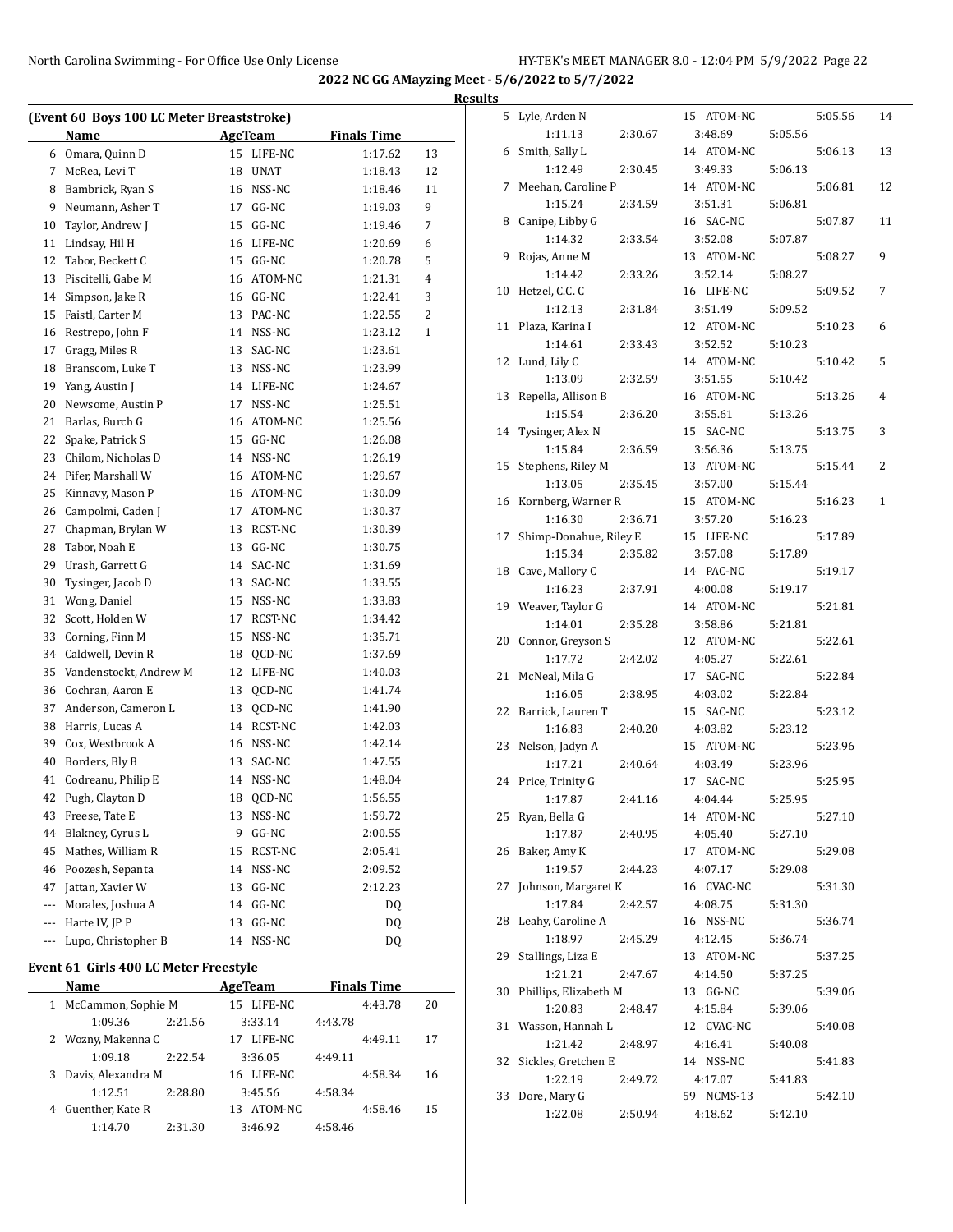**2022 NC GG AMayzing Meet - 5/6/2022 to 5/7/2022**

**Results**

### (Event 60 Boys 100 LC Meter Breaststroke)

| | Name | Age | Team | Finals Time | Points |
|---|---|---|---|---|---|
| 6 | Omara, Quinn D | 15 | LIFE-NC | 1:17.62 | 13 |
| 7 | McRea, Levi T | 18 | UNAT | 1:18.43 | 12 |
| 8 | Bambrick, Ryan S | 16 | NSS-NC | 1:18.46 | 11 |
| 9 | Neumann, Asher T | 17 | GG-NC | 1:19.03 | 9 |
| 10 | Taylor, Andrew J | 15 | GG-NC | 1:19.46 | 7 |
| 11 | Lindsay, Hil H | 16 | LIFE-NC | 1:20.69 | 6 |
| 12 | Tabor, Beckett C | 15 | GG-NC | 1:20.78 | 5 |
| 13 | Piscitelli, Gabe M | 16 | ATOM-NC | 1:21.31 | 4 |
| 14 | Simpson, Jake R | 16 | GG-NC | 1:22.41 | 3 |
| 15 | Faistl, Carter M | 13 | PAC-NC | 1:22.55 | 2 |
| 16 | Restrepo, John F | 14 | NSS-NC | 1:23.12 | 1 |
| 17 | Gragg, Miles R | 13 | SAC-NC | 1:23.61 | |
| 18 | Branscom, Luke T | 13 | NSS-NC | 1:23.99 | |
| 19 | Yang, Austin J | 14 | LIFE-NC | 1:24.67 | |
| 20 | Newsome, Austin P | 17 | NSS-NC | 1:25.51 | |
| 21 | Barlas, Burch G | 16 | ATOM-NC | 1:25.56 | |
| 22 | Spake, Patrick S | 15 | GG-NC | 1:26.08 | |
| 23 | Chilom, Nicholas D | 14 | NSS-NC | 1:26.19 | |
| 24 | Pifer, Marshall W | 16 | ATOM-NC | 1:29.67 | |
| 25 | Kinnavy, Mason P | 16 | ATOM-NC | 1:30.09 | |
| 26 | Campolmi, Caden J | 17 | ATOM-NC | 1:30.37 | |
| 27 | Chapman, Brylan W | 13 | RCST-NC | 1:30.39 | |
| 28 | Tabor, Noah E | 13 | GG-NC | 1:30.75 | |
| 29 | Urash, Garrett G | 14 | SAC-NC | 1:31.69 | |
| 30 | Tysinger, Jacob D | 13 | SAC-NC | 1:33.55 | |
| 31 | Wong, Daniel | 15 | NSS-NC | 1:33.83 | |
| 32 | Scott, Holden W | 17 | RCST-NC | 1:34.42 | |
| 33 | Corning, Finn M | 15 | NSS-NC | 1:35.71 | |
| 34 | Caldwell, Devin R | 18 | QCD-NC | 1:37.69 | |
| 35 | Vandenstockt, Andrew M | 12 | LIFE-NC | 1:40.03 | |
| 36 | Cochran, Aaron E | 13 | QCD-NC | 1:41.74 | |
| 37 | Anderson, Cameron L | 13 | QCD-NC | 1:41.90 | |
| 38 | Harris, Lucas A | 14 | RCST-NC | 1:42.03 | |
| 39 | Cox, Westbrook A | 16 | NSS-NC | 1:42.14 | |
| 40 | Borders, Bly B | 13 | SAC-NC | 1:47.55 | |
| 41 | Codreanu, Philip E | 14 | NSS-NC | 1:48.04 | |
| 42 | Pugh, Clayton D | 18 | QCD-NC | 1:56.55 | |
| 43 | Freese, Tate E | 13 | NSS-NC | 1:59.72 | |
| 44 | Blakney, Cyrus L | 9 | GG-NC | 2:00.55 | |
| 45 | Mathes, William R | 15 | RCST-NC | 2:05.41 | |
| 46 | Poozesh, Sepanta | 14 | NSS-NC | 2:09.52 | |
| 47 | Jattan, Xavier W | 13 | GG-NC | 2:12.23 | |
| --- | Morales, Joshua A | 14 | GG-NC | DQ | |
| --- | Harte IV, JP P | 13 | GG-NC | DQ | |
| --- | Lupo, Christopher B | 14 | NSS-NC | DQ | |

### Event 61 Girls 400 LC Meter Freestyle

| | Name | Age | Team | Finals Time | Points | Split 100 | Split 200 | Split 300 | Split 400 |
|---|---|---|---|---|---|---|---|---|---|
| 1 | McCammon, Sophie M | 15 | LIFE-NC | 4:43.78 | 20 | 1:09.36 | 2:21.56 | 3:33.14 | 4:43.78 |
| 2 | Wozny, Makenna C | 17 | LIFE-NC | 4:49.11 | 17 | 1:09.18 | 2:22.54 | 3:36.05 | 4:49.11 |
| 3 | Davis, Alexandra M | 16 | LIFE-NC | 4:58.34 | 16 | 1:12.51 | 2:28.80 | 3:45.56 | 4:58.34 |
| 4 | Guenther, Kate R | 13 | ATOM-NC | 4:58.46 | 15 | 1:14.70 | 2:31.30 | 3:46.92 | 4:58.46 |
| 5 | Lyle, Arden N | 15 | ATOM-NC | 5:05.56 | 14 | 1:11.13 | 2:30.67 | 3:48.69 | 5:05.56 |
| 6 | Smith, Sally L | 14 | ATOM-NC | 5:06.13 | 13 | 1:12.49 | 2:30.45 | 3:49.33 | 5:06.13 |
| 7 | Meehan, Caroline P | 14 | ATOM-NC | 5:06.81 | 12 | 1:15.24 | 2:34.59 | 3:51.31 | 5:06.81 |
| 8 | Canipe, Libby G | 16 | SAC-NC | 5:07.87 | 11 | 1:14.32 | 2:33.54 | 3:52.08 | 5:07.87 |
| 9 | Rojas, Anne M | 13 | ATOM-NC | 5:08.27 | 9 | 1:14.42 | 2:33.26 | 3:52.14 | 5:08.27 |
| 10 | Hetzel, C.C. C | 16 | LIFE-NC | 5:09.52 | 7 | 1:12.13 | 2:31.84 | 3:51.49 | 5:09.52 |
| 11 | Plaza, Karina I | 12 | ATOM-NC | 5:10.23 | 6 | 1:14.61 | 2:33.43 | 3:52.52 | 5:10.23 |
| 12 | Lund, Lily C | 14 | ATOM-NC | 5:10.42 | 5 | 1:13.09 | 2:32.59 | 3:51.55 | 5:10.42 |
| 13 | Repella, Allison B | 16 | ATOM-NC | 5:13.26 | 4 | 1:15.54 | 2:36.20 | 3:55.61 | 5:13.26 |
| 14 | Tysinger, Alex N | 15 | SAC-NC | 5:13.75 | 3 | 1:15.84 | 2:36.59 | 3:56.36 | 5:13.75 |
| 15 | Stephens, Riley M | 13 | ATOM-NC | 5:15.44 | 2 | 1:13.05 | 2:35.45 | 3:57.00 | 5:15.44 |
| 16 | Kornberg, Warner R | 15 | ATOM-NC | 5:16.23 | 1 | 1:16.30 | 2:36.71 | 3:57.20 | 5:16.23 |
| 17 | Shimp-Donahue, Riley E | 15 | LIFE-NC | 5:17.89 | | 1:15.34 | 2:35.82 | 3:57.08 | 5:17.89 |
| 18 | Cave, Mallory C | 14 | PAC-NC | 5:19.17 | | 1:16.23 | 2:37.91 | 4:00.08 | 5:19.17 |
| 19 | Weaver, Taylor G | 14 | ATOM-NC | 5:21.81 | | 1:14.01 | 2:35.28 | 3:58.86 | 5:21.81 |
| 20 | Connor, Greyson S | 12 | ATOM-NC | 5:22.61 | | 1:17.72 | 2:42.02 | 4:05.27 | 5:22.61 |
| 21 | McNeal, Mila G | 17 | SAC-NC | 5:22.84 | | 1:16.05 | 2:38.95 | 4:03.02 | 5:22.84 |
| 22 | Barrick, Lauren T | 15 | SAC-NC | 5:23.12 | | 1:16.83 | 2:40.20 | 4:03.82 | 5:23.12 |
| 23 | Nelson, Jadyn A | 15 | ATOM-NC | 5:23.96 | | 1:17.21 | 2:40.64 | 4:03.49 | 5:23.96 |
| 24 | Price, Trinity G | 17 | SAC-NC | 5:25.95 | | 1:17.87 | 2:41.16 | 4:04.44 | 5:25.95 |
| 25 | Ryan, Bella G | 14 | ATOM-NC | 5:27.10 | | 1:17.87 | 2:40.95 | 4:05.40 | 5:27.10 |
| 26 | Baker, Amy K | 17 | ATOM-NC | 5:29.08 | | 1:19.57 | 2:44.23 | 4:07.17 | 5:29.08 |
| 27 | Johnson, Margaret K | 16 | CVAC-NC | 5:31.30 | | 1:17.84 | 2:42.57 | 4:08.75 | 5:31.30 |
| 28 | Leahy, Caroline A | 16 | NSS-NC | 5:36.74 | | 1:18.97 | 2:45.29 | 4:12.45 | 5:36.74 |
| 29 | Stallings, Liza E | 13 | ATOM-NC | 5:37.25 | | 1:21.21 | 2:47.67 | 4:14.50 | 5:37.25 |
| 30 | Phillips, Elizabeth M | 13 | GG-NC | 5:39.06 | | 1:20.83 | 2:48.47 | 4:15.84 | 5:39.06 |
| 31 | Wasson, Hannah L | 12 | CVAC-NC | 5:40.08 | | 1:21.42 | 2:48.97 | 4:16.41 | 5:40.08 |
| 32 | Sickles, Gretchen E | 14 | NSS-NC | 5:41.83 | | 1:22.19 | 2:49.72 | 4:17.07 | 5:41.83 |
| 33 | Dore, Mary G | 59 | NCMS-13 | 5:42.10 | | 1:22.08 | 2:50.94 | 4:18.62 | 5:42.10 |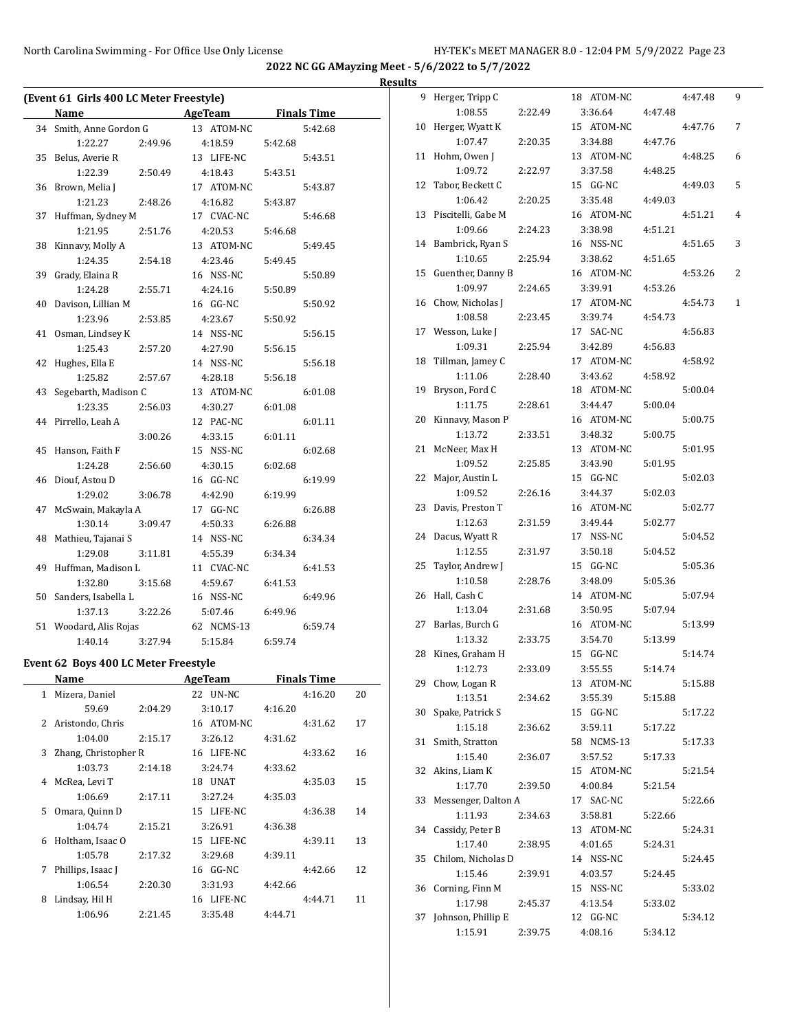## 2022 NC GG AMayzing Meet - 5/6/2022 to 5/7/2022

### Results

**(Event 61 Girls 400 LC Meter Freestyle)**

| | Name | AgeTeam | | Finals Time |
|---|---|---|---|---|
| 34 | Smith, Anne Gordon G | 13 ATOM-NC | | 5:42.68 |
| | 1:22.27 | 2:49.96 | 4:18.59 | 5:42.68 |
| 35 | Belus, Averie R | 13 LIFE-NC | | 5:43.51 |
| | 1:22.39 | 2:50.49 | 4:18.43 | 5:43.51 |
| 36 | Brown, Melia J | 17 ATOM-NC | | 5:43.87 |
| | 1:21.23 | 2:48.26 | 4:16.82 | 5:43.87 |
| 37 | Huffman, Sydney M | 17 CVAC-NC | | 5:46.68 |
| | 1:21.95 | 2:51.76 | 4:20.53 | 5:46.68 |
| 38 | Kinnavy, Molly A | 13 ATOM-NC | | 5:49.45 |
| | 1:24.35 | 2:54.18 | 4:23.46 | 5:49.45 |
| 39 | Grady, Elaina R | 16 NSS-NC | | 5:50.89 |
| | 1:24.28 | 2:55.71 | 4:24.16 | 5:50.89 |
| 40 | Davison, Lillian M | 16 GG-NC | | 5:50.92 |
| | 1:23.96 | 2:53.85 | 4:23.67 | 5:50.92 |
| 41 | Osman, Lindsey K | 14 NSS-NC | | 5:56.15 |
| | 1:25.43 | 2:57.20 | 4:27.90 | 5:56.15 |
| 42 | Hughes, Ella E | 14 NSS-NC | | 5:56.18 |
| | 1:25.82 | 2:57.67 | 4:28.18 | 5:56.18 |
| 43 | Segebarth, Madison C | 13 ATOM-NC | | 6:01.08 |
| | 1:23.35 | 2:56.03 | 4:30.27 | 6:01.08 |
| 44 | Pirrello, Leah A | 12 PAC-NC | | 6:01.11 |
| | | 3:00.26 | 4:33.15 | 6:01.11 |
| 45 | Hanson, Faith F | 15 NSS-NC | | 6:02.68 |
| | 1:24.28 | 2:56.60 | 4:30.15 | 6:02.68 |
| 46 | Diouf, Astou D | 16 GG-NC | | 6:19.99 |
| | 1:29.02 | 3:06.78 | 4:42.90 | 6:19.99 |
| 47 | McSwain, Makayla A | 17 GG-NC | | 6:26.88 |
| | 1:30.14 | 3:09.47 | 4:50.33 | 6:26.88 |
| 48 | Mathieu, Tajanai S | 14 NSS-NC | | 6:34.34 |
| | 1:29.08 | 3:11.81 | 4:55.39 | 6:34.34 |
| 49 | Huffman, Madison L | 11 CVAC-NC | | 6:41.53 |
| | 1:32.80 | 3:15.68 | 4:59.67 | 6:41.53 |
| 50 | Sanders, Isabella L | 16 NSS-NC | | 6:49.96 |
| | 1:37.13 | 3:22.26 | 5:07.46 | 6:49.96 |
| 51 | Woodard, Alis Rojas | 62 NCMS-13 | | 6:59.74 |
| | 1:40.14 | 3:27.94 | 5:15.84 | 6:59.74 |

**Event 62 Boys 400 LC Meter Freestyle**

| | Name | AgeTeam | | Finals Time | |
|---|---|---|---|---|---|
| 1 | Mizera, Daniel | 22 UN-NC | | 4:16.20 | 20 |
| | 59.69 | 2:04.29 | 3:10.17 | 4:16.20 | |
| 2 | Aristondo, Chris | 16 ATOM-NC | | 4:31.62 | 17 |
| | 1:04.00 | 2:15.17 | 3:26.12 | 4:31.62 | |
| 3 | Zhang, Christopher R | 16 LIFE-NC | | 4:33.62 | 16 |
| | 1:03.73 | 2:14.18 | 3:24.74 | 4:33.62 | |
| 4 | McRea, Levi T | 18 UNAT | | 4:35.03 | 15 |
| | 1:06.69 | 2:17.11 | 3:27.24 | 4:35.03 | |
| 5 | Omara, Quinn D | 15 LIFE-NC | | 4:36.38 | 14 |
| | 1:04.74 | 2:15.21 | 3:26.91 | 4:36.38 | |
| 6 | Holtham, Isaac O | 15 LIFE-NC | | 4:39.11 | 13 |
| | 1:05.78 | 2:17.32 | 3:29.68 | 4:39.11 | |
| 7 | Phillips, Isaac J | 16 GG-NC | | 4:42.66 | 12 |
| | 1:06.54 | 2:20.30 | 3:31.93 | 4:42.66 | |
| 8 | Lindsay, Hil H | 16 LIFE-NC | | 4:44.71 | 11 |
| | 1:06.96 | 2:21.45 | 3:35.48 | 4:44.71 | |
| 9 | Herger, Tripp C | 18 ATOM-NC | | 4:47.48 | 9 |
| | 1:08.55 | 2:22.49 | 3:36.64 | 4:47.48 | |
| 10 | Herger, Wyatt K | 15 ATOM-NC | | 4:47.76 | 7 |
| | 1:07.47 | 2:20.35 | 3:34.88 | 4:47.76 | |
| 11 | Hohm, Owen J | 13 ATOM-NC | | 4:48.25 | 6 |
| | 1:09.72 | 2:22.97 | 3:37.58 | 4:48.25 | |
| 12 | Tabor, Beckett C | 15 GG-NC | | 4:49.03 | 5 |
| | 1:06.42 | 2:20.25 | 3:35.48 | 4:49.03 | |
| 13 | Piscitelli, Gabe M | 16 ATOM-NC | | 4:51.21 | 4 |
| | 1:09.66 | 2:24.23 | 3:38.98 | 4:51.21 | |
| 14 | Bambrick, Ryan S | 16 NSS-NC | | 4:51.65 | 3 |
| | 1:10.65 | 2:25.94 | 3:38.62 | 4:51.65 | |
| 15 | Guenther, Danny B | 16 ATOM-NC | | 4:53.26 | 2 |
| | 1:09.97 | 2:24.65 | 3:39.91 | 4:53.26 | |
| 16 | Chow, Nicholas J | 17 ATOM-NC | | 4:54.73 | 1 |
| | 1:08.58 | 2:23.45 | 3:39.74 | 4:54.73 | |
| 17 | Wesson, Luke J | 17 SAC-NC | | 4:56.83 | |
| | 1:09.31 | 2:25.94 | 3:42.89 | 4:56.83 | |
| 18 | Tillman, Jamey C | 17 ATOM-NC | | 4:58.92 | |
| | 1:11.06 | 2:28.40 | 3:43.62 | 4:58.92 | |
| 19 | Bryson, Ford C | 18 ATOM-NC | | 5:00.04 | |
| | 1:11.75 | 2:28.61 | 3:44.47 | 5:00.04 | |
| 20 | Kinnavy, Mason P | 16 ATOM-NC | | 5:00.75 | |
| | 1:13.72 | 2:33.51 | 3:48.32 | 5:00.75 | |
| 21 | McNeer, Max H | 13 ATOM-NC | | 5:01.95 | |
| | 1:09.52 | 2:25.85 | 3:43.90 | 5:01.95 | |
| 22 | Major, Austin L | 15 GG-NC | | 5:02.03 | |
| | 1:09.52 | 2:26.16 | 3:44.37 | 5:02.03 | |
| 23 | Davis, Preston T | 16 ATOM-NC | | 5:02.77 | |
| | 1:12.63 | 2:31.59 | 3:49.44 | 5:02.77 | |
| 24 | Dacus, Wyatt R | 17 NSS-NC | | 5:04.52 | |
| | 1:12.55 | 2:31.97 | 3:50.18 | 5:04.52 | |
| 25 | Taylor, Andrew J | 15 GG-NC | | 5:05.36 | |
| | 1:10.58 | 2:28.76 | 3:48.09 | 5:05.36 | |
| 26 | Hall, Cash C | 14 ATOM-NC | | 5:07.94 | |
| | 1:13.04 | 2:31.68 | 3:50.95 | 5:07.94 | |
| 27 | Barlas, Burch G | 16 ATOM-NC | | 5:13.99 | |
| | 1:13.32 | 2:33.75 | 3:54.70 | 5:13.99 | |
| 28 | Kines, Graham H | 15 GG-NC | | 5:14.74 | |
| | 1:12.73 | 2:33.09 | 3:55.55 | 5:14.74 | |
| 29 | Chow, Logan R | 13 ATOM-NC | | 5:15.88 | |
| | 1:13.51 | 2:34.62 | 3:55.39 | 5:15.88 | |
| 30 | Spake, Patrick S | 15 GG-NC | | 5:17.22 | |
| | 1:15.18 | 2:36.62 | 3:59.11 | 5:17.22 | |
| 31 | Smith, Stratton | 58 NCMS-13 | | 5:17.33 | |
| | 1:15.40 | 2:36.07 | 3:57.52 | 5:17.33 | |
| 32 | Akins, Liam K | 15 ATOM-NC | | 5:21.54 | |
| | 1:17.70 | 2:39.50 | 4:00.84 | 5:21.54 | |
| 33 | Messenger, Dalton A | 17 SAC-NC | | 5:22.66 | |
| | 1:11.93 | 2:34.63 | 3:58.81 | 5:22.66 | |
| 34 | Cassidy, Peter B | 13 ATOM-NC | | 5:24.31 | |
| | 1:17.40 | 2:38.95 | 4:01.65 | 5:24.31 | |
| 35 | Chilom, Nicholas D | 14 NSS-NC | | 5:24.45 | |
| | 1:15.46 | 2:39.91 | 4:03.57 | 5:24.45 | |
| 36 | Corning, Finn M | 15 NSS-NC | | 5:33.02 | |
| | 1:17.98 | 2:45.37 | 4:13.54 | 5:33.02 | |
| 37 | Johnson, Phillip E | 12 GG-NC | | 5:34.12 | |
| | 1:15.91 | 2:39.75 | 4:08.16 | 5:34.12 | |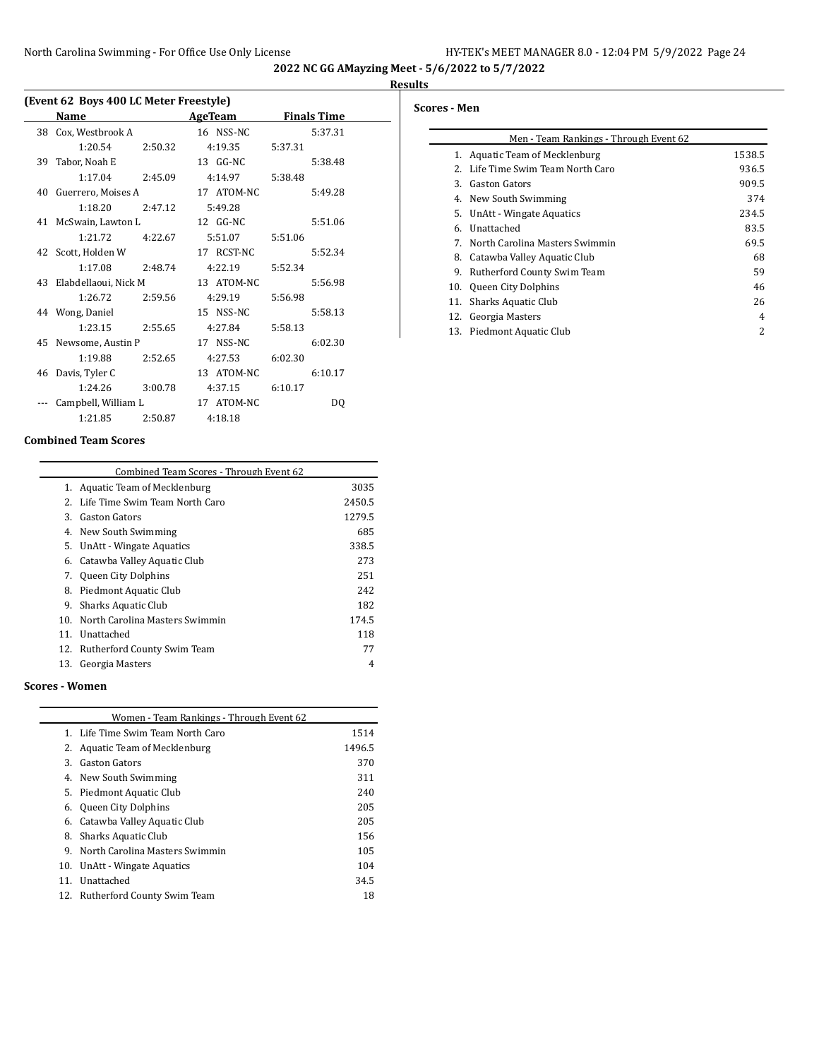**Results**

### (Event 62 Boys 400 LC Meter Freestyle)

| | Name | AgeTeam | Finals Time |
|---|---|---|---|
| 38 | Cox, Westbrook A | 16 NSS-NC | 5:37.31 |
| | 1:20.54 2:50.32 | 4:19.35 5:37.31 | |
| 39 | Tabor, Noah E | 13 GG-NC | 5:38.48 |
| | 1:17.04 2:45.09 | 4:14.97 5:38.48 | |
| 40 | Guerrero, Moises A | 17 ATOM-NC | 5:49.28 |
| | 1:18.20 2:47.12 | 5:49.28 | |
| 41 | McSwain, Lawton L | 12 GG-NC | 5:51.06 |
| | 1:21.72 4:22.67 | 5:51.07 5:51.06 | |
| 42 | Scott, Holden W | 17 RCST-NC | 5:52.34 |
| | 1:17.08 2:48.74 | 4:22.19 5:52.34 | |
| 43 | Elabdellaoui, Nick M | 13 ATOM-NC | 5:56.98 |
| | 1:26.72 2:59.56 | 4:29.19 5:56.98 | |
| 44 | Wong, Daniel | 15 NSS-NC | 5:58.13 |
| | 1:23.15 2:55.65 | 4:27.84 5:58.13 | |
| 45 | Newsome, Austin P | 17 NSS-NC | 6:02.30 |
| | 1:19.88 2:52.65 | 4:27.53 6:02.30 | |
| 46 | Davis, Tyler C | 13 ATOM-NC | 6:10.17 |
| | 1:24.26 3:00.78 | 4:37.15 6:10.17 | |
| --- | Campbell, William L | 17 ATOM-NC | DQ |
| | 1:21.85 2:50.87 | 4:18.18 | |

### Combined Team Scores

| Combined Team Scores - Through Event 62 | | |
|---|---|---|
| 1. | Aquatic Team of Mecklenburg | 3035 |
| 2. | Life Time Swim Team North Caro | 2450.5 |
| 3. | Gaston Gators | 1279.5 |
| 4. | New South Swimming | 685 |
| 5. | UnAtt - Wingate Aquatics | 338.5 |
| 6. | Catawba Valley Aquatic Club | 273 |
| 7. | Queen City Dolphins | 251 |
| 8. | Piedmont Aquatic Club | 242 |
| 9. | Sharks Aquatic Club | 182 |
| 10. | North Carolina Masters Swimmin | 174.5 |
| 11. | Unattached | 118 |
| 12. | Rutherford County Swim Team | 77 |
| 13. | Georgia Masters | 4 |

### Scores - Women

| Women - Team Rankings - Through Event 62 | | |
|---|---|---|
| 1. | Life Time Swim Team North Caro | 1514 |
| 2. | Aquatic Team of Mecklenburg | 1496.5 |
| 3. | Gaston Gators | 370 |
| 4. | New South Swimming | 311 |
| 5. | Piedmont Aquatic Club | 240 |
| 6. | Queen City Dolphins | 205 |
| 6. | Catawba Valley Aquatic Club | 205 |
| 8. | Sharks Aquatic Club | 156 |
| 9. | North Carolina Masters Swimmin | 105 |
| 10. | UnAtt - Wingate Aquatics | 104 |
| 11. | Unattached | 34.5 |
| 12. | Rutherford County Swim Team | 18 |

### Scores - Men

| Men - Team Rankings - Through Event 62 | | |
|---|---|---|
| 1. | Aquatic Team of Mecklenburg | 1538.5 |
| 2. | Life Time Swim Team North Caro | 936.5 |
| 3. | Gaston Gators | 909.5 |
| 4. | New South Swimming | 374 |
| 5. | UnAtt - Wingate Aquatics | 234.5 |
| 6. | Unattached | 83.5 |
| 7. | North Carolina Masters Swimmin | 69.5 |
| 8. | Catawba Valley Aquatic Club | 68 |
| 9. | Rutherford County Swim Team | 59 |
| 10. | Queen City Dolphins | 46 |
| 11. | Sharks Aquatic Club | 26 |
| 12. | Georgia Masters | 4 |
| 13. | Piedmont Aquatic Club | 2 |